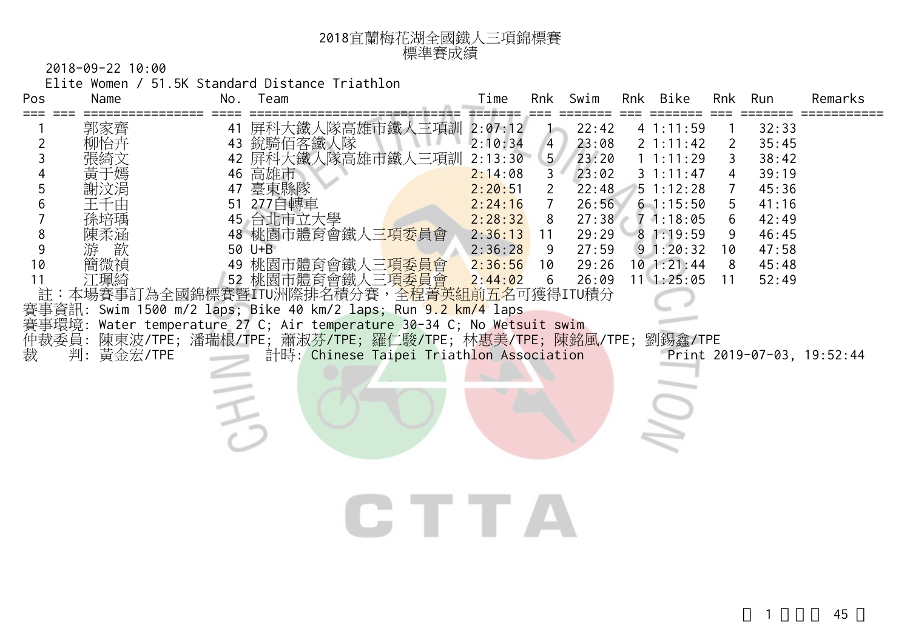# 2018宜蘭梅花湖全國鐵人三項錦標賽

## 標準賽成績

2018-09-22 10:00

Elite Women / 51.5K Standard Distance Triathlon

| Pos | Name | No. | Team | Time | Rnk | Swim | Rnk | Bike | Rnk | Run | Remarks |
|---|---|---|---|---|---|---|---|---|---|---|---|
| 1 | 郭家齊 | 41 | 屏科大鐵人隊高雄市鐵人三項訓 | 2:07:12 | 1 | 22:42 | 4 | 1:11:59 | 1 | 32:33 | |
| 2 | 柳怡卉 | 43 | 銳騎佰客鐵人隊 | 2:10:34 | 4 | 23:08 | 2 | 1:11:42 | 2 | 35:45 | |
| 3 | 張綺文 | 42 | 屏科大鐵人隊高雄市鐵人三項訓 | 2:13:30 | 5 | 23:20 | 1 | 1:11:29 | 3 | 38:42 | |
| 4 | 黃于嫣 | 46 | 高雄市 | 2:14:08 | 3 | 23:02 | 3 | 1:11:47 | 4 | 39:19 | |
| 5 | 謝汶涓 | 47 | 臺東縣隊 | 2:20:51 | 2 | 22:48 | 5 | 1:12:28 | 7 | 45:36 | |
| 6 | 王千由 | 51 | 277自轉車 | 2:24:16 | 7 | 26:56 | 6 | 1:15:50 | 5 | 41:16 | |
| 7 | 孫培瑀 | 45 | 台北市立大學 | 2:28:32 | 8 | 27:38 | 7 | 1:18:05 | 6 | 42:49 | |
| 8 | 陳柔涵 | 48 | 桃園市體育會鐵人三項委員會 | 2:36:13 | 11 | 29:29 | 8 | 1:19:59 | 9 | 46:45 | |
| 9 | 游　歆 | 50 | U+B | 2:36:28 | 9 | 27:59 | 9 | 1:20:32 | 10 | 47:58 | |
| 10 | 簡微禎 | 49 | 桃園市體育會鐵人三項委員會 | 2:36:56 | 10 | 29:26 | 10 | 1:21:44 | 8 | 45:48 | |
| 11 | 江珮綺 | 52 | 桃園市體育會鐵人三項委員會 | 2:44:02 | 6 | 26:09 | 11 | 1:25:05 | 11 | 52:49 | |

註：本場賽事訂為全國錦標賽暨ITU洲際排名積分賽，全程菁英組前五名可獲得ITU積分

賽事資訊: Swim 1500 m/2 laps; Bike 40 km/2 laps; Run 9.2 km/4 laps

賽事環境: Water temperature 27 C; Air temperature 30-34 C; No Wetsuit swim

仲裁委員: 陳東波/TPE; 潘瑞根/TPE; 蕭淑芬/TPE; 羅仁駿/TPE; 林惠美/TPE; 陳銘風/TPE; 劉錫鑫/TPE

裁　判: 黃金宏/TPE　　計時: Chinese Taipei Triathlon Association　　Print 2019-07-03, 19:52:44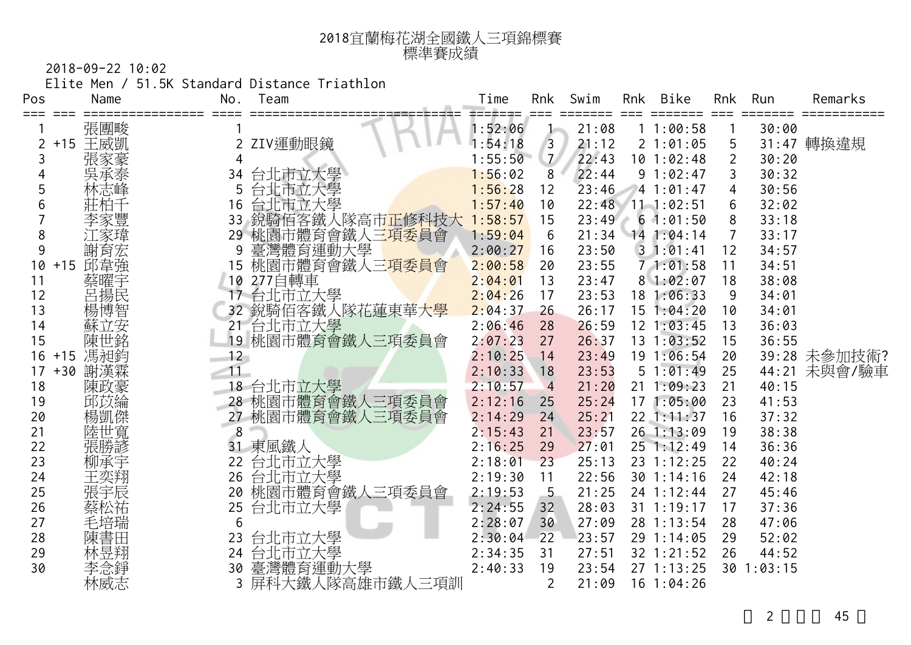# 2018宜蘭梅花湖全國鐵人三項錦標賽
## 標準賽成績

2018-09-22 10:02

Elite Men / 51.5K Standard Distance Triathlon

| Pos | | Name | No. | Team | Time | Rnk | Swim | Rnk | Bike | Rnk | Run | Remarks |
|---|---|---|---|---|---|---|---|---|---|---|---|---|
| 1 | | 張團畯 | 1 | | 1:52:06 | 1 | 21:08 | 1 | 1:00:58 | 1 | 30:00 | |
| 2 | +15 | 王威凱 | 2 | ZIV運動眼鏡 | 1:54:18 | 3 | 21:12 | 2 | 1:01:05 | 5 | 31:47 | 轉換違規 |
| 3 | | 張家豪 | 4 | | 1:55:50 | 7 | 22:43 | 10 | 1:02:48 | 2 | 30:20 | |
| 4 | | 吳承泰 | 34 | 台北市立大學 | 1:56:02 | 8 | 22:44 | 9 | 1:02:47 | 3 | 30:32 | |
| 5 | | 林志峰 | 5 | 台北市立大學 | 1:56:28 | 12 | 23:46 | 4 | 1:01:47 | 4 | 30:56 | |
| 6 | | 莊柏千 | 16 | 台北市立大學 | 1:57:40 | 10 | 22:48 | 11 | 1:02:51 | 6 | 32:02 | |
| 7 | | 李家豐 | 33 | 銳騎佰客鐵人隊高市正修科技大 | 1:58:57 | 15 | 23:49 | 6 | 1:01:50 | 8 | 33:18 | |
| 8 | | 江家瑋 | 29 | 桃園市體育會鐵人三項委員會 | 1:59:04 | 6 | 21:34 | 14 | 1:04:14 | 7 | 33:17 | |
| 9 | | 謝育宏 | 9 | 臺灣體育運動大學 | 2:00:27 | 16 | 23:50 | 3 | 1:01:41 | 12 | 34:57 | |
| 10 | +15 | 邱韋強 | 15 | 桃園市體育會鐵人三項委員會 | 2:00:58 | 20 | 23:55 | 7 | 1:01:58 | 11 | 34:51 | |
| 11 | | 蔡曜宇 | 10 | 277自轉車 | 2:04:01 | 13 | 23:47 | 8 | 1:02:07 | 18 | 38:08 | |
| 12 | | 呂揚民 | 17 | 台北市立大學 | 2:04:26 | 17 | 23:53 | 18 | 1:06:33 | 9 | 34:01 | |
| 13 | | 楊博智 | 32 | 銳騎佰客鐵人隊花蓮東華大學 | 2:04:37 | 26 | 26:17 | 15 | 1:04:20 | 10 | 34:01 | |
| 14 | | 蘇立安 | 21 | 台北市立大學 | 2:06:46 | 28 | 26:59 | 12 | 1:03:45 | 13 | 36:03 | |
| 15 | | 陳世銘 | 19 | 桃園市體育會鐵人三項委員會 | 2:07:23 | 27 | 26:37 | 13 | 1:03:52 | 15 | 36:55 | |
| 16 | +15 | 馮昶鈞 | 12 | | 2:10:25 | 14 | 23:49 | 19 | 1:06:54 | 20 | 39:28 | 未參加技術? |
| 17 | +30 | 謝漢霖 | 11 | | 2:10:33 | 18 | 23:53 | 5 | 1:01:49 | 25 | 44:21 | 未與會/驗車 |
| 18 | | 陳政豪 | 18 | 台北市立大學 | 2:10:57 | 4 | 21:20 | 21 | 1:09:23 | 21 | 40:15 | |
| 19 | | 邱苡綸 | 28 | 桃園市體育會鐵人三項委員會 | 2:12:16 | 25 | 25:24 | 17 | 1:05:00 | 23 | 41:53 | |
| 20 | | 楊凱傑 | 27 | 桃園市體育會鐵人三項委員會 | 2:14:29 | 24 | 25:21 | 22 | 1:11:37 | 16 | 37:32 | |
| 21 | | 陸世寬 | 8 | | 2:15:43 | 21 | 23:57 | 26 | 1:13:09 | 19 | 38:38 | |
| 22 | | 張勝諺 | 31 | 東風鐵人 | 2:16:25 | 29 | 27:01 | 25 | 1:12:49 | 14 | 36:36 | |
| 23 | | 柳承宇 | 22 | 台北市立大學 | 2:18:01 | 23 | 25:13 | 23 | 1:12:25 | 22 | 40:24 | |
| 24 | | 王奕翔 | 26 | 台北市立大學 | 2:19:30 | 11 | 22:56 | 30 | 1:14:16 | 24 | 42:18 | |
| 25 | | 張宇辰 | 20 | 桃園市體育會鐵人三項委員會 | 2:19:53 | 5 | 21:25 | 24 | 1:12:44 | 27 | 45:46 | |
| 26 | | 蔡松祐 | 25 | 台北市立大學 | 2:24:55 | 32 | 28:03 | 31 | 1:19:17 | 17 | 37:36 | |
| 27 | | 毛培瑞 | 6 | | 2:28:07 | 30 | 27:09 | 28 | 1:13:54 | 28 | 47:06 | |
| 28 | | 陳書田 | 23 | 台北市立大學 | 2:30:04 | 22 | 23:57 | 29 | 1:14:05 | 29 | 52:02 | |
| 29 | | 林昱翔 | 24 | 台北市立大學 | 2:34:35 | 31 | 27:51 | 32 | 1:21:52 | 26 | 44:52 | |
| 30 | | 李念錚 | 30 | 臺灣體育運動大學 | 2:40:33 | 19 | 23:54 | 27 | 1:13:25 | 30 | 1:03:15 | |
| | | 林威志 | 3 | 屏科大鐵人隊高雄市鐵人三項訓 | | 2 | 21:09 | 16 | 1:04:26 | | | |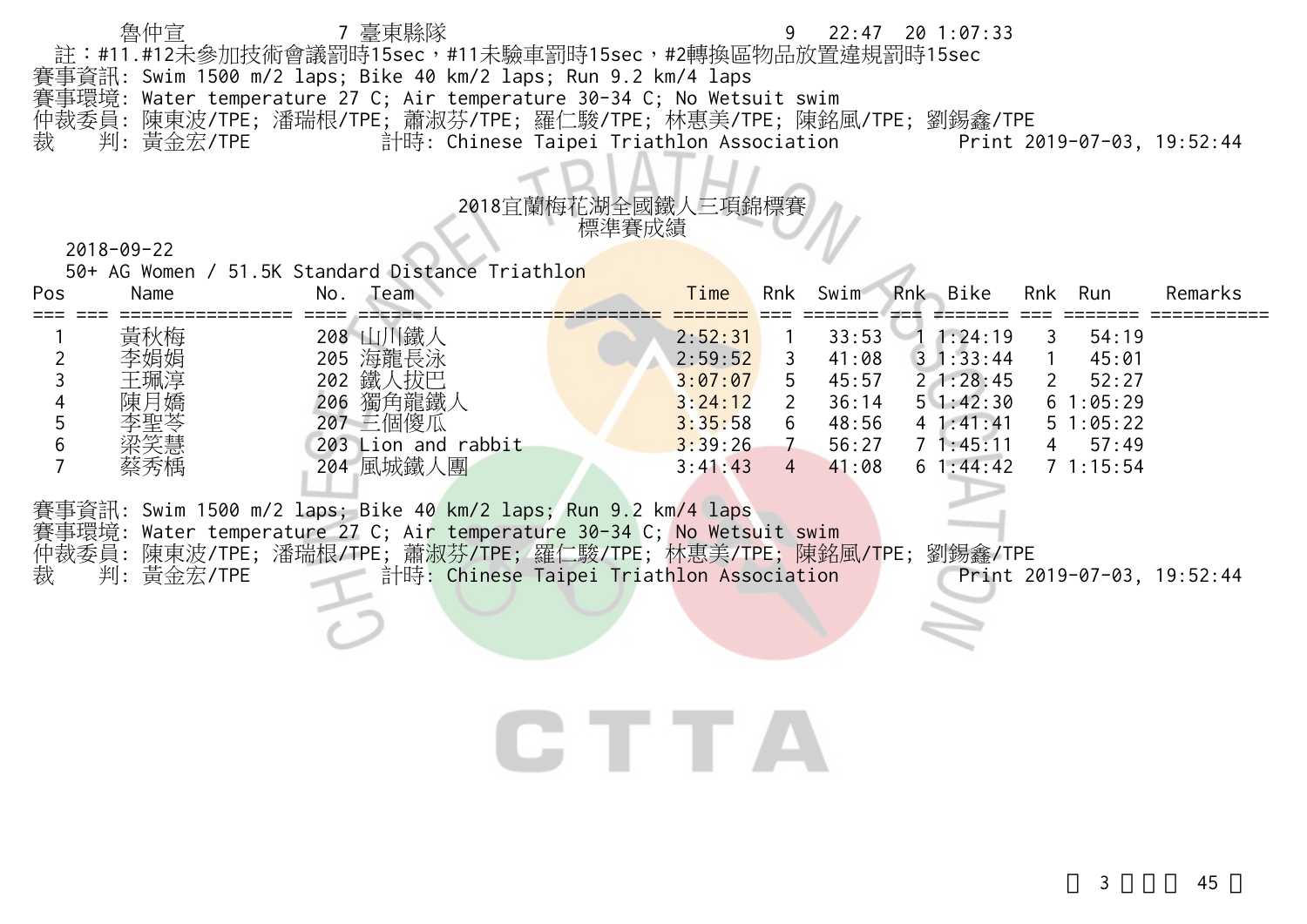| 魯仲宣 | 7 臺東縣隊 | 9 | 22:47 | 20 1:07:33 |
|---|---|---|---|---|

註：#11.#12未參加技術會議罰時15sec，#11未驗車罰時15sec，#2轉換區物品放置違規罰時15sec

賽事資訊: Swim 1500 m/2 laps; Bike 40 km/2 laps; Run 9.2 km/4 laps
賽事環境: Water temperature 27 C; Air temperature 30-34 C; No Wetsuit swim
仲裁委員: 陳東波/TPE; 潘瑞根/TPE; 蕭淑芬/TPE; 羅仁駿/TPE; 林惠美/TPE; 陳銘風/TPE; 劉錫鑫/TPE
裁　判: 黃金宏/TPE　計時: Chinese Taipei Triathlon Association　Print 2019-07-03, 19:52:44

## 2018宜蘭梅花湖全國鐵人三項錦標賽
## 標準賽成績

2018-09-22

50+ AG Women / 51.5K Standard Distance Triathlon

| Pos | | Name | No. | Team | Time | Rnk | Swim | Rnk | Bike | Rnk | Run | Remarks |
|---|---|---|---|---|---|---|---|---|---|---|---|---|
| 1 | | 黃秋梅 | 208 | 山川鐵人 | 2:52:31 | 1 | 33:53 | 1 | 1:24:19 | 3 | 54:19 | |
| 2 | | 李娟娟 | 205 | 海龍長泳 | 2:59:52 | 3 | 41:08 | 3 | 1:33:44 | 1 | 45:01 | |
| 3 | | 王珮淳 | 202 | 鐵人拔巴 | 3:07:07 | 5 | 45:57 | 2 | 1:28:45 | 2 | 52:27 | |
| 4 | | 陳月嬌 | 206 | 獨角龍鐵人 | 3:24:12 | 2 | 36:14 | 5 | 1:42:30 | 6 | 1:05:29 | |
| 5 | | 李聖芩 | 207 | 三個傻瓜 | 3:35:58 | 6 | 48:56 | 4 | 1:41:41 | 5 | 1:05:22 | |
| 6 | | 梁笑慧 | 203 | Lion and rabbit | 3:39:26 | 7 | 56:27 | 7 | 1:45:11 | 4 | 57:49 | |
| 7 | | 蔡秀楀 | 204 | 風城鐵人團 | 3:41:43 | 4 | 41:08 | 6 | 1:44:42 | 7 | 1:15:54 | |

賽事資訊: Swim 1500 m/2 laps; Bike 40 km/2 laps; Run 9.2 km/4 laps
賽事環境: Water temperature 27 C; Air temperature 30-34 C; No Wetsuit swim
仲裁委員: 陳東波/TPE; 潘瑞根/TPE; 蕭淑芬/TPE; 羅仁駿/TPE; 林惠美/TPE; 陳銘風/TPE; 劉錫鑫/TPE
裁　判: 黃金宏/TPE　計時: Chinese Taipei Triathlon Association　Print 2019-07-03, 19:52:44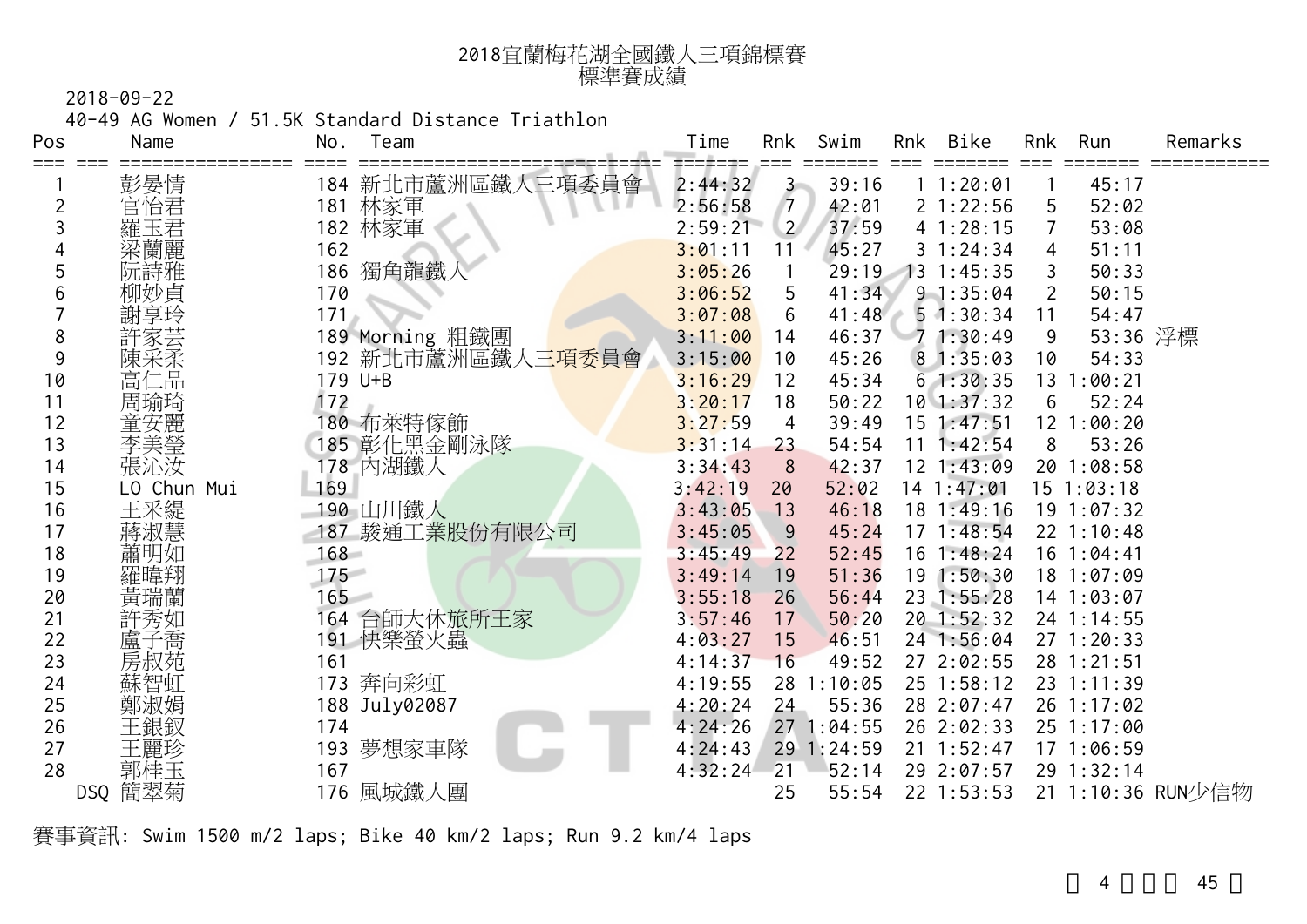# 2018宜蘭梅花湖全國鐵人三項錦標賽
## 標準賽成績

2018-09-22

40-49 AG Women / 51.5K Standard Distance Triathlon

| Pos | Name | No. | Team | Time | Rnk | Swim | Rnk | Bike | Rnk | Run | Remarks |
|---|---|---|---|---|---|---|---|---|---|---|---|
| 1 | 彭晏情 | 184 | 新北市蘆洲區鐵人三項委員會 | 2:44:32 | 3 | 39:16 | 1 | 1:20:01 | 1 | 45:17 | |
| 2 | 官怡君 | 181 | 林家軍 | 2:56:58 | 7 | 42:01 | 2 | 1:22:56 | 5 | 52:02 | |
| 3 | 羅玉君 | 182 | 林家軍 | 2:59:21 | 2 | 37:59 | 4 | 1:28:15 | 7 | 53:08 | |
| 4 | 梁蘭麗 | 162 | | 3:01:11 | 11 | 45:27 | 3 | 1:24:34 | 4 | 51:11 | |
| 5 | 阮詩雅 | 186 | 獨角龍鐵人 | 3:05:26 | 1 | 29:19 | 13 | 1:45:35 | 3 | 50:33 | |
| 6 | 柳妙貞 | 170 | | 3:06:52 | 5 | 41:34 | 9 | 1:35:04 | 2 | 50:15 | |
| 7 | 謝享玲 | 171 | | 3:07:08 | 6 | 41:48 | 5 | 1:30:34 | 11 | 54:47 | |
| 8 | 許家芸 | 189 | Morning 粗鐵團 | 3:11:00 | 14 | 46:37 | 7 | 1:30:49 | 9 | 53:36 | 浮標 |
| 9 | 陳采柔 | 192 | 新北市蘆洲區鐵人三項委員會 | 3:15:00 | 10 | 45:26 | 8 | 1:35:03 | 10 | 54:33 | |
| 10 | 高仁品 | 179 | U+B | 3:16:29 | 12 | 45:34 | 6 | 1:30:35 | 13 | 1:00:21 | |
| 11 | 周瑜琦 | 172 | | 3:20:17 | 18 | 50:22 | 10 | 1:37:32 | 6 | 52:24 | |
| 12 | 童安麗 | 180 | 布萊特傢飾 | 3:27:59 | 4 | 39:49 | 15 | 1:47:51 | 12 | 1:00:20 | |
| 13 | 李美瑩 | 185 | 彰化黑金剛泳隊 | 3:31:14 | 23 | 54:54 | 11 | 1:42:54 | 8 | 53:26 | |
| 14 | 張沁汝 | 178 | 內湖鐵人 | 3:34:43 | 8 | 42:37 | 12 | 1:43:09 | 20 | 1:08:58 | |
| 15 | LO Chun Mui | 169 | | 3:42:19 | 20 | 52:02 | 14 | 1:47:01 | 15 | 1:03:18 | |
| 16 | 王采緹 | 190 | 山川鐵人 | 3:43:05 | 13 | 46:18 | 18 | 1:49:16 | 19 | 1:07:32 | |
| 17 | 蔣淑慧 | 187 | 駿通工業股份有限公司 | 3:45:05 | 9 | 45:24 | 17 | 1:48:54 | 22 | 1:10:48 | |
| 18 | 蕭明如 | 168 | | 3:45:49 | 22 | 52:45 | 16 | 1:48:24 | 16 | 1:04:41 | |
| 19 | 羅暐翔 | 175 | | 3:49:14 | 19 | 51:36 | 19 | 1:50:30 | 18 | 1:07:09 | |
| 20 | 黃瑞蘭 | 165 | | 3:55:18 | 26 | 56:44 | 23 | 1:55:28 | 14 | 1:03:07 | |
| 21 | 許秀如 | 164 | 台師大休旅所王家 | 3:57:46 | 17 | 50:20 | 20 | 1:52:32 | 24 | 1:14:55 | |
| 22 | 盧子喬 | 191 | 快樂螢火蟲 | 4:03:27 | 15 | 46:51 | 24 | 1:56:04 | 27 | 1:20:33 | |
| 23 | 房叔苑 | 161 | | 4:14:37 | 16 | 49:52 | 27 | 2:02:55 | 28 | 1:21:51 | |
| 24 | 蘇智虹 | 173 | 奔向彩虹 | 4:19:55 | 28 | 1:10:05 | 25 | 1:58:12 | 23 | 1:11:39 | |
| 25 | 鄭淑娟 | 188 | July02087 | 4:20:24 | 24 | 55:36 | 28 | 2:07:47 | 26 | 1:17:02 | |
| 26 | 王銀釵 | 174 | | 4:24:26 | 27 | 1:04:55 | 26 | 2:02:33 | 25 | 1:17:00 | |
| 27 | 王麗珍 | 193 | 夢想家車隊 | 4:24:43 | 29 | 1:24:59 | 21 | 1:52:47 | 17 | 1:06:59 | |
| 28 | 郭桂玉 | 167 | | 4:32:24 | 21 | 52:14 | 29 | 2:07:57 | 29 | 1:32:14 | |
| DSQ | 簡翠菊 | 176 | 風城鐵人團 | | 25 | 55:54 | 22 | 1:53:53 | 21 | 1:10:36 | RUN少信物 |

賽事資訊: Swim 1500 m/2 laps; Bike 40 km/2 laps; Run 9.2 km/4 laps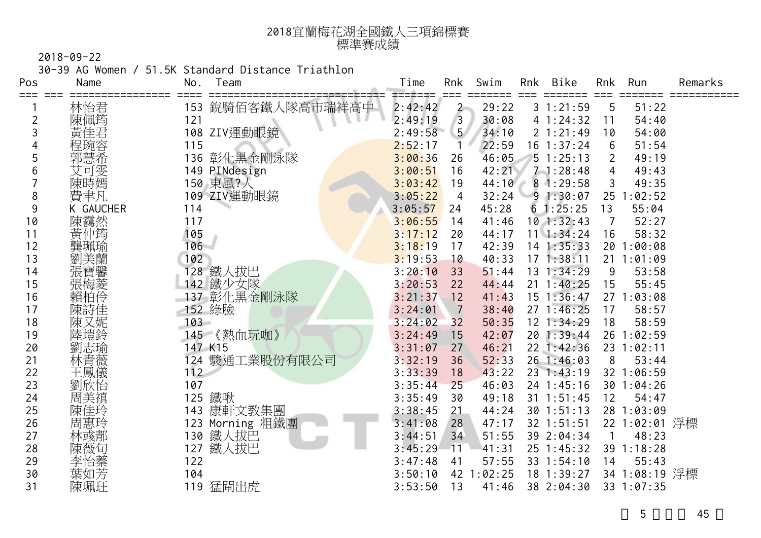# 2018宜蘭梅花湖全國鐵人三項錦標賽
## 標準賽成績

2018-09-22

30-39 AG Women / 51.5K Standard Distance Triathlon

| Pos | | Name | No. | Team | Time | Rnk | Swim | Rnk | Bike | Rnk | Run | Remarks |
|---|---|---|---|---|---|---|---|---|---|---|---|---|
| 1 | | 林怡君 | 153 | 銳騎佰客鐵人隊高市瑞祥高中 | 2:42:42 | 2 | 29:22 | 3 | 1:21:59 | 5 | 51:22 | |
| 2 | | 陳佩筠 | 121 | | 2:49:19 | 3 | 30:08 | 4 | 1:24:32 | 11 | 54:40 | |
| 3 | | 黃佳君 | 108 | ZIV運動眼鏡 | 2:49:58 | 5 | 34:10 | 2 | 1:21:49 | 10 | 54:00 | |
| 4 | | 程琬容 | 115 | | 2:52:17 | 1 | 22:59 | 16 | 1:37:24 | 6 | 51:54 | |
| 5 | | 郭慧希 | 136 | 彰化黑金剛泳隊 | 3:00:36 | 26 | 46:05 | 5 | 1:25:13 | 2 | 49:19 | |
| 6 | | 艾可雯 | 149 | PINdesign | 3:00:51 | 16 | 42:21 | 7 | 1:28:48 | 4 | 49:43 | |
| 7 | | 陳時嫣 | 150 | 東風?人 | 3:03:42 | 19 | 44:10 | 8 | 1:29:58 | 3 | 49:35 | |
| 8 | | 費聿凡 | 109 | ZIV運動眼鏡 | 3:05:22 | 4 | 32:24 | 9 | 1:30:07 | 25 | 1:02:52 | |
| 9 | | K GAUCHER | 114 | | 3:05:57 | 24 | 45:28 | 6 | 1:25:25 | 13 | 55:04 | |
| 10 | | 陳靄然 | 117 | | 3:06:55 | 14 | 41:46 | 10 | 1:32:43 | 7 | 52:27 | |
| 11 | | 黃仲筠 | 105 | | 3:17:12 | 20 | 44:17 | 11 | 1:34:24 | 16 | 58:32 | |
| 12 | | 龔珮瑜 | 106 | | 3:18:19 | 17 | 42:39 | 14 | 1:35:33 | 20 | 1:00:08 | |
| 13 | | 劉美蘭 | 102 | | 3:19:53 | 10 | 40:33 | 17 | 1:38:11 | 21 | 1:01:09 | |
| 14 | | 張寶馨 | 128 | 鐵人拔巴 | 3:20:10 | 33 | 51:44 | 13 | 1:34:29 | 9 | 53:58 | |
| 15 | | 張梅菱 | 142 | 鐵少女隊 | 3:20:53 | 22 | 44:44 | 21 | 1:40:25 | 15 | 55:45 | |
| 16 | | 賴柏伶 | 137 | 彰化黑金剛泳隊 | 3:21:37 | 12 | 41:43 | 15 | 1:36:47 | 27 | 1:03:08 | |
| 17 | | 陳詩佳 | 152 | 綠臉 | 3:24:01 | 7 | 38:40 | 27 | 1:46:25 | 17 | 58:57 | |
| 18 | | 陳又妮 | 103 | | 3:24:02 | 32 | 50:35 | 12 | 1:34:29 | 18 | 58:59 | |
| 19 | | 陸塏鈴 | 145 | 《熱血玩咖》 | 3:24:49 | 15 | 42:07 | 20 | 1:39:44 | 26 | 1:02:59 | |
| 20 | | 劉志瑜 | 147 | K15 | 3:31:07 | 27 | 46:21 | 22 | 1:42:36 | 23 | 1:02:11 | |
| 21 | | 林青薇 | 124 | 駿通工業股份有限公司 | 3:32:19 | 36 | 52:33 | 26 | 1:46:03 | 8 | 53:44 | |
| 22 | | 王鳳儀 | 112 | | 3:33:39 | 18 | 43:22 | 23 | 1:43:19 | 32 | 1:06:59 | |
| 23 | | 劉欣怡 | 107 | | 3:35:44 | 25 | 46:03 | 24 | 1:45:16 | 30 | 1:04:26 | |
| 24 | | 周美禎 | 125 | 鐵啾 | 3:35:49 | 30 | 49:18 | 31 | 1:51:45 | 12 | 54:47 | |
| 25 | | 陳佳玲 | 143 | 康軒文教集團 | 3:38:45 | 21 | 44:24 | 30 | 1:51:13 | 28 | 1:03:09 | |
| 26 | | 周惠玲 | 123 | Morning 粗鐵團 | 3:41:08 | 28 | 47:17 | 32 | 1:51:51 | 22 | 1:02:01 | 浮標 |
| 27 | | 林彧鄁 | 130 | 鐵人拔巴 | 3:44:51 | 34 | 51:55 | 39 | 2:04:34 | 1 | 48:23 | |
| 28 | | 陳薇旬 | 127 | 鐵人拔巴 | 3:45:29 | 11 | 41:31 | 25 | 1:45:32 | 39 | 1:18:28 | |
| 29 | | 李怡蓁 | 122 | | 3:47:48 | 41 | 57:55 | 33 | 1:54:10 | 14 | 55:43 | |
| 30 | | 葉如芳 | 104 | | 3:50:10 | 42 | 1:02:25 | 18 | 1:39:27 | 34 | 1:08:19 | 浮標 |
| 31 | | 陳珮玨 | 119 | 猛鬧出虎 | 3:53:50 | 13 | 41:46 | 38 | 2:04:30 | 33 | 1:07:35 | |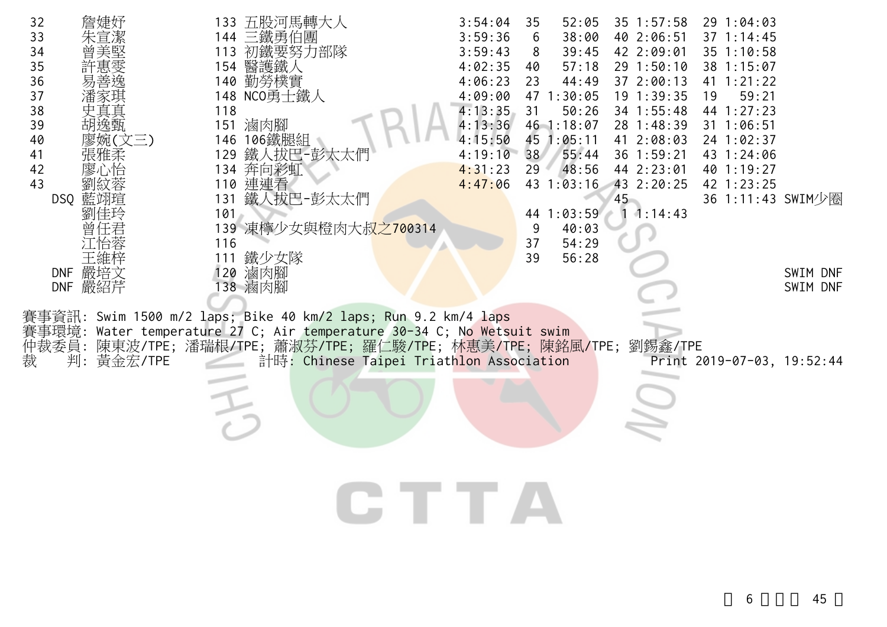| 名次 | 姓名 | 號碼 | 隊名 | 總成績 | 游泳名次 | 游泳 | 自行車名次 | 自行車 | 跑步名次 | 跑步 | 備註 |
|---|---|---|---|---|---|---|---|---|---|---|---|
| 32 | 詹婕妤 | 133 | 五股河馬轉大人 | 3:54:04 | 35 | 52:05 | 35 | 1:57:58 | 29 | 1:04:03 | |
| 33 | 朱宣潔 | 144 | 三鐵勇伯團 | 3:59:36 | 6 | 38:00 | 40 | 2:06:51 | 37 | 1:14:45 | |
| 34 | 曾美堅 | 113 | 初鐵要努力部隊 | 3:59:43 | 8 | 39:45 | 42 | 2:09:01 | 35 | 1:10:58 | |
| 35 | 許惠雯 | 154 | 醫護鐵人 | 4:02:35 | 40 | 57:18 | 29 | 1:50:10 | 38 | 1:15:07 | |
| 36 | 易善逸 | 140 | 勤勞樸實 | 4:06:23 | 23 | 44:49 | 37 | 2:00:13 | 41 | 1:21:22 | |
| 37 | 潘家琪 | 148 | NCO勇士鐵人 | 4:09:00 | 47 | 1:30:05 | 19 | 1:39:35 | 19 | 59:21 | |
| 38 | 史真真 | 118 | | 4:13:35 | 31 | 50:26 | 34 | 1:55:48 | 44 | 1:27:23 | |
| 39 | 胡逸甄 | 151 | 滷肉腳 | 4:13:36 | 46 | 1:18:07 | 28 | 1:48:39 | 31 | 1:06:51 | |
| 40 | 廖婉(文三) | 146 | 106鐵腿組 | 4:15:50 | 45 | 1:05:11 | 41 | 2:08:03 | 24 | 1:02:37 | |
| 41 | 張雅柔 | 129 | 鐵人拔巴-彭太太們 | 4:19:10 | 38 | 55:44 | 36 | 1:59:21 | 43 | 1:24:06 | |
| 42 | 廖心怡 | 134 | 奔向彩虹 | 4:31:23 | 29 | 48:56 | 44 | 2:23:01 | 40 | 1:19:27 | |
| 43 | 劉紋蓉 | 110 | 連連看 | 4:47:06 | 43 | 1:03:16 | 43 | 2:20:25 | 42 | 1:23:25 | |
| DSQ | 藍翊瑄 | 131 | 鐵人拔巴-彭太太們 | | | | 45 | | 36 | 1:11:43 | SWIM少圈 |
| | 劉佳玲 | 101 | | | 44 | 1:03:59 | 1 | 1:14:43 | | | |
| | 曾任君 | 139 | 凍檸少女與橙肉大叔之700314 | | 9 | 40:03 | | | | | |
| | 江怡蓉 | 116 | | | 37 | 54:29 | | | | | |
| | 王維梓 | 111 | 鐵少女隊 | | 39 | 56:28 | | | | | |
| DNF | 嚴培文 | 120 | 滷肉腳 | | | | | | | | SWIM DNF |
| DNF | 嚴紹芹 | 138 | 滷肉腳 | | | | | | | | SWIM DNF |

賽事資訊: Swim 1500 m/2 laps; Bike 40 km/2 laps; Run 9.2 km/4 laps
賽事環境: Water temperature 27 C; Air temperature 30-34 C; No Wetsuit swim
仲裁委員: 陳東波/TPE; 潘瑞根/TPE; 蕭淑芬/TPE; 羅仁駿/TPE; 林惠美/TPE; 陳銘風/TPE; 劉錫鑫/TPE
裁　　判: 黃金宏/TPE　　計時: Chinese Taipei Triathlon Association　　Print 2019-07-03, 19:52:44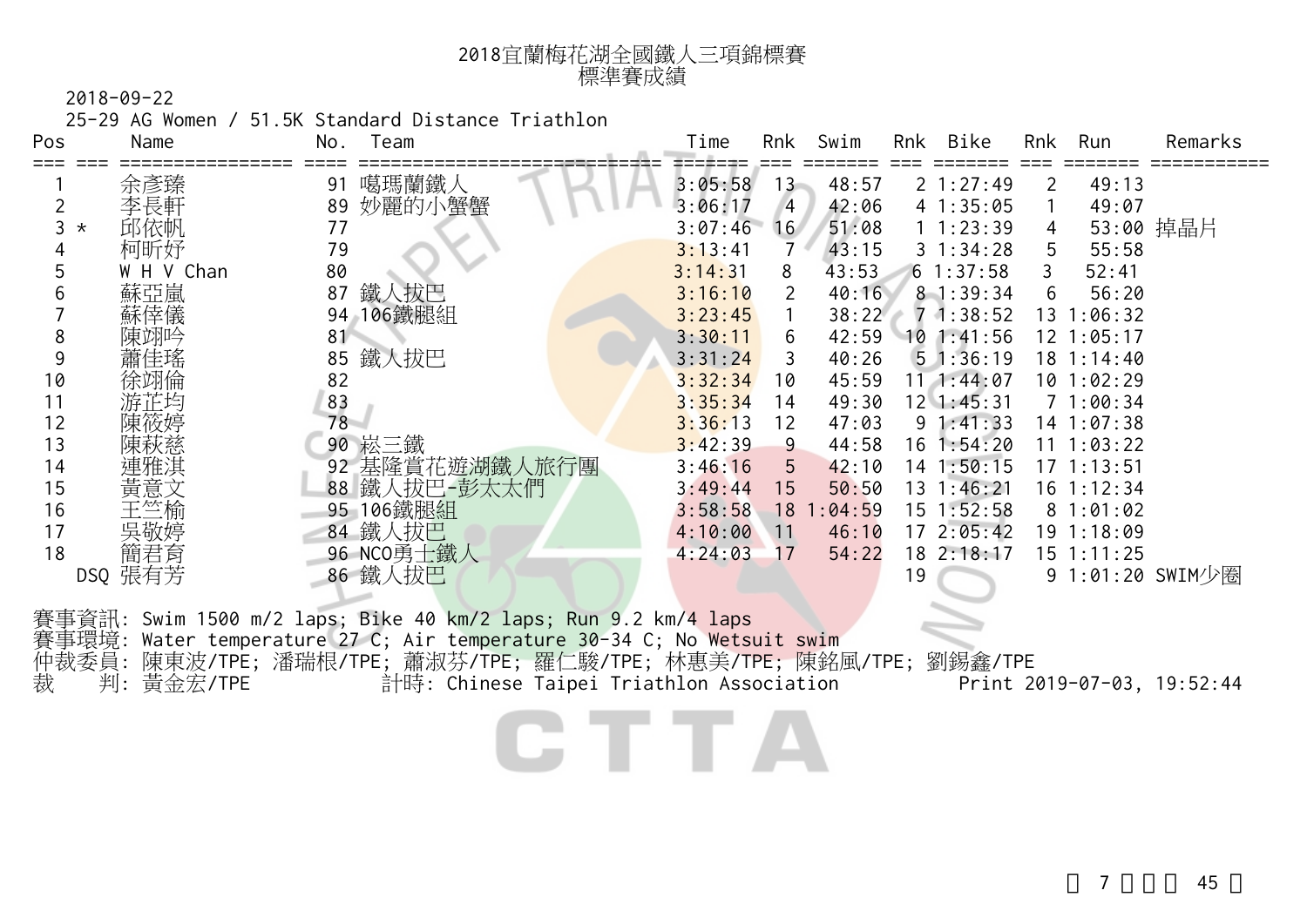# 2018宜蘭梅花湖全國鐵人三項錦標賽
## 標準賽成績

2018-09-22

25-29 AG Women / 51.5K Standard Distance Triathlon

| Pos | | Name | No. | Team | Time | Rnk | Swim | Rnk | Bike | Rnk | Run | Remarks |
|---|---|---|---|---|---|---|---|---|---|---|---|---|
| 1 | | 余彥臻 | 91 | 噶瑪蘭鐵人 | 3:05:58 | 13 | 48:57 | 2 | 1:27:49 | 2 | 49:13 | |
| 2 | | 李長軒 | 89 | 妙麗的小蟹蟹 | 3:06:17 | 4 | 42:06 | 4 | 1:35:05 | 1 | 49:07 | |
| 3 | * | 邱依帆 | 77 | | 3:07:46 | 16 | 51:08 | 1 | 1:23:39 | 4 | 53:00 | 掉晶片 |
| 4 | | 柯昕妤 | 79 | | 3:13:41 | 7 | 43:15 | 3 | 1:34:28 | 5 | 55:58 | |
| 5 | | W H V Chan | 80 | | 3:14:31 | 8 | 43:53 | 6 | 1:37:58 | 3 | 52:41 | |
| 6 | | 蘇亞嵐 | 87 | 鐵人拔巴 | 3:16:10 | 2 | 40:16 | 8 | 1:39:34 | 6 | 56:20 | |
| 7 | | 蘇倖儀 | 94 | 106鐵腿組 | 3:23:45 | 1 | 38:22 | 7 | 1:38:52 | 13 | 1:06:32 | |
| 8 | | 陳翊吟 | 81 | | 3:30:11 | 6 | 42:59 | 10 | 1:41:56 | 12 | 1:05:17 | |
| 9 | | 蕭佳瑤 | 85 | 鐵人拔巴 | 3:31:24 | 3 | 40:26 | 5 | 1:36:19 | 18 | 1:14:40 | |
| 10 | | 徐翊倫 | 82 | | 3:32:34 | 10 | 45:59 | 11 | 1:44:07 | 10 | 1:02:29 | |
| 11 | | 游芷均 | 83 | | 3:35:34 | 14 | 49:30 | 12 | 1:45:31 | 7 | 1:00:34 | |
| 12 | | 陳筱婷 | 78 | | 3:36:13 | 12 | 47:03 | 9 | 1:41:33 | 14 | 1:07:38 | |
| 13 | | 陳萩慈 | 90 | 崧三鐵 | 3:42:39 | 9 | 44:58 | 16 | 1:54:20 | 11 | 1:03:22 | |
| 14 | | 連雅淇 | 92 | 基隆賞花遊湖鐵人旅行團 | 3:46:16 | 5 | 42:10 | 14 | 1:50:15 | 17 | 1:13:51 | |
| 15 | | 黃意文 | 88 | 鐵人拔巴-彭太太們 | 3:49:44 | 15 | 50:50 | 13 | 1:46:21 | 16 | 1:12:34 | |
| 16 | | 王竺榆 | 95 | 106鐵腿組 | 3:58:58 | 18 | 1:04:59 | 15 | 1:52:58 | 8 | 1:01:02 | |
| 17 | | 吳敬婷 | 84 | 鐵人拔巴 | 4:10:00 | 11 | 46:10 | 17 | 2:05:42 | 19 | 1:18:09 | |
| 18 | | 簡君育 | 96 | NCO勇士鐵人 | 4:24:03 | 17 | 54:22 | 18 | 2:18:17 | 15 | 1:11:25 | |
| DSQ | | 張有芳 | 86 | 鐵人拔巴 | | | | 19 | | 9 | 1:01:20 | SWIM少圈 |

賽事資訊: Swim 1500 m/2 laps; Bike 40 km/2 laps; Run 9.2 km/4 laps
賽事環境: Water temperature 27 C; Air temperature 30-34 C; No Wetsuit swim
仲裁委員: 陳東波/TPE; 潘瑞根/TPE; 蕭淑芬/TPE; 羅仁駿/TPE; 林惠美/TPE; 陳銘風/TPE; 劉錫鑫/TPE
裁　　判: 黃金宏/TPE　　計時: Chinese Taipei Triathlon Association　　Print 2019-07-03, 19:52:44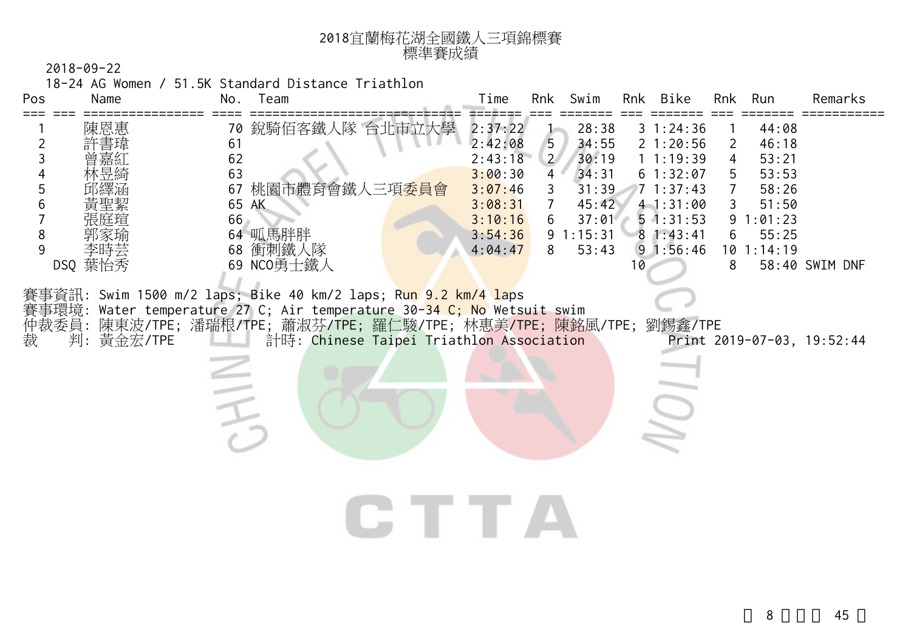# 2018宜蘭梅花湖全國鐵人三項錦標賽
## 標準賽成績

2018-09-22

18-24 AG Women / 51.5K Standard Distance Triathlon

| Pos | Name | No. | Team | Time | Rnk | Swim | Rnk | Bike | Rnk | Run | Remarks |
|---|---|---|---|---|---|---|---|---|---|---|---|
| 1 | 陳恩惠 | 70 | 銳騎佰客鐵人隊 台北市立大學 | 2:37:22 | 1 | 28:38 | 3 | 1:24:36 | 1 | 44:08 | |
| 2 | 許書瑋 | 61 | | 2:42:08 | 5 | 34:55 | 2 | 1:20:56 | 2 | 46:18 | |
| 3 | 曾嘉紅 | 62 | | 2:43:18 | 2 | 30:19 | 1 | 1:19:39 | 4 | 53:21 | |
| 4 | 林昱綺 | 63 | | 3:00:30 | 4 | 34:31 | 6 | 1:32:07 | 5 | 53:53 | |
| 5 | 邱繹涵 | 67 | 桃園市體育會鐵人三項委員會 | 3:07:46 | 3 | 31:39 | 7 | 1:37:43 | 7 | 58:26 | |
| 6 | 黃聖絜 | 65 | AK | 3:08:31 | 7 | 45:42 | 4 | 1:31:00 | 3 | 51:50 | |
| 7 | 張庭瑄 | 66 | | 3:10:16 | 6 | 37:01 | 5 | 1:31:53 | 9 | 1:01:23 | |
| 8 | 郭家瑜 | 64 | 呱馬胖胖 | 3:54:36 | 9 | 1:15:31 | 8 | 1:43:41 | 6 | 55:25 | |
| 9 | 李時芸 | 68 | 衝刺鐵人隊 | 4:04:47 | 8 | 53:43 | 9 | 1:56:46 | 10 | 1:14:19 | |
| DSQ | 葉怡秀 | 69 | NCO勇士鐵人 | | | | 10 | | 8 | 58:40 | SWIM DNF |

賽事資訊: Swim 1500 m/2 laps; Bike 40 km/2 laps; Run 9.2 km/4 laps

賽事環境: Water temperature 27 C; Air temperature 30-34 C; No Wetsuit swim

仲裁委員: 陳東波/TPE; 潘瑞根/TPE; 蕭淑芬/TPE; 羅仁駿/TPE; 林惠美/TPE; 陳銘風/TPE; 劉錫鑫/TPE

裁　判: 黃金宏/TPE　　計時: Chinese Taipei Triathlon Association　　Print 2019-07-03, 19:52:44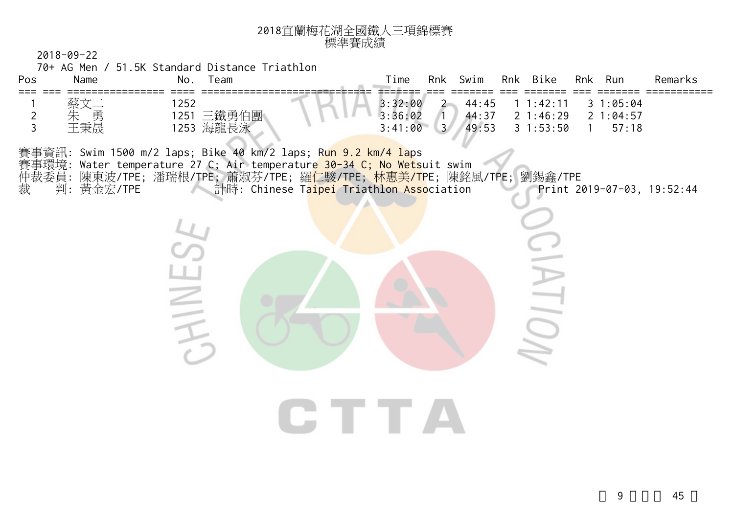# 2018宜蘭梅花湖全國鐵人三項錦標賽
## 標準賽成績

2018-09-22

70+ AG Men / 51.5K Standard Distance Triathlon

| Pos | | Name | No. | Team | Time | Rnk | Swim | Rnk | Bike | Rnk | Run | Remarks |
|---|---|---|---|---|---|---|---|---|---|---|---|---|
| 1 | | 蔡文二 | 1252 | | 3:32:00 | 2 | 44:45 | 1 | 1:42:11 | 3 | 1:05:04 | |
| 2 | | 朱 勇 | 1251 | 三鐵勇伯團 | 3:36:02 | 1 | 44:37 | 2 | 1:46:29 | 2 | 1:04:57 | |
| 3 | | 王秉晟 | 1253 | 海龍長泳 | 3:41:00 | 3 | 49:53 | 3 | 1:53:50 | 1 | 57:18 | |

賽事資訊: Swim 1500 m/2 laps; Bike 40 km/2 laps; Run 9.2 km/4 laps
賽事環境: Water temperature 27 C; Air temperature 30-34 C; No Wetsuit swim
仲裁委員: 陳東波/TPE; 潘瑞根/TPE; 蕭淑芬/TPE; 羅仁駿/TPE; 林惠美/TPE; 陳銘風/TPE; 劉錫鑫/TPE
裁　　判: 黃金宏/TPE　　計時: Chinese Taipei Triathlon Association　　Print 2019-07-03, 19:52:44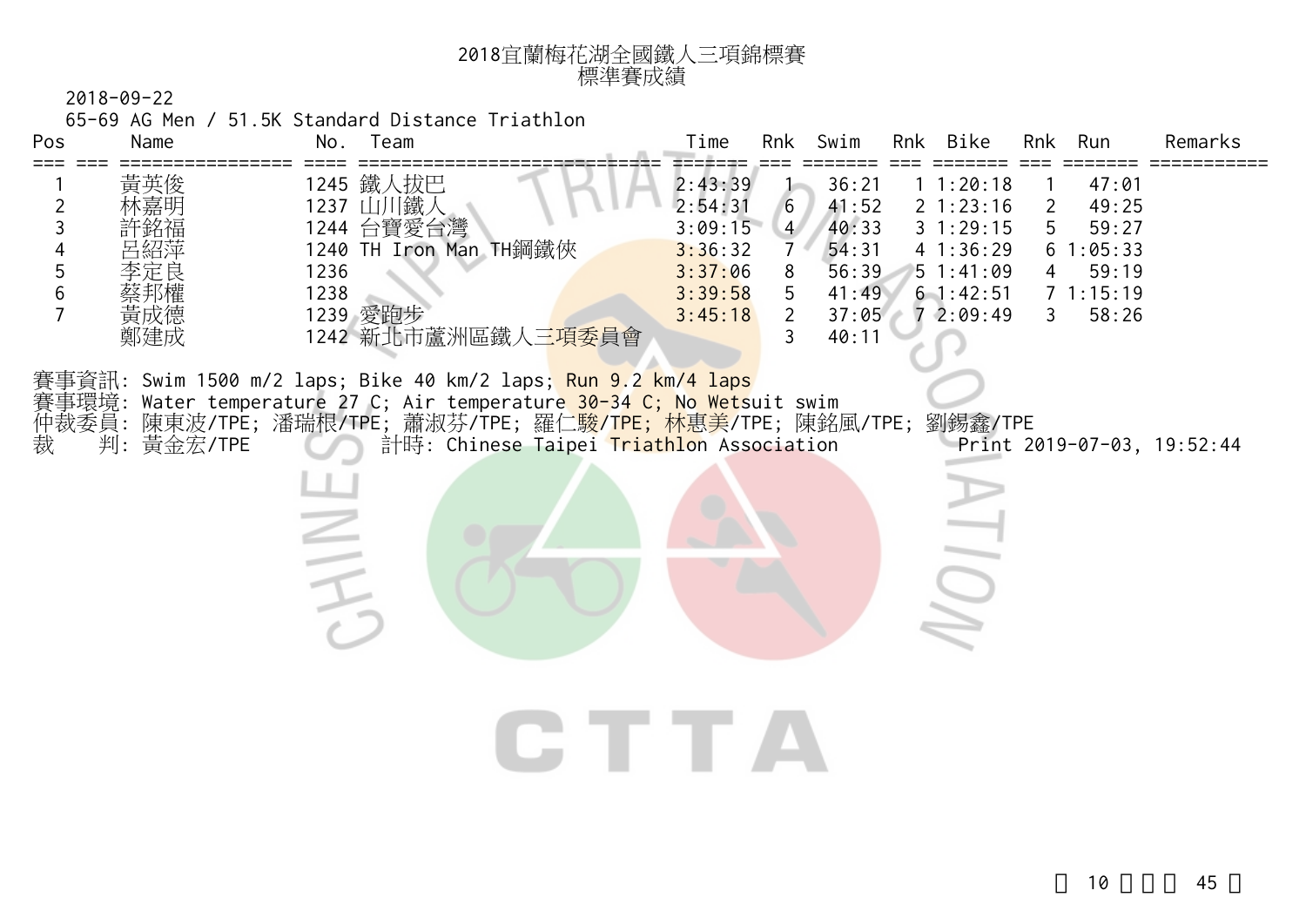# 2018宜蘭梅花湖全國鐵人三項錦標賽
## 標準賽成績

2018-09-22

65-69 AG Men / 51.5K Standard Distance Triathlon

| Pos | | Name | No. | Team | Time | Rnk | Swim | Rnk | Bike | Rnk | Run | Remarks |
|---|---|---|---|---|---|---|---|---|---|---|---|---|
| 1 | | 黃英俊 | 1245 | 鐵人拔巴 | 2:43:39 | 1 | 36:21 | 1 | 1:20:18 | 1 | 47:01 | |
| 2 | | 林嘉明 | 1237 | 山川鐵人 | 2:54:31 | 6 | 41:52 | 2 | 1:23:16 | 2 | 49:25 | |
| 3 | | 許銘福 | 1244 | 台寶愛台灣 | 3:09:15 | 4 | 40:33 | 3 | 1:29:15 | 5 | 59:27 | |
| 4 | | 呂紹萍 | 1240 | TH Iron Man TH鋼鐵俠 | 3:36:32 | 7 | 54:31 | 4 | 1:36:29 | 6 | 1:05:33 | |
| 5 | | 李定良 | 1236 | | 3:37:06 | 8 | 56:39 | 5 | 1:41:09 | 4 | 59:19 | |
| 6 | | 蔡邦權 | 1238 | | 3:39:58 | 5 | 41:49 | 6 | 1:42:51 | 7 | 1:15:19 | |
| 7 | | 黃成德 | 1239 | 愛跑步 | 3:45:18 | 2 | 37:05 | 7 | 2:09:49 | 3 | 58:26 | |
| | | 鄭建成 | 1242 | 新北市蘆洲區鐵人三項委員會 | | 3 | 40:11 | | | | | |

賽事資訊: Swim 1500 m/2 laps; Bike 40 km/2 laps; Run 9.2 km/4 laps
賽事環境: Water temperature 27 C; Air temperature 30-34 C; No Wetsuit swim
仲裁委員: 陳東波/TPE; 潘瑞根/TPE; 蕭淑芬/TPE; 羅仁駿/TPE; 林惠美/TPE; 陳銘風/TPE; 劉錫鑫/TPE
裁　判: 黃金宏/TPE　　計時: Chinese Taipei Triathlon Association　　Print 2019-07-03, 19:52:44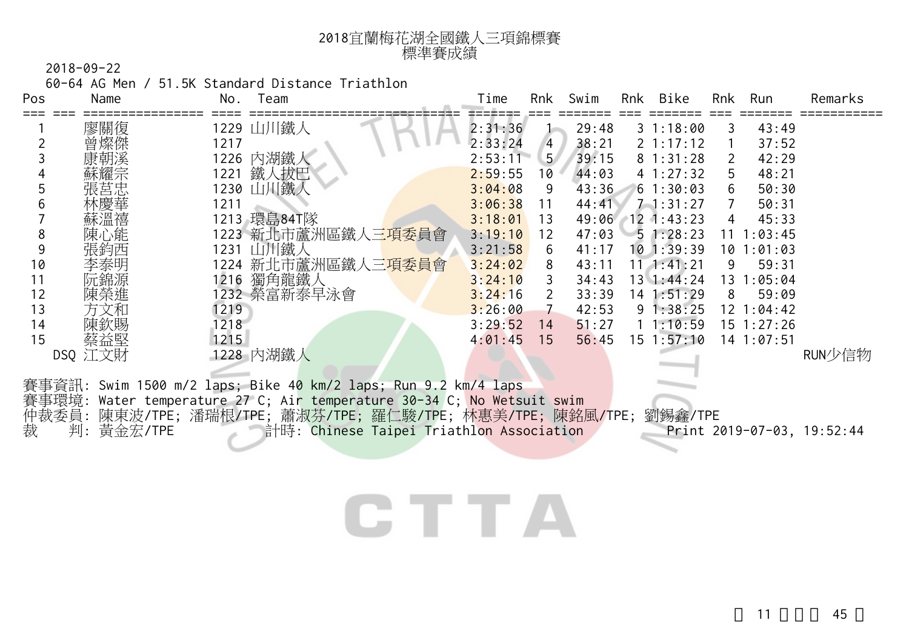# 2018宜蘭梅花湖全國鐵人三項錦標賽
## 標準賽成績

2018-09-22

60-64 AG Men / 51.5K Standard Distance Triathlon

| Pos | Name | No. | Team | Time | Rnk | Swim | Rnk | Bike | Rnk | Run | Remarks |
|---|---|---|---|---|---|---|---|---|---|---|---|
| 1 | 廖關復 | 1229 | 山川鐵人 | 2:31:36 | 1 | 29:48 | 3 | 1:18:00 | 3 | 43:49 | |
| 2 | 曾燦傑 | 1217 | | 2:33:24 | 4 | 38:21 | 2 | 1:17:12 | 1 | 37:52 | |
| 3 | 康朝溪 | 1226 | 內湖鐵人 | 2:53:11 | 5 | 39:15 | 8 | 1:31:28 | 2 | 42:29 | |
| 4 | 蘇耀宗 | 1221 | 鐵人拔巴 | 2:59:55 | 10 | 44:03 | 4 | 1:27:32 | 5 | 48:21 | |
| 5 | 張莒忠 | 1230 | 山川鐵人 | 3:04:08 | 9 | 43:36 | 6 | 1:30:03 | 6 | 50:30 | |
| 6 | 林慶華 | 1211 | | 3:06:38 | 11 | 44:41 | 7 | 1:31:27 | 7 | 50:31 | |
| 7 | 蘇溫禧 | 1213 | 環島84T隊 | 3:18:01 | 13 | 49:06 | 12 | 1:43:23 | 4 | 45:33 | |
| 8 | 陳心能 | 1223 | 新北市蘆洲區鐵人三項委員會 | 3:19:10 | 12 | 47:03 | 5 | 1:28:23 | 11 | 1:03:45 | |
| 9 | 張鈞西 | 1231 | 山川鐵人 | 3:21:58 | 6 | 41:17 | 10 | 1:39:39 | 10 | 1:01:03 | |
| 10 | 李泰明 | 1224 | 新北市蘆洲區鐵人三項委員會 | 3:24:02 | 8 | 43:11 | 11 | 1:41:21 | 9 | 59:31 | |
| 11 | 阮錦源 | 1216 | 獨角龍鐵人 | 3:24:10 | 3 | 34:43 | 13 | 1:44:24 | 13 | 1:05:04 | |
| 12 | 陳榮進 | 1232 | 榮富新泰早泳會 | 3:24:16 | 2 | 33:39 | 14 | 1:51:29 | 8 | 59:09 | |
| 13 | 方文和 | 1219 | | 3:26:00 | 7 | 42:53 | 9 | 1:38:25 | 12 | 1:04:42 | |
| 14 | 陳欽賜 | 1218 | | 3:29:52 | 14 | 51:27 | 1 | 1:10:59 | 15 | 1:27:26 | |
| 15 | 蔡益堅 | 1215 | | 4:01:45 | 15 | 56:45 | 15 | 1:57:10 | 14 | 1:07:51 | |
| DSQ | 江文財 | 1228 | 內湖鐵人 | | | | | | | | RUN少信物 |

賽事資訊: Swim 1500 m/2 laps; Bike 40 km/2 laps; Run 9.2 km/4 laps

賽事環境: Water temperature 27 C; Air temperature 30-34 C; No Wetsuit swim

仲裁委員: 陳東波/TPE; 潘瑞根/TPE; 蕭淑芬/TPE; 羅仁駿/TPE; 林惠美/TPE; 陳銘風/TPE; 劉錫鑫/TPE

裁　　判: 黃金宏/TPE　　計時: Chinese Taipei Triathlon Association　　Print 2019-07-03, 19:52:44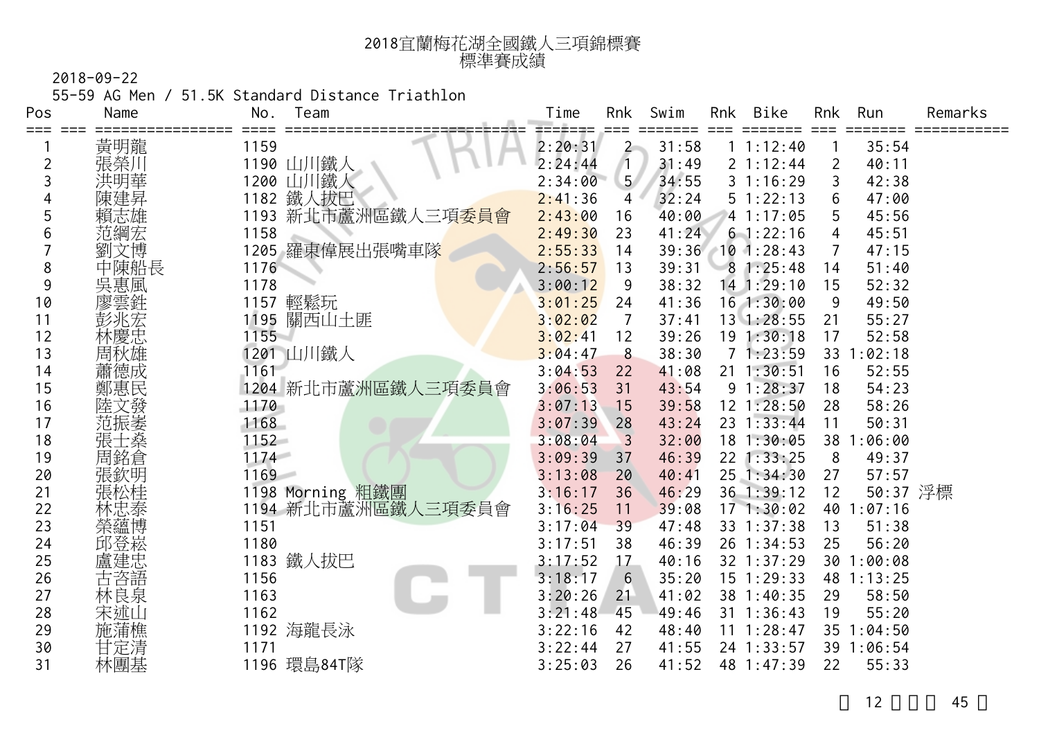# 2018宜蘭梅花湖全國鐵人三項錦標賽
## 標準賽成績

2018-09-22

55-59 AG Men / 51.5K Standard Distance Triathlon

| Pos | Name | No. | Team | Time | Rnk | Swim | Rnk | Bike | Rnk | Run | Remarks |
|---|---|---|---|---|---|---|---|---|---|---|---|
| 1 | 黃明龍 | 1159 | | 2:20:31 | 2 | 31:58 | 1 | 1:12:40 | 1 | 35:54 | |
| 2 | 張榮川 | 1190 | 山川鐵人 | 2:24:44 | 1 | 31:49 | 2 | 1:12:44 | 2 | 40:11 | |
| 3 | 洪明華 | 1200 | 山川鐵人 | 2:34:00 | 5 | 34:55 | 3 | 1:16:29 | 3 | 42:38 | |
| 4 | 陳建昇 | 1182 | 鐵人拔巴 | 2:41:36 | 4 | 32:24 | 5 | 1:22:13 | 6 | 47:00 | |
| 5 | 賴志雄 | 1193 | 新北市蘆洲區鐵人三項委員會 | 2:43:00 | 16 | 40:00 | 4 | 1:17:05 | 5 | 45:56 | |
| 6 | 范綱宏 | 1158 | | 2:49:30 | 23 | 41:24 | 6 | 1:22:16 | 4 | 45:51 | |
| 7 | 劉文博 | 1205 | 羅東偉展出張嘴車隊 | 2:55:33 | 14 | 39:36 | 10 | 1:28:43 | 7 | 47:15 | |
| 8 | 中陳船長 | 1176 | | 2:56:57 | 13 | 39:31 | 8 | 1:25:48 | 14 | 51:40 | |
| 9 | 吳惠風 | 1178 | | 3:00:12 | 9 | 38:32 | 14 | 1:29:10 | 15 | 52:32 | |
| 10 | 廖雲銈 | 1157 | 輕鬆玩 | 3:01:25 | 24 | 41:36 | 16 | 1:30:00 | 9 | 49:50 | |
| 11 | 彭兆宏 | 1195 | 關西山土匪 | 3:02:02 | 7 | 37:41 | 13 | 1:28:55 | 21 | 55:27 | |
| 12 | 林慶忠 | 1155 | | 3:02:41 | 12 | 39:26 | 19 | 1:30:18 | 17 | 52:58 | |
| 13 | 周秋雄 | 1201 | 山川鐵人 | 3:04:47 | 8 | 38:30 | 7 | 1:23:59 | 33 | 1:02:18 | |
| 14 | 蕭德成 | 1161 | | 3:04:53 | 22 | 41:08 | 21 | 1:30:51 | 16 | 52:55 | |
| 15 | 鄭惠民 | 1204 | 新北市蘆洲區鐵人三項委員會 | 3:06:53 | 31 | 43:54 | 9 | 1:28:37 | 18 | 54:23 | |
| 16 | 陸文發 | 1170 | | 3:07:13 | 15 | 39:58 | 12 | 1:28:50 | 28 | 58:26 | |
| 17 | 范振崣 | 1168 | | 3:07:39 | 28 | 43:24 | 23 | 1:33:44 | 11 | 50:31 | |
| 18 | 張士燊 | 1152 | | 3:08:04 | 3 | 32:00 | 18 | 1:30:05 | 38 | 1:06:00 | |
| 19 | 周銘倉 | 1174 | | 3:09:39 | 37 | 46:39 | 22 | 1:33:25 | 8 | 49:37 | |
| 20 | 張欽明 | 1169 | | 3:13:08 | 20 | 40:41 | 25 | 1:34:30 | 27 | 57:57 | |
| 21 | 張松桂 | 1198 | Morning 粗鐵團 | 3:16:17 | 36 | 46:29 | 36 | 1:39:12 | 12 | 50:37 | 浮標 |
| 22 | 林忠泰 | 1194 | 新北市蘆洲區鐵人三項委員會 | 3:16:25 | 11 | 39:08 | 17 | 1:30:02 | 40 | 1:07:16 | |
| 23 | 榮蘊博 | 1151 | | 3:17:04 | 39 | 47:48 | 33 | 1:37:38 | 13 | 51:38 | |
| 24 | 邱登崧 | 1180 | | 3:17:51 | 38 | 46:39 | 26 | 1:34:53 | 25 | 56:20 | |
| 25 | 盧建忠 | 1183 | 鐵人拔巴 | 3:17:52 | 17 | 40:16 | 32 | 1:37:29 | 30 | 1:00:08 | |
| 26 | 古咨語 | 1156 | | 3:18:17 | 6 | 35:20 | 15 | 1:29:33 | 48 | 1:13:25 | |
| 27 | 林良泉 | 1163 | | 3:20:26 | 21 | 41:02 | 38 | 1:40:35 | 29 | 58:50 | |
| 28 | 宋逑山 | 1162 | | 3:21:48 | 45 | 49:46 | 31 | 1:36:43 | 19 | 55:20 | |
| 29 | 施蒲樵 | 1192 | 海龍長泳 | 3:22:16 | 42 | 48:40 | 11 | 1:28:47 | 35 | 1:04:50 | |
| 30 | 甘定清 | 1171 | | 3:22:44 | 27 | 41:55 | 24 | 1:33:57 | 39 | 1:06:54 | |
| 31 | 林團基 | 1196 | 環島84T隊 | 3:25:03 | 26 | 41:52 | 48 | 1:47:39 | 22 | 55:33 | |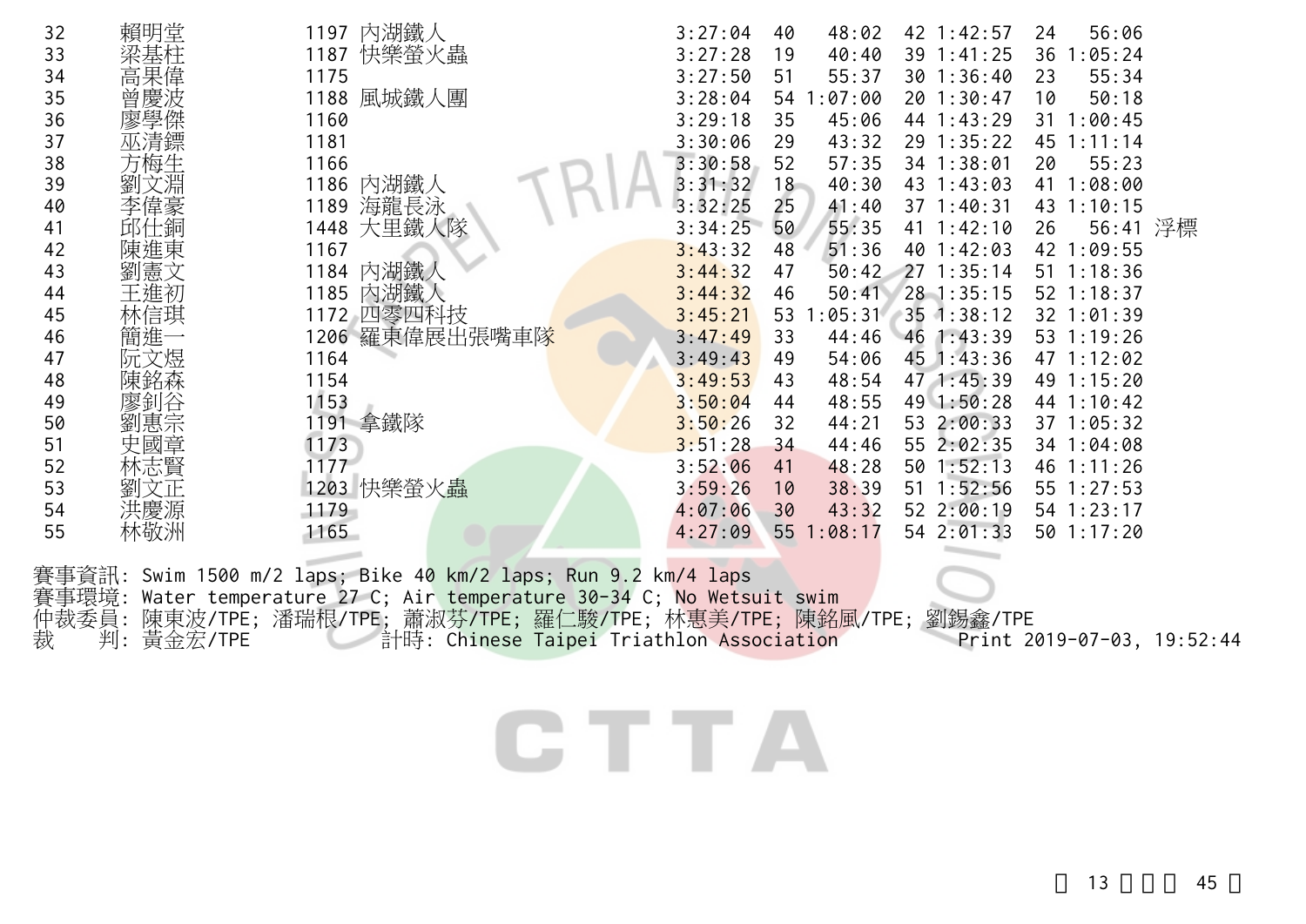| | | | | | | | | | | | |
|---|---|---|---|---|---|---|---|---|---|---|---|
| 32 | 賴明堂 | 1197 | 內湖鐵人 | 3:27:04 | 40 | 48:02 | 42 | 1:42:57 | 24 | 56:06 | |
| 33 | 梁基柱 | 1187 | 快樂螢火蟲 | 3:27:28 | 19 | 40:40 | 39 | 1:41:25 | 36 | 1:05:24 | |
| 34 | 高果偉 | 1175 | | 3:27:50 | 51 | 55:37 | 30 | 1:36:40 | 23 | 55:34 | |
| 35 | 曾慶波 | 1188 | 風城鐵人團 | 3:28:04 | 54 | 1:07:00 | 20 | 1:30:47 | 10 | 50:18 | |
| 36 | 廖學傑 | 1160 | | 3:29:18 | 35 | 45:06 | 44 | 1:43:29 | 31 | 1:00:45 | |
| 37 | 巫清鏢 | 1181 | | 3:30:06 | 29 | 43:32 | 29 | 1:35:22 | 45 | 1:11:14 | |
| 38 | 方梅生 | 1166 | | 3:30:58 | 52 | 57:35 | 34 | 1:38:01 | 20 | 55:23 | |
| 39 | 劉文淵 | 1186 | 內湖鐵人 | 3:31:32 | 18 | 40:30 | 43 | 1:43:03 | 41 | 1:08:00 | |
| 40 | 李偉豪 | 1189 | 海龍長泳 | 3:32:25 | 25 | 41:40 | 37 | 1:40:31 | 43 | 1:10:15 | |
| 41 | 邱仕銅 | 1448 | 大里鐵人隊 | 3:34:25 | 50 | 55:35 | 41 | 1:42:10 | 26 | 56:41 | 浮標 |
| 42 | 陳進東 | 1167 | | 3:43:32 | 48 | 51:36 | 40 | 1:42:03 | 42 | 1:09:55 | |
| 43 | 劉憲文 | 1184 | 內湖鐵人 | 3:44:32 | 47 | 50:42 | 27 | 1:35:14 | 51 | 1:18:36 | |
| 44 | 王進初 | 1185 | 內湖鐵人 | 3:44:32 | 46 | 50:41 | 28 | 1:35:15 | 52 | 1:18:37 | |
| 45 | 林信琪 | 1172 | 四零四科技 | 3:45:21 | 53 | 1:05:31 | 35 | 1:38:12 | 32 | 1:01:39 | |
| 46 | 簡進一 | 1206 | 羅東偉展出張嘴車隊 | 3:47:49 | 33 | 44:46 | 46 | 1:43:39 | 53 | 1:19:26 | |
| 47 | 阮文煜 | 1164 | | 3:49:43 | 49 | 54:06 | 45 | 1:43:36 | 47 | 1:12:02 | |
| 48 | 陳銘森 | 1154 | | 3:49:53 | 43 | 48:54 | 47 | 1:45:39 | 49 | 1:15:20 | |
| 49 | 廖釗谷 | 1153 | | 3:50:04 | 44 | 48:55 | 49 | 1:50:28 | 44 | 1:10:42 | |
| 50 | 劉惠宗 | 1191 | 拿鐵隊 | 3:50:26 | 32 | 44:21 | 53 | 2:00:33 | 37 | 1:05:32 | |
| 51 | 史國章 | 1173 | | 3:51:28 | 34 | 44:46 | 55 | 2:02:35 | 34 | 1:04:08 | |
| 52 | 林志賢 | 1177 | | 3:52:06 | 41 | 48:28 | 50 | 1:52:13 | 46 | 1:11:26 | |
| 53 | 劉文正 | 1203 | 快樂螢火蟲 | 3:59:26 | 10 | 38:39 | 51 | 1:52:56 | 55 | 1:27:53 | |
| 54 | 洪慶源 | 1179 | | 4:07:06 | 30 | 43:32 | 52 | 2:00:19 | 54 | 1:23:17 | |
| 55 | 林敬洲 | 1165 | | 4:27:09 | 55 | 1:08:17 | 54 | 2:01:33 | 50 | 1:17:20 | |

賽事資訊: Swim 1500 m/2 laps; Bike 40 km/2 laps; Run 9.2 km/4 laps
賽事環境: Water temperature 27 C; Air temperature 30-34 C; No Wetsuit swim
仲裁委員: 陳東波/TPE; 潘瑞根/TPE; 蕭淑芬/TPE; 羅仁駿/TPE; 林惠美/TPE; 陳銘風/TPE; 劉錫鑫/TPE
裁　判: 黃金宏/TPE　　計時: Chinese Taipei Triathlon Association　　Print 2019-07-03, 19:52:44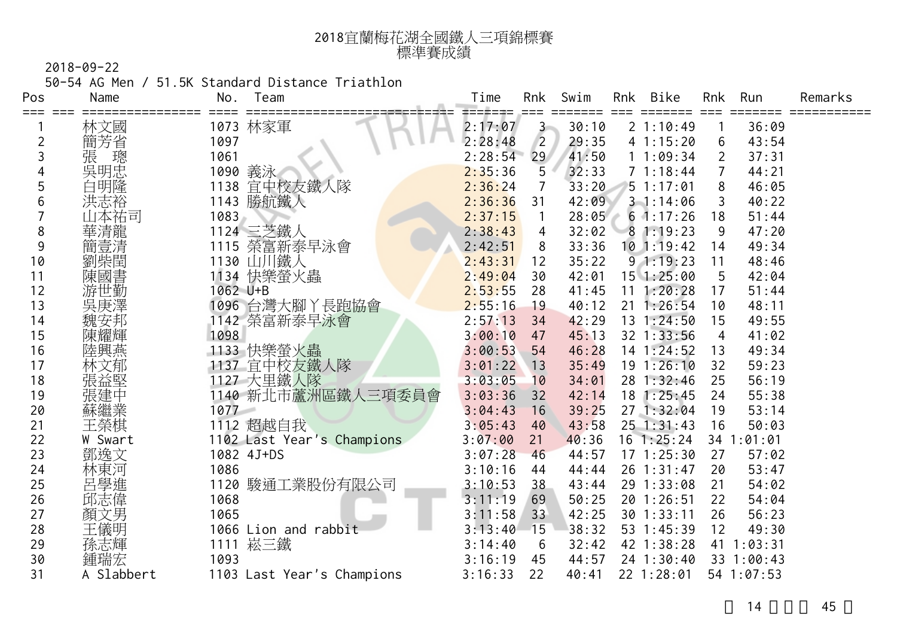# 2018宜蘭梅花湖全國鐵人三項錦標賽
## 標準賽成績

2018-09-22

50-54 AG Men / 51.5K Standard Distance Triathlon

| Pos | Name | No. | Team | Time | Rnk | Swim | Rnk | Bike | Rnk | Run | Remarks |
|---|---|---|---|---|---|---|---|---|---|---|---|
| 1 | 林文國 | 1073 | 林家軍 | 2:17:07 | 3 | 30:10 | 2 | 1:10:49 | 1 | 36:09 | |
| 2 | 簡芳省 | 1097 | | 2:28:48 | 2 | 29:35 | 4 | 1:15:20 | 6 | 43:54 | |
| 3 | 張 璁 | 1061 | | 2:28:54 | 29 | 41:50 | 1 | 1:09:34 | 2 | 37:31 | |
| 4 | 吳明忠 | 1090 | 義泳 | 2:35:36 | 5 | 32:33 | 7 | 1:18:44 | 7 | 44:21 | |
| 5 | 白明隆 | 1138 | 宜中校友鐵人隊 | 2:36:24 | 7 | 33:20 | 5 | 1:17:01 | 8 | 46:05 | |
| 6 | 洪志裕 | 1143 | 勝航鐵人 | 2:36:36 | 31 | 42:09 | 3 | 1:14:06 | 3 | 40:22 | |
| 7 | 山本祐司 | 1083 | | 2:37:15 | 1 | 28:05 | 6 | 1:17:26 | 18 | 51:44 | |
| 8 | 華清龍 | 1124 | 三芝鐵人 | 2:38:43 | 4 | 32:02 | 8 | 1:19:23 | 9 | 47:20 | |
| 9 | 簡壹清 | 1115 | 榮富新泰早泳會 | 2:42:51 | 8 | 33:36 | 10 | 1:19:42 | 14 | 49:34 | |
| 10 | 劉柴閏 | 1130 | 山川鐵人 | 2:43:31 | 12 | 35:22 | 9 | 1:19:23 | 11 | 48:46 | |
| 11 | 陳國書 | 1134 | 快樂螢火蟲 | 2:49:04 | 30 | 42:01 | 15 | 1:25:00 | 5 | 42:04 | |
| 12 | 游世勤 | 1062 | U+B | 2:53:55 | 28 | 41:45 | 11 | 1:20:28 | 17 | 51:44 | |
| 13 | 吳庚澤 | 1096 | 台灣大腳丫長跑協會 | 2:55:16 | 19 | 40:12 | 21 | 1:26:54 | 10 | 48:11 | |
| 14 | 魏安邦 | 1142 | 榮富新泰早泳會 | 2:57:13 | 34 | 42:29 | 13 | 1:24:50 | 15 | 49:55 | |
| 15 | 陳耀輝 | 1098 | | 3:00:10 | 47 | 45:13 | 32 | 1:33:56 | 4 | 41:02 | |
| 16 | 陸興燕 | 1133 | 快樂螢火蟲 | 3:00:53 | 54 | 46:28 | 14 | 1:24:52 | 13 | 49:34 | |
| 17 | 林文郁 | 1137 | 宜中校友鐵人隊 | 3:01:22 | 13 | 35:49 | 19 | 1:26:10 | 32 | 59:23 | |
| 18 | 張益堅 | 1127 | 大里鐵人隊 | 3:03:05 | 10 | 34:01 | 28 | 1:32:46 | 25 | 56:19 | |
| 19 | 張建中 | 1140 | 新北市蘆洲區鐵人三項委員會 | 3:03:36 | 32 | 42:14 | 18 | 1:25:45 | 24 | 55:38 | |
| 20 | 蘇繼業 | 1077 | | 3:04:43 | 16 | 39:25 | 27 | 1:32:04 | 19 | 53:14 | |
| 21 | 王榮棋 | 1112 | 超越自我 | 3:05:43 | 40 | 43:58 | 25 | 1:31:43 | 16 | 50:03 | |
| 22 | W Swart | 1102 | Last Year's Champions | 3:07:00 | 21 | 40:36 | 16 | 1:25:24 | 34 | 1:01:01 | |
| 23 | 鄧逸文 | 1082 | 4J+DS | 3:07:28 | 46 | 44:57 | 17 | 1:25:30 | 27 | 57:02 | |
| 24 | 林東河 | 1086 | | 3:10:16 | 44 | 44:44 | 26 | 1:31:47 | 20 | 53:47 | |
| 25 | 呂學進 | 1120 | 駿通工業股份有限公司 | 3:10:53 | 38 | 43:44 | 29 | 1:33:08 | 21 | 54:02 | |
| 26 | 邱志偉 | 1068 | | 3:11:19 | 69 | 50:25 | 20 | 1:26:51 | 22 | 54:04 | |
| 27 | 顏文男 | 1065 | | 3:11:58 | 33 | 42:25 | 30 | 1:33:11 | 26 | 56:23 | |
| 28 | 王儀明 | 1066 | Lion and rabbit | 3:13:40 | 15 | 38:32 | 53 | 1:45:39 | 12 | 49:30 | |
| 29 | 孫志輝 | 1111 | 崧三鐵 | 3:14:40 | 6 | 32:42 | 42 | 1:38:28 | 41 | 1:03:31 | |
| 30 | 鍾瑞宏 | 1093 | | 3:16:19 | 45 | 44:57 | 24 | 1:30:40 | 33 | 1:00:43 | |
| 31 | A Slabbert | 1103 | Last Year's Champions | 3:16:33 | 22 | 40:41 | 22 | 1:28:01 | 54 | 1:07:53 | |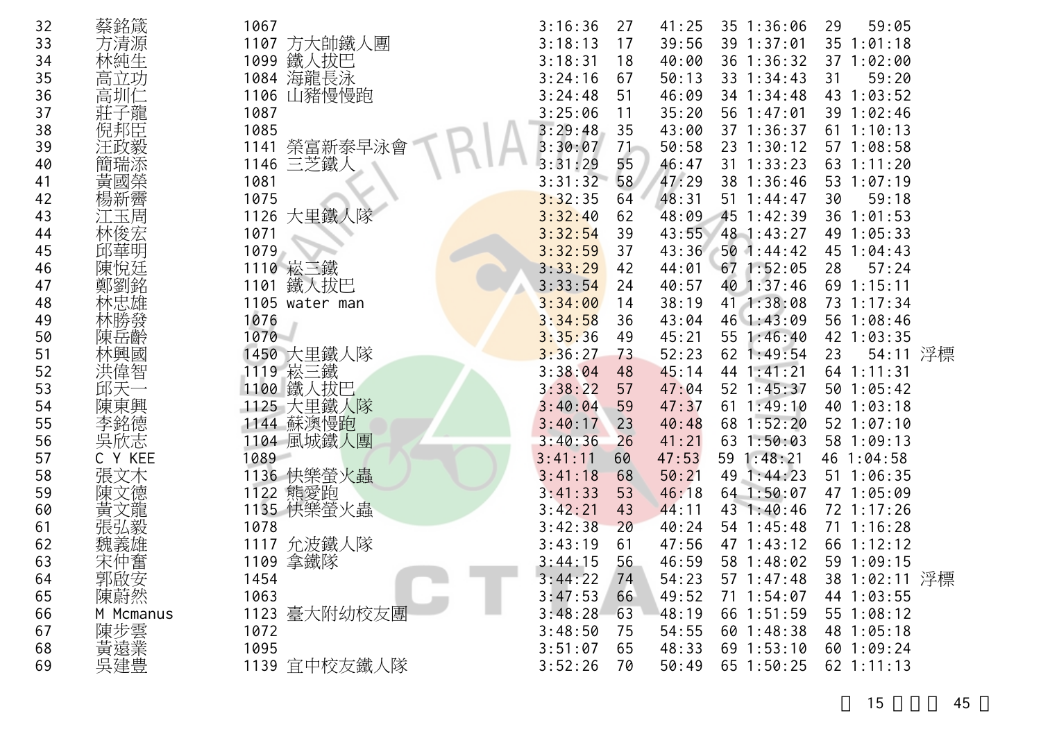| 32 | 蔡銘箴 | 1067 | | 3:16:36 | 27 | 41:25 | 35 | 1:36:06 | 29 | 59:05 | |
|---|---|---|---|---|---|---|---|---|---|---|---|
| 33 | 方清源 | 1107 | 方大師鐵人團 | 3:18:13 | 17 | 39:56 | 39 | 1:37:01 | 35 | 1:01:18 | |
| 34 | 林純生 | 1099 | 鐵人拔巴 | 3:18:31 | 18 | 40:00 | 36 | 1:36:32 | 37 | 1:02:00 | |
| 35 | 高立功 | 1084 | 海龍長泳 | 3:24:16 | 67 | 50:13 | 33 | 1:34:43 | 31 | 59:20 | |
| 36 | 高圳仁 | 1106 | 山豬慢慢跑 | 3:24:48 | 51 | 46:09 | 34 | 1:34:48 | 43 | 1:03:52 | |
| 37 | 莊子龍 | 1087 | | 3:25:06 | 11 | 35:20 | 56 | 1:47:01 | 39 | 1:02:46 | |
| 38 | 倪邦臣 | 1085 | | 3:29:48 | 35 | 43:00 | 37 | 1:36:37 | 61 | 1:10:13 | |
| 39 | 汪政毅 | 1141 | 榮富新泰早泳會 | 3:30:07 | 71 | 50:58 | 23 | 1:30:12 | 57 | 1:08:58 | |
| 40 | 簡瑞添 | 1146 | 三芝鐵人 | 3:31:29 | 55 | 46:47 | 31 | 1:33:23 | 63 | 1:11:20 | |
| 41 | 黃國榮 | 1081 | | 3:31:32 | 58 | 47:29 | 38 | 1:36:46 | 53 | 1:07:19 | |
| 42 | 楊新霽 | 1075 | | 3:32:35 | 64 | 48:31 | 51 | 1:44:47 | 30 | 59:18 | |
| 43 | 江玉周 | 1126 | 大里鐵人隊 | 3:32:40 | 62 | 48:09 | 45 | 1:42:39 | 36 | 1:01:53 | |
| 44 | 林俊宏 | 1071 | | 3:32:54 | 39 | 43:55 | 48 | 1:43:27 | 49 | 1:05:33 | |
| 45 | 邱華明 | 1079 | | 3:32:59 | 37 | 43:36 | 50 | 1:44:42 | 45 | 1:04:43 | |
| 46 | 陳悅廷 | 1110 | 崧三鐵 | 3:33:29 | 42 | 44:01 | 67 | 1:52:05 | 28 | 57:24 | |
| 47 | 鄭劉銘 | 1101 | 鐵人拔巴 | 3:33:54 | 24 | 40:57 | 40 | 1:37:46 | 69 | 1:15:11 | |
| 48 | 林忠雄 | 1105 | water man | 3:34:00 | 14 | 38:19 | 41 | 1:38:08 | 73 | 1:17:34 | |
| 49 | 林勝發 | 1076 | | 3:34:58 | 36 | 43:04 | 46 | 1:43:09 | 56 | 1:08:46 | |
| 50 | 陳岳齡 | 1070 | | 3:35:36 | 49 | 45:21 | 55 | 1:46:40 | 42 | 1:03:35 | |
| 51 | 林興國 | 1450 | 大里鐵人隊 | 3:36:27 | 73 | 52:23 | 62 | 1:49:54 | 23 | 54:11 | 浮標 |
| 52 | 洪偉智 | 1119 | 崧三鐵 | 3:38:04 | 48 | 45:14 | 44 | 1:41:21 | 64 | 1:11:31 | |
| 53 | 邱天一 | 1100 | 鐵人拔巴 | 3:38:22 | 57 | 47:04 | 52 | 1:45:37 | 50 | 1:05:42 | |
| 54 | 陳東興 | 1125 | 大里鐵人隊 | 3:40:04 | 59 | 47:37 | 61 | 1:49:10 | 40 | 1:03:18 | |
| 55 | 李銘德 | 1144 | 蘇澳慢跑 | 3:40:17 | 23 | 40:48 | 68 | 1:52:20 | 52 | 1:07:10 | |
| 56 | 吳欣志 | 1104 | 風城鐵人團 | 3:40:36 | 26 | 41:21 | 63 | 1:50:03 | 58 | 1:09:13 | |
| 57 | C Y KEE | 1089 | | 3:41:11 | 60 | 47:53 | 59 | 1:48:21 | 46 | 1:04:58 | |
| 58 | 張文木 | 1136 | 快樂螢火蟲 | 3:41:18 | 68 | 50:21 | 49 | 1:44:23 | 51 | 1:06:35 | |
| 59 | 陳文德 | 1122 | 熊愛跑 | 3:41:33 | 53 | 46:18 | 64 | 1:50:07 | 47 | 1:05:09 | |
| 60 | 黃文龍 | 1135 | 快樂螢火蟲 | 3:42:21 | 43 | 44:11 | 43 | 1:40:46 | 72 | 1:17:26 | |
| 61 | 張弘毅 | 1078 | | 3:42:38 | 20 | 40:24 | 54 | 1:45:48 | 71 | 1:16:28 | |
| 62 | 魏義雄 | 1117 | 允波鐵人隊 | 3:43:19 | 61 | 47:56 | 47 | 1:43:12 | 66 | 1:12:12 | |
| 63 | 宋仲奮 | 1109 | 拿鐵隊 | 3:44:15 | 56 | 46:59 | 58 | 1:48:02 | 59 | 1:09:15 | |
| 64 | 郭啟安 | 1454 | | 3:44:22 | 74 | 54:23 | 57 | 1:47:48 | 38 | 1:02:11 | 浮標 |
| 65 | 陳蔚然 | 1063 | | 3:47:53 | 66 | 49:52 | 71 | 1:54:07 | 44 | 1:03:55 | |
| 66 | M Mcmanus | 1123 | 臺大附幼校友團 | 3:48:28 | 63 | 48:19 | 66 | 1:51:59 | 55 | 1:08:12 | |
| 67 | 陳步雲 | 1072 | | 3:48:50 | 75 | 54:55 | 60 | 1:48:38 | 48 | 1:05:18 | |
| 68 | 黃遠業 | 1095 | | 3:51:07 | 65 | 48:33 | 69 | 1:53:10 | 60 | 1:09:24 | |
| 69 | 吳建豊 | 1139 | 宜中校友鐵人隊 | 3:52:26 | 70 | 50:49 | 65 | 1:50:25 | 62 | 1:11:13 | |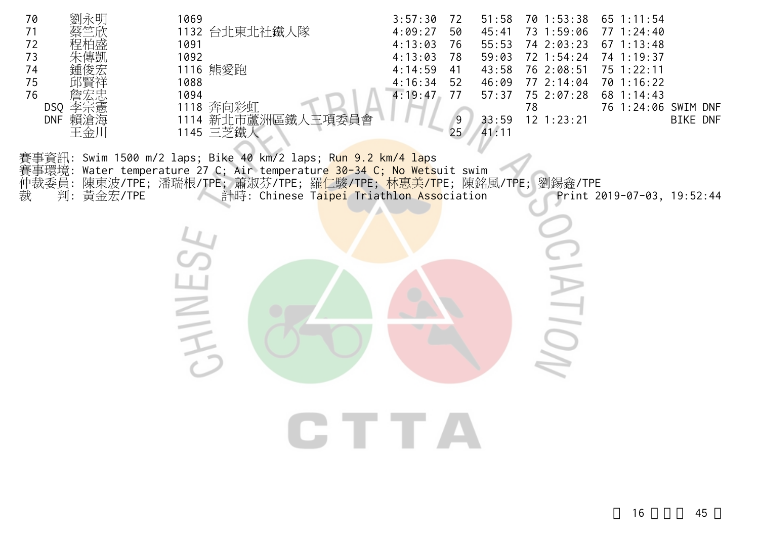| 名次 | 姓名 | 號碼 | 隊伍 | 總成績 | 游泳名次 | 游泳 | 自行車名次 | 自行車 | 跑步名次 | 跑步 | 備註 |
|---|---|---|---|---|---|---|---|---|---|---|---|
| 70 | 劉永明 | 1069 | | 3:57:30 | 72 | 51:58 | 70 | 1:53:38 | 65 | 1:11:54 | |
| 71 | 蔡竺欣 | 1132 | 台北東北社鐵人隊 | 4:09:27 | 50 | 45:41 | 73 | 1:59:06 | 77 | 1:24:40 | |
| 72 | 程柏盛 | 1091 | | 4:13:03 | 76 | 55:53 | 74 | 2:03:23 | 67 | 1:13:48 | |
| 73 | 朱傳凱 | 1092 | | 4:13:03 | 78 | 59:03 | 72 | 1:54:24 | 74 | 1:19:37 | |
| 74 | 鍾俊宏 | 1116 | 熊愛跑 | 4:14:59 | 41 | 43:58 | 76 | 2:08:51 | 75 | 1:22:11 | |
| 75 | 邱賢祥 | 1088 | | 4:16:34 | 52 | 46:09 | 77 | 2:14:04 | 70 | 1:16:22 | |
| 76 | 詹宏忠 | 1094 | | 4:19:47 | 77 | 57:37 | 75 | 2:07:28 | 68 | 1:14:43 | |
| DSQ | 李宗憲 | 1118 | 奔向彩虹 | | | | 78 | | 76 | 1:24:06 | SWIM DNF |
| DNF | 賴滄海 | 1114 | 新北市蘆洲區鐵人三項委員會 | | 9 | 33:59 | 12 | 1:23:21 | | | BIKE DNF |
| | 王金川 | 1145 | 三芝鐵人 | | 25 | 41:11 | | | | | |

賽事資訊: Swim 1500 m/2 laps; Bike 40 km/2 laps; Run 9.2 km/4 laps
賽事環境: Water temperature 27 C; Air temperature 30-34 C; No Wetsuit swim
仲裁委員: 陳東波/TPE; 潘瑞根/TPE; 蕭淑芬/TPE; 羅仁駿/TPE; 林惠美/TPE; 陳銘風/TPE; 劉錫鑫/TPE
裁　　判: 黃金宏/TPE　　計時: Chinese Taipei Triathlon Association　　Print 2019-07-03, 19:52:44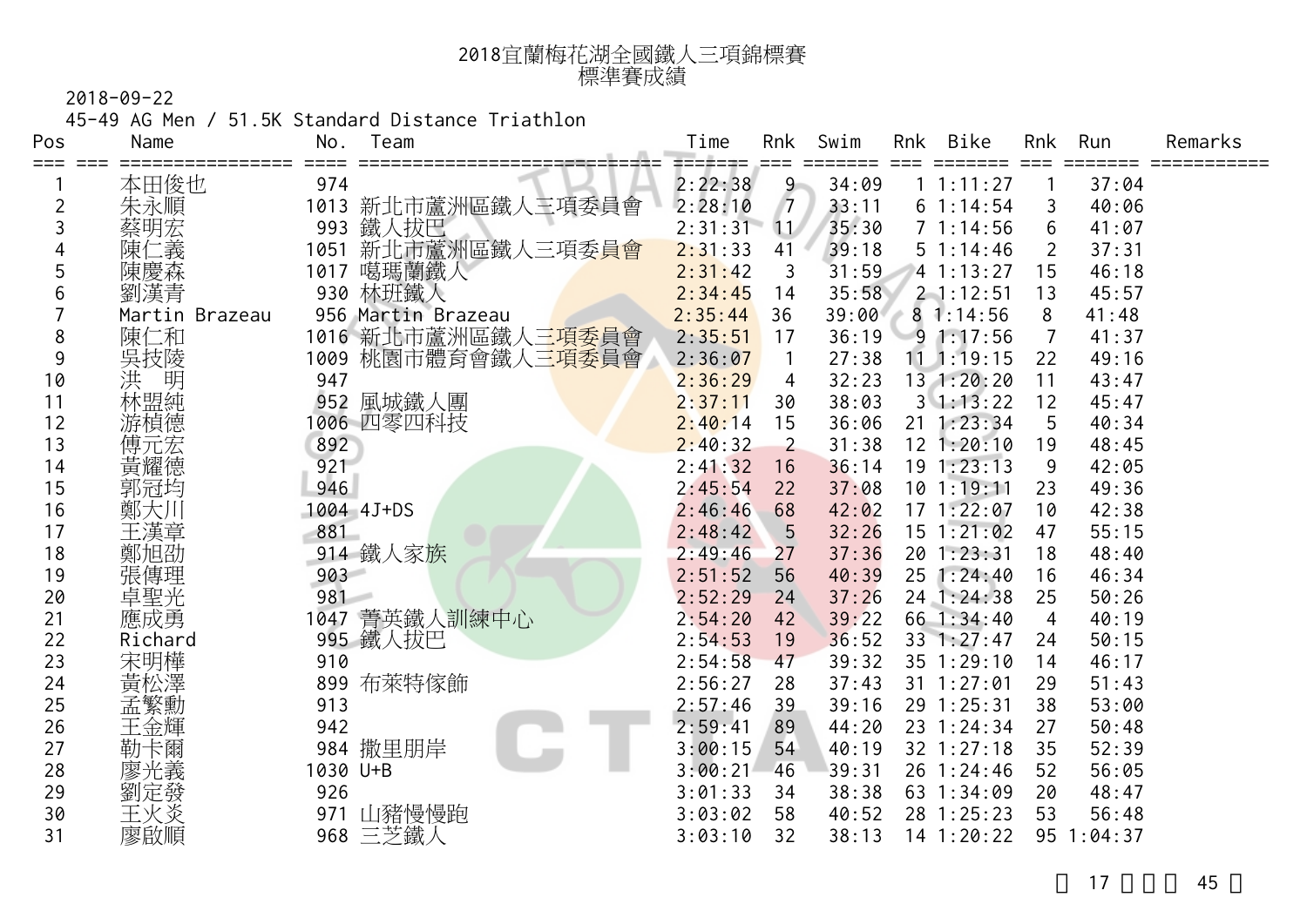# 2018宜蘭梅花湖全國鐵人三項錦標賽
## 標準賽成績

2018-09-22

45-49 AG Men / 51.5K Standard Distance Triathlon

| Pos | Name | No. | Team | Time | Rnk | Swim | Rnk | Bike | Rnk | Run | Remarks |
|---|---|---|---|---|---|---|---|---|---|---|---|
| 1 | 本田俊也 | 974 | | 2:22:38 | 9 | 34:09 | 1 | 1:11:27 | 1 | 37:04 | |
| 2 | 朱永順 | 1013 | 新北市蘆洲區鐵人三項委員會 | 2:28:10 | 7 | 33:11 | 6 | 1:14:54 | 3 | 40:06 | |
| 3 | 蔡明宏 | 993 | 鐵人拔巴 | 2:31:31 | 11 | 35:30 | 7 | 1:14:56 | 6 | 41:07 | |
| 4 | 陳仁義 | 1051 | 新北市蘆洲區鐵人三項委員會 | 2:31:33 | 41 | 39:18 | 5 | 1:14:46 | 2 | 37:31 | |
| 5 | 陳慶森 | 1017 | 噶瑪蘭鐵人 | 2:31:42 | 3 | 31:59 | 4 | 1:13:27 | 15 | 46:18 | |
| 6 | 劉漢青 | 930 | 林班鐵人 | 2:34:45 | 14 | 35:58 | 2 | 1:12:51 | 13 | 45:57 | |
| 7 | Martin Brazeau | 956 | Martin Brazeau | 2:35:44 | 36 | 39:00 | 8 | 1:14:56 | 8 | 41:48 | |
| 8 | 陳仁和 | 1016 | 新北市蘆洲區鐵人三項委員會 | 2:35:51 | 17 | 36:19 | 9 | 1:17:56 | 7 | 41:37 | |
| 9 | 吳技陵 | 1009 | 桃園市體育會鐵人三項委員會 | 2:36:07 | 1 | 27:38 | 11 | 1:19:15 | 22 | 49:16 | |
| 10 | 洪　明 | 947 | | 2:36:29 | 4 | 32:23 | 13 | 1:20:20 | 11 | 43:47 | |
| 11 | 林盟純 | 952 | 風城鐵人團 | 2:37:11 | 30 | 38:03 | 3 | 1:13:22 | 12 | 45:47 | |
| 12 | 游禎德 | 1006 | 四零四科技 | 2:40:14 | 15 | 36:06 | 21 | 1:23:34 | 5 | 40:34 | |
| 13 | 傅元宏 | 892 | | 2:40:32 | 2 | 31:38 | 12 | 1:20:10 | 19 | 48:45 | |
| 14 | 黃耀德 | 921 | | 2:41:32 | 16 | 36:14 | 19 | 1:23:13 | 9 | 42:05 | |
| 15 | 郭冠均 | 946 | | 2:45:54 | 22 | 37:08 | 10 | 1:19:11 | 23 | 49:36 | |
| 16 | 鄭大川 | 1004 | 4J+DS | 2:46:46 | 68 | 42:02 | 17 | 1:22:07 | 10 | 42:38 | |
| 17 | 王漢章 | 881 | | 2:48:42 | 5 | 32:26 | 15 | 1:21:02 | 47 | 55:15 | |
| 18 | 鄭旭劭 | 914 | 鐵人家族 | 2:49:46 | 27 | 37:36 | 20 | 1:23:31 | 18 | 48:40 | |
| 19 | 張傳理 | 903 | | 2:51:52 | 56 | 40:39 | 25 | 1:24:40 | 16 | 46:34 | |
| 20 | 卓聖光 | 981 | | 2:52:29 | 24 | 37:26 | 24 | 1:24:38 | 25 | 50:26 | |
| 21 | 應成勇 | 1047 | 菁英鐵人訓練中心 | 2:54:20 | 42 | 39:22 | 66 | 1:34:40 | 4 | 40:19 | |
| 22 | Richard | 995 | 鐵人拔巴 | 2:54:53 | 19 | 36:52 | 33 | 1:27:47 | 24 | 50:15 | |
| 23 | 宋明樺 | 910 | | 2:54:58 | 47 | 39:32 | 35 | 1:29:10 | 14 | 46:17 | |
| 24 | 黃松澤 | 899 | 布萊特傢飾 | 2:56:27 | 28 | 37:43 | 31 | 1:27:01 | 29 | 51:43 | |
| 25 | 孟繁勳 | 913 | | 2:57:46 | 39 | 39:16 | 29 | 1:25:31 | 38 | 53:00 | |
| 26 | 王金輝 | 942 | | 2:59:41 | 89 | 44:20 | 23 | 1:24:34 | 27 | 50:48 | |
| 27 | 勒卡爾 | 984 | 撒里朋岸 | 3:00:15 | 54 | 40:19 | 32 | 1:27:18 | 35 | 52:39 | |
| 28 | 廖光義 | 1030 | U+B | 3:00:21 | 46 | 39:31 | 26 | 1:24:46 | 52 | 56:05 | |
| 29 | 劉定發 | 926 | | 3:01:33 | 34 | 38:38 | 63 | 1:34:09 | 20 | 48:47 | |
| 30 | 王火炎 | 971 | 山豬慢慢跑 | 3:03:02 | 58 | 40:52 | 28 | 1:25:23 | 53 | 56:48 | |
| 31 | 廖啟順 | 968 | 三芝鐵人 | 3:03:10 | 32 | 38:13 | 14 | 1:20:22 | 95 | 1:04:37 | |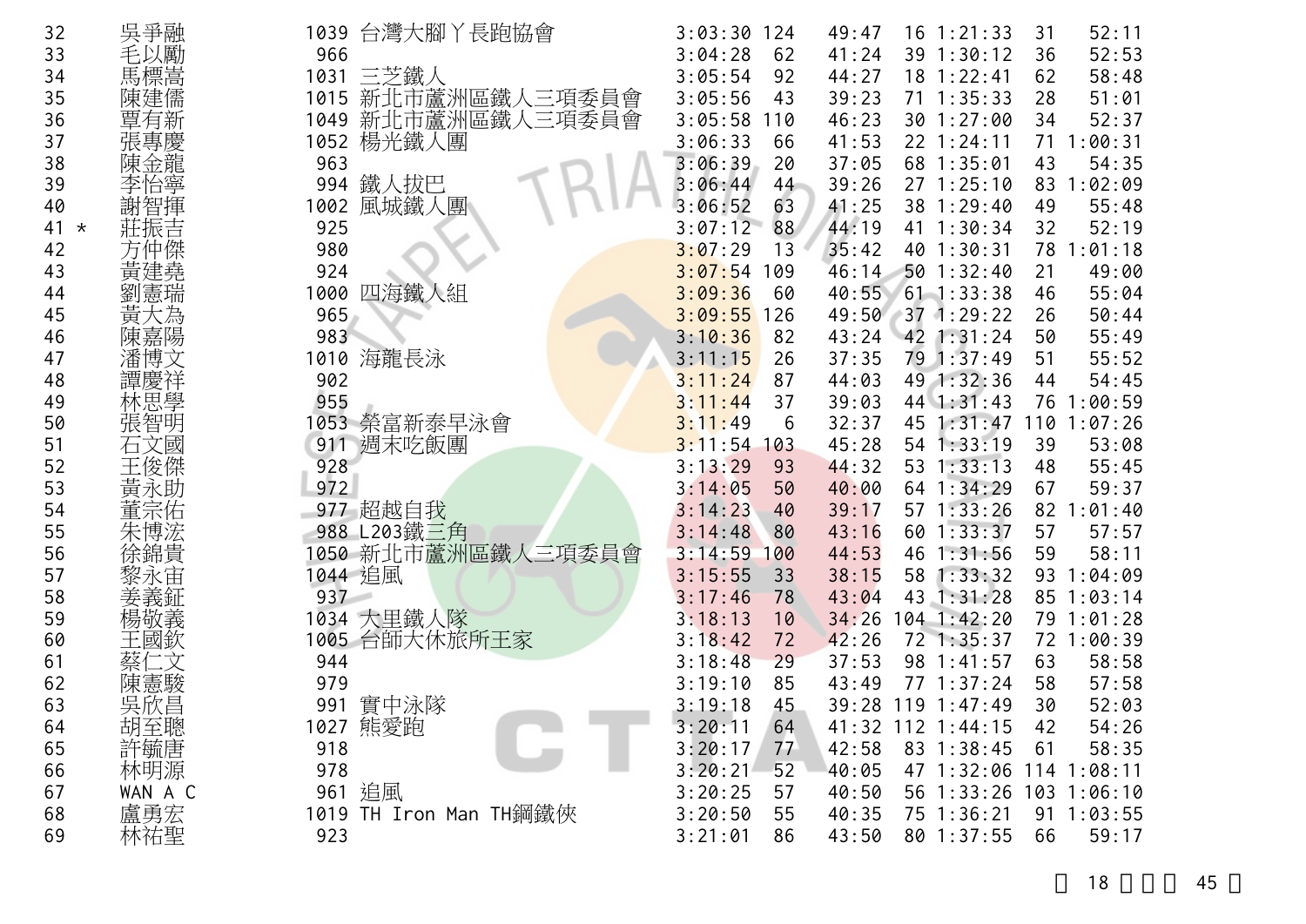| | | | | | | | | | | |
|---|---|---|---|---|---|---|---|---|---|---|
| 32 | 吳爭融 | 1039 | 台灣大腳丫長跑協會 | 3:03:30 | 124 | 49:47 | 16 | 1:21:33 | 31 | 52:11 |
| 33 | 毛以勵 | 966 | | 3:04:28 | 62 | 41:24 | 39 | 1:30:12 | 36 | 52:53 |
| 34 | 馬標嵩 | 1031 | 三芝鐵人 | 3:05:54 | 92 | 44:27 | 18 | 1:22:41 | 62 | 58:48 |
| 35 | 陳建儒 | 1015 | 新北市蘆洲區鐵人三項委員會 | 3:05:56 | 43 | 39:23 | 71 | 1:35:33 | 28 | 51:01 |
| 36 | 覃有新 | 1049 | 新北市蘆洲區鐵人三項委員會 | 3:05:58 | 110 | 46:23 | 30 | 1:27:00 | 34 | 52:37 |
| 37 | 張專慶 | 1052 | 楊光鐵人團 | 3:06:33 | 66 | 41:53 | 22 | 1:24:11 | 71 | 1:00:31 |
| 38 | 陳金龍 | 963 | | 3:06:39 | 20 | 37:05 | 68 | 1:35:01 | 43 | 54:35 |
| 39 | 李怡寧 | 994 | 鐵人拔巴 | 3:06:44 | 44 | 39:26 | 27 | 1:25:10 | 83 | 1:02:09 |
| 40 | 謝智揮 | 1002 | 風城鐵人團 | 3:06:52 | 63 | 41:25 | 38 | 1:29:40 | 49 | 55:48 |
| 41 * | 莊振吉 | 925 | | 3:07:12 | 88 | 44:19 | 41 | 1:30:34 | 32 | 52:19 |
| 42 | 方仲傑 | 980 | | 3:07:29 | 13 | 35:42 | 40 | 1:30:31 | 78 | 1:01:18 |
| 43 | 黃建堯 | 924 | | 3:07:54 | 109 | 46:14 | 50 | 1:32:40 | 21 | 49:00 |
| 44 | 劉憲瑞 | 1000 | 四海鐵人組 | 3:09:36 | 60 | 40:55 | 61 | 1:33:38 | 46 | 55:04 |
| 45 | 黃大為 | 965 | | 3:09:55 | 126 | 49:50 | 37 | 1:29:22 | 26 | 50:44 |
| 46 | 陳嘉陽 | 983 | | 3:10:36 | 82 | 43:24 | 42 | 1:31:24 | 50 | 55:49 |
| 47 | 潘博文 | 1010 | 海龍長泳 | 3:11:15 | 26 | 37:35 | 79 | 1:37:49 | 51 | 55:52 |
| 48 | 譚慶祥 | 902 | | 3:11:24 | 87 | 44:03 | 49 | 1:32:36 | 44 | 54:45 |
| 49 | 林思學 | 955 | | 3:11:44 | 37 | 39:03 | 44 | 1:31:43 | 76 | 1:00:59 |
| 50 | 張智明 | 1053 | 榮富新泰早泳會 | 3:11:49 | 6 | 32:37 | 45 | 1:31:47 | 110 | 1:07:26 |
| 51 | 石文國 | 911 | 週末吃飯團 | 3:11:54 | 103 | 45:28 | 54 | 1:33:19 | 39 | 53:08 |
| 52 | 王俊傑 | 928 | | 3:13:29 | 93 | 44:32 | 53 | 1:33:13 | 48 | 55:45 |
| 53 | 黃永助 | 972 | | 3:14:05 | 50 | 40:00 | 64 | 1:34:29 | 67 | 59:37 |
| 54 | 董宗佑 | 977 | 超越自我 | 3:14:23 | 40 | 39:17 | 57 | 1:33:26 | 82 | 1:01:40 |
| 55 | 朱博浤 | 988 | L203鐵三角 | 3:14:48 | 80 | 43:16 | 60 | 1:33:37 | 57 | 57:57 |
| 56 | 徐錦貴 | 1050 | 新北市蘆洲區鐵人三項委員會 | 3:14:59 | 100 | 44:53 | 46 | 1:31:56 | 59 | 58:11 |
| 57 | 黎永宙 | 1044 | 追風 | 3:15:55 | 33 | 38:15 | 58 | 1:33:32 | 93 | 1:04:09 |
| 58 | 姜義鉦 | 937 | | 3:17:46 | 78 | 43:04 | 43 | 1:31:28 | 85 | 1:03:14 |
| 59 | 楊敬義 | 1034 | 大里鐵人隊 | 3:18:13 | 10 | 34:26 | 104 | 1:42:20 | 79 | 1:01:28 |
| 60 | 王國欽 | 1005 | 台師大休旅所王家 | 3:18:42 | 72 | 42:26 | 72 | 1:35:37 | 72 | 1:00:39 |
| 61 | 蔡仁文 | 944 | | 3:18:48 | 29 | 37:53 | 98 | 1:41:57 | 63 | 58:58 |
| 62 | 陳憲駿 | 979 | | 3:19:10 | 85 | 43:49 | 77 | 1:37:24 | 58 | 57:58 |
| 63 | 吳欣昌 | 991 | 實中泳隊 | 3:19:18 | 45 | 39:28 | 119 | 1:47:49 | 30 | 52:03 |
| 64 | 胡至聰 | 1027 | 熊愛跑 | 3:20:11 | 64 | 41:32 | 112 | 1:44:15 | 42 | 54:26 |
| 65 | 許毓唐 | 918 | | 3:20:17 | 77 | 42:58 | 83 | 1:38:45 | 61 | 58:35 |
| 66 | 林明源 | 978 | | 3:20:21 | 52 | 40:05 | 47 | 1:32:06 | 114 | 1:08:11 |
| 67 | WAN A C | 961 | 追風 | 3:20:25 | 57 | 40:50 | 56 | 1:33:26 | 103 | 1:06:10 |
| 68 | 盧勇宏 | 1019 | TH Iron Man TH鋼鐵俠 | 3:20:50 | 55 | 40:35 | 75 | 1:36:21 | 91 | 1:03:55 |
| 69 | 林祐聖 | 923 | | 3:21:01 | 86 | 43:50 | 80 | 1:37:55 | 66 | 59:17 |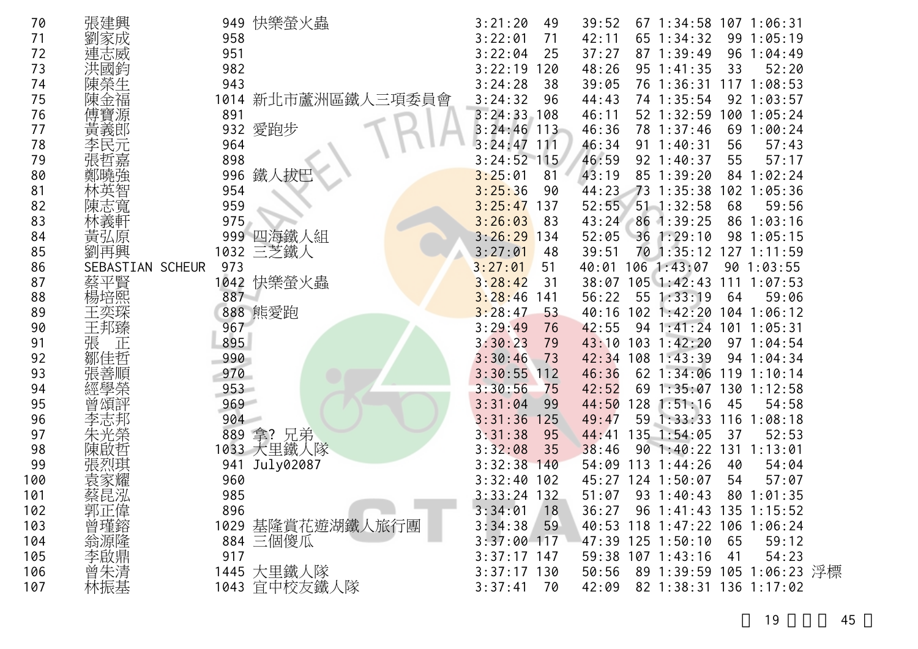| | | | | | | | | | | | |
|---|---|---|---|---|---|---|---|---|---|---|---|
| 70 | 張建興 | 949 | 快樂螢火蟲 | 3:21:20 | 49 | 39:52 | 67 | 1:34:58 | 107 | 1:06:31 | |
| 71 | 劉家成 | 958 | | 3:22:01 | 71 | 42:11 | 65 | 1:34:32 | 99 | 1:05:19 | |
| 72 | 連志威 | 951 | | 3:22:04 | 25 | 37:27 | 87 | 1:39:49 | 96 | 1:04:49 | |
| 73 | 洪國鈞 | 982 | | 3:22:19 | 120 | 48:26 | 95 | 1:41:35 | 33 | 52:20 | |
| 74 | 陳榮生 | 943 | | 3:24:28 | 38 | 39:05 | 76 | 1:36:31 | 117 | 1:08:53 | |
| 75 | 陳金福 | 1014 | 新北市蘆洲區鐵人三項委員會 | 3:24:32 | 96 | 44:43 | 74 | 1:35:54 | 92 | 1:03:57 | |
| 76 | 傅寶源 | 891 | | 3:24:33 | 108 | 46:11 | 52 | 1:32:59 | 100 | 1:05:24 | |
| 77 | 黃義郎 | 932 | 愛跑步 | 3:24:46 | 113 | 46:36 | 78 | 1:37:46 | 69 | 1:00:24 | |
| 78 | 李民元 | 964 | | 3:24:47 | 111 | 46:34 | 91 | 1:40:31 | 56 | 57:43 | |
| 79 | 張哲嘉 | 898 | | 3:24:52 | 115 | 46:59 | 92 | 1:40:37 | 55 | 57:17 | |
| 80 | 鄭曉強 | 996 | 鐵人拔巴 | 3:25:01 | 81 | 43:19 | 85 | 1:39:20 | 84 | 1:02:24 | |
| 81 | 林英智 | 954 | | 3:25:36 | 90 | 44:23 | 73 | 1:35:38 | 102 | 1:05:36 | |
| 82 | 陳志寬 | 959 | | 3:25:47 | 137 | 52:55 | 51 | 1:32:58 | 68 | 59:56 | |
| 83 | 林義軒 | 975 | | 3:26:03 | 83 | 43:24 | 86 | 1:39:25 | 86 | 1:03:16 | |
| 84 | 黃弘原 | 999 | 四海鐵人組 | 3:26:29 | 134 | 52:05 | 36 | 1:29:10 | 98 | 1:05:15 | |
| 85 | 劉再興 | 1032 | 三芝鐵人 | 3:27:01 | 48 | 39:51 | 70 | 1:35:12 | 127 | 1:11:59 | |
| 86 | SEBASTIAN SCHEUR | 973 | | 3:27:01 | 51 | 40:01 | 106 | 1:43:07 | 90 | 1:03:55 | |
| 87 | 蔡平賢 | 1042 | 快樂螢火蟲 | 3:28:42 | 31 | 38:07 | 105 | 1:42:43 | 111 | 1:07:53 | |
| 88 | 楊培熙 | 887 | | 3:28:46 | 141 | 56:22 | 55 | 1:33:19 | 64 | 59:06 | |
| 89 | 王奕琛 | 888 | 熊愛跑 | 3:28:47 | 53 | 40:16 | 102 | 1:42:20 | 104 | 1:06:12 | |
| 90 | 王邦臻 | 967 | | 3:29:49 | 76 | 42:55 | 94 | 1:41:24 | 101 | 1:05:31 | |
| 91 | 張　正 | 895 | | 3:30:23 | 79 | 43:10 | 103 | 1:42:20 | 97 | 1:04:54 | |
| 92 | 鄒佳哲 | 990 | | 3:30:46 | 73 | 42:34 | 108 | 1:43:39 | 94 | 1:04:34 | |
| 93 | 張善順 | 970 | | 3:30:55 | 112 | 46:36 | 62 | 1:34:06 | 119 | 1:10:14 | |
| 94 | 經學榮 | 953 | | 3:30:56 | 75 | 42:52 | 69 | 1:35:07 | 130 | 1:12:58 | |
| 95 | 曾頌評 | 969 | | 3:31:04 | 99 | 44:50 | 128 | 1:51:16 | 45 | 54:58 | |
| 96 | 李志邦 | 904 | | 3:31:36 | 125 | 49:47 | 59 | 1:33:33 | 116 | 1:08:18 | |
| 97 | 朱光榮 | 889 | 拿? 兄弟 | 3:31:38 | 95 | 44:41 | 135 | 1:54:05 | 37 | 52:53 | |
| 98 | 陳啟哲 | 1033 | 大里鐵人隊 | 3:32:08 | 35 | 38:46 | 90 | 1:40:22 | 131 | 1:13:01 | |
| 99 | 張烈琪 | 941 | July02087 | 3:32:38 | 140 | 54:09 | 113 | 1:44:26 | 40 | 54:04 | |
| 100 | 袁家耀 | 960 | | 3:32:40 | 102 | 45:27 | 124 | 1:50:07 | 54 | 57:07 | |
| 101 | 蔡昆泓 | 985 | | 3:33:24 | 132 | 51:07 | 93 | 1:40:43 | 80 | 1:01:35 | |
| 102 | 郭正偉 | 896 | | 3:34:01 | 18 | 36:27 | 96 | 1:41:43 | 135 | 1:15:52 | |
| 103 | 曾瑾鎔 | 1029 | 基隆賞花遊湖鐵人旅行團 | 3:34:38 | 59 | 40:53 | 118 | 1:47:22 | 106 | 1:06:24 | |
| 104 | 翁源隆 | 884 | 三個傻瓜 | 3:37:00 | 117 | 47:39 | 125 | 1:50:10 | 65 | 59:12 | |
| 105 | 李啟鼎 | 917 | | 3:37:17 | 147 | 59:38 | 107 | 1:43:16 | 41 | 54:23 | |
| 106 | 曾朱清 | 1445 | 大里鐵人隊 | 3:37:17 | 130 | 50:56 | 89 | 1:39:59 | 105 | 1:06:23 | 浮標 |
| 107 | 林振基 | 1043 | 宜中校友鐵人隊 | 3:37:41 | 70 | 42:09 | 82 | 1:38:31 | 136 | 1:17:02 | |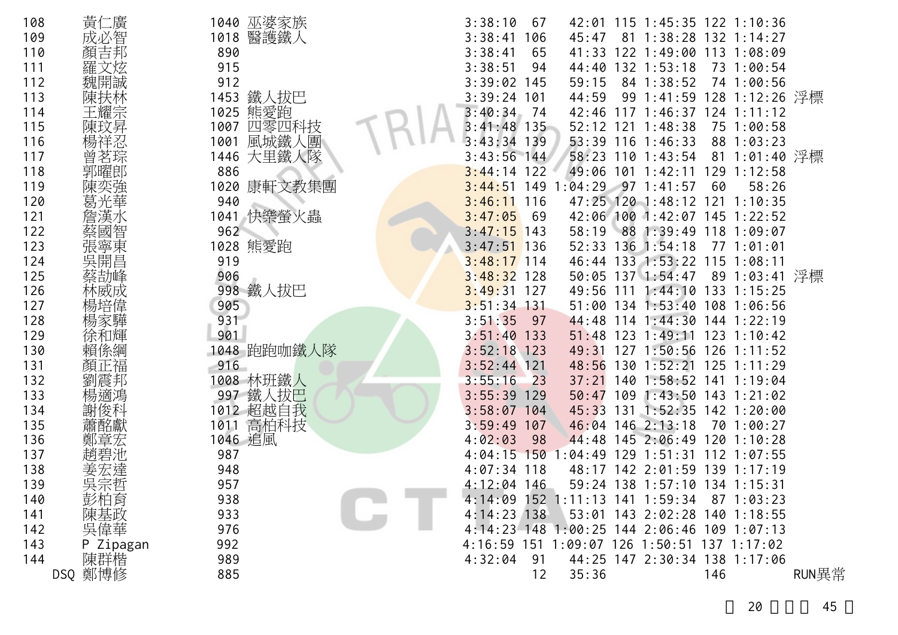| | | | | | | | | | | | | |
|---|---|---|---|---|---|---|---|---|---|---|---|---|
| 108 | 黃仁廣 | 1040 | 巫婆家族 | 3:38:10 | 67 | 42:01 | 115 | 1:45:35 | 122 | 1:10:36 | |
| 109 | 成必智 | 1018 | 醫護鐵人 | 3:38:41 | 106 | 45:47 | 81 | 1:38:28 | 132 | 1:14:27 | |
| 110 | 顏吉邦 | 890 | | 3:38:41 | 65 | 41:33 | 122 | 1:49:00 | 113 | 1:08:09 | |
| 111 | 羅文炫 | 915 | | 3:38:51 | 94 | 44:40 | 132 | 1:53:18 | 73 | 1:00:54 | |
| 112 | 魏開誠 | 912 | | 3:39:02 | 145 | 59:15 | 84 | 1:38:52 | 74 | 1:00:56 | |
| 113 | 陳扶林 | 1453 | 鐵人拔巴 | 3:39:24 | 101 | 44:59 | 99 | 1:41:59 | 128 | 1:12:26 | 浮標 |
| 114 | 王耀宗 | 1025 | 熊愛跑 | 3:40:34 | 74 | 42:46 | 117 | 1:46:37 | 124 | 1:11:12 | |
| 115 | 陳玟昇 | 1007 | 四零四科技 | 3:41:48 | 135 | 52:12 | 121 | 1:48:38 | 75 | 1:00:58 | |
| 116 | 楊祥忍 | 1001 | 風城鐵人團 | 3:43:34 | 139 | 53:39 | 116 | 1:46:33 | 88 | 1:03:23 | |
| 117 | 曾茗琮 | 1446 | 大里鐵人隊 | 3:43:56 | 144 | 58:23 | 110 | 1:43:54 | 81 | 1:01:40 | 浮標 |
| 118 | 郭曜郎 | 886 | | 3:44:14 | 122 | 49:06 | 101 | 1:42:11 | 129 | 1:12:58 | |
| 119 | 陳奕強 | 1020 | 康軒文教集團 | 3:44:51 | 149 | 1:04:29 | 97 | 1:41:57 | 60 | 58:26 | |
| 120 | 葛光華 | 940 | | 3:46:11 | 116 | 47:25 | 120 | 1:48:12 | 121 | 1:10:35 | |
| 121 | 詹漢水 | 1041 | 快樂螢火蟲 | 3:47:05 | 69 | 42:06 | 100 | 1:42:07 | 145 | 1:22:52 | |
| 122 | 蔡國智 | 962 | | 3:47:15 | 143 | 58:19 | 88 | 1:39:49 | 118 | 1:09:07 | |
| 123 | 張寧東 | 1028 | 熊愛跑 | 3:47:51 | 136 | 52:33 | 136 | 1:54:18 | 77 | 1:01:01 | |
| 124 | 吳開昌 | 919 | | 3:48:17 | 114 | 46:44 | 133 | 1:53:22 | 115 | 1:08:11 | |
| 125 | 蔡劼峰 | 906 | | 3:48:32 | 128 | 50:05 | 137 | 1:54:47 | 89 | 1:03:41 | 浮標 |
| 126 | 林威成 | 998 | 鐵人拔巴 | 3:49:31 | 127 | 49:56 | 111 | 1:44:10 | 133 | 1:15:25 | |
| 127 | 楊培偉 | 905 | | 3:51:34 | 131 | 51:00 | 134 | 1:53:40 | 108 | 1:06:56 | |
| 128 | 楊家驊 | 931 | | 3:51:35 | 97 | 44:48 | 114 | 1:44:30 | 144 | 1:22:19 | |
| 129 | 徐和輝 | 901 | | 3:51:40 | 133 | 51:48 | 123 | 1:49:11 | 123 | 1:10:42 | |
| 130 | 賴係綱 | 1048 | 跑跑咖鐵人隊 | 3:52:18 | 123 | 49:31 | 127 | 1:50:56 | 126 | 1:11:52 | |
| 131 | 顏正福 | 916 | | 3:52:44 | 121 | 48:56 | 130 | 1:52:21 | 125 | 1:11:29 | |
| 132 | 劉震邦 | 1008 | 林班鐵人 | 3:55:16 | 23 | 37:21 | 140 | 1:58:52 | 141 | 1:19:04 | |
| 133 | 楊適鴻 | 997 | 鐵人拔巴 | 3:55:39 | 129 | 50:47 | 109 | 1:43:50 | 143 | 1:21:02 | |
| 134 | 謝俊科 | 1012 | 超越自我 | 3:58:07 | 104 | 45:33 | 131 | 1:52:35 | 142 | 1:20:00 | |
| 135 | 蕭酩獻 | 1011 | 高柏科技 | 3:59:49 | 107 | 46:04 | 146 | 2:13:18 | 70 | 1:00:27 | |
| 136 | 鄭章宏 | 1046 | 追風 | 4:02:03 | 98 | 44:48 | 145 | 2:06:49 | 120 | 1:10:28 | |
| 137 | 趙碧池 | 987 | | 4:04:15 | 150 | 1:04:49 | 129 | 1:51:31 | 112 | 1:07:55 | |
| 138 | 姜宏達 | 948 | | 4:07:34 | 118 | 48:17 | 142 | 2:01:59 | 139 | 1:17:19 | |
| 139 | 吳宗哲 | 957 | | 4:12:04 | 146 | 59:24 | 138 | 1:57:10 | 134 | 1:15:31 | |
| 140 | 彭柏育 | 938 | | 4:14:09 | 152 | 1:11:13 | 141 | 1:59:34 | 87 | 1:03:23 | |
| 141 | 陳基政 | 933 | | 4:14:23 | 138 | 53:01 | 143 | 2:02:28 | 140 | 1:18:55 | |
| 142 | 吳偉華 | 976 | | 4:14:23 | 148 | 1:00:25 | 144 | 2:06:46 | 109 | 1:07:13 | |
| 143 | P Zipagan | 992 | | 4:16:59 | 151 | 1:09:07 | 126 | 1:50:51 | 137 | 1:17:02 | |
| 144 | 陳群楷 | 989 | | 4:32:04 | 91 | 44:25 | 147 | 2:30:34 | 138 | 1:17:06 | |
| DSQ | 鄭博修 | 885 | | | 12 | 35:36 | | | 146 | | RUN異常 |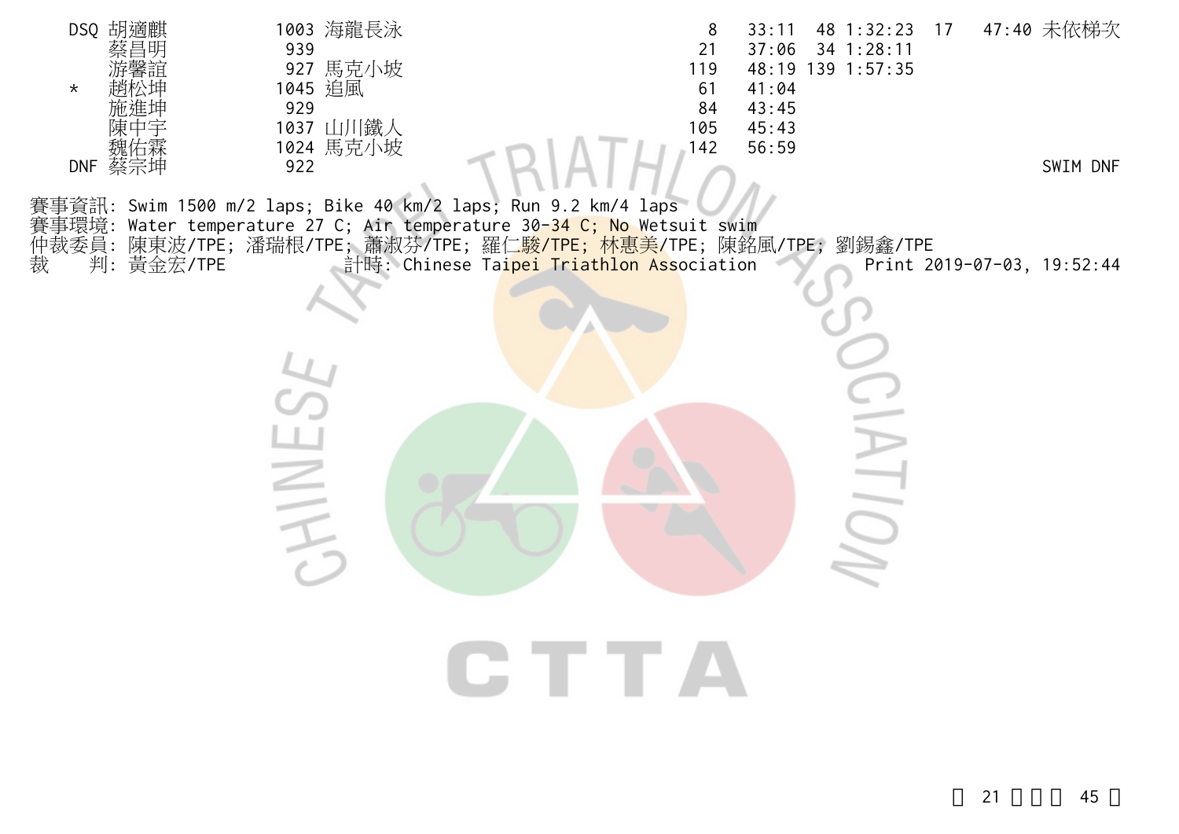| | | | | | | | | | |
|---|---|---|---|---|---|---|---|---|---|
| DSQ | 胡適麒 | 1003 | 海龍長泳 | 8 | 33:11 | 48 | 1:32:23 | 17 | 47:40 未依梯次 |
| | 蔡昌明 | 939 | | 21 | 37:06 | 34 | 1:28:11 | | |
| | 游馨誼 | 927 | 馬克小坡 | 119 | 48:19 | 139 | 1:57:35 | | |
| * | 趙松坤 | 1045 | 追風 | 61 | 41:04 | | | | |
| | 施進坤 | 929 | | 84 | 43:45 | | | | |
| | 陳中宇 | 1037 | 山川鐵人 | 105 | 45:43 | | | | |
| | 魏佑霖 | 1024 | 馬克小坡 | 142 | 56:59 | | | | |
| DNF | 蔡宗坤 | 922 | | | | | | | SWIM DNF |

賽事資訊: Swim 1500 m/2 laps; Bike 40 km/2 laps; Run 9.2 km/4 laps
賽事環境: Water temperature 27 C; Air temperature 30-34 C; No Wetsuit swim
仲裁委員: 陳東波/TPE; 潘瑞根/TPE; 蕭淑芬/TPE; 羅仁駿/TPE; 林惠美/TPE; 陳銘風/TPE; 劉錫鑫/TPE
裁　　判: 黃金宏/TPE　　　　計時: Chinese Taipei Triathlon Association　　　　Print 2019-07-03, 19:52:44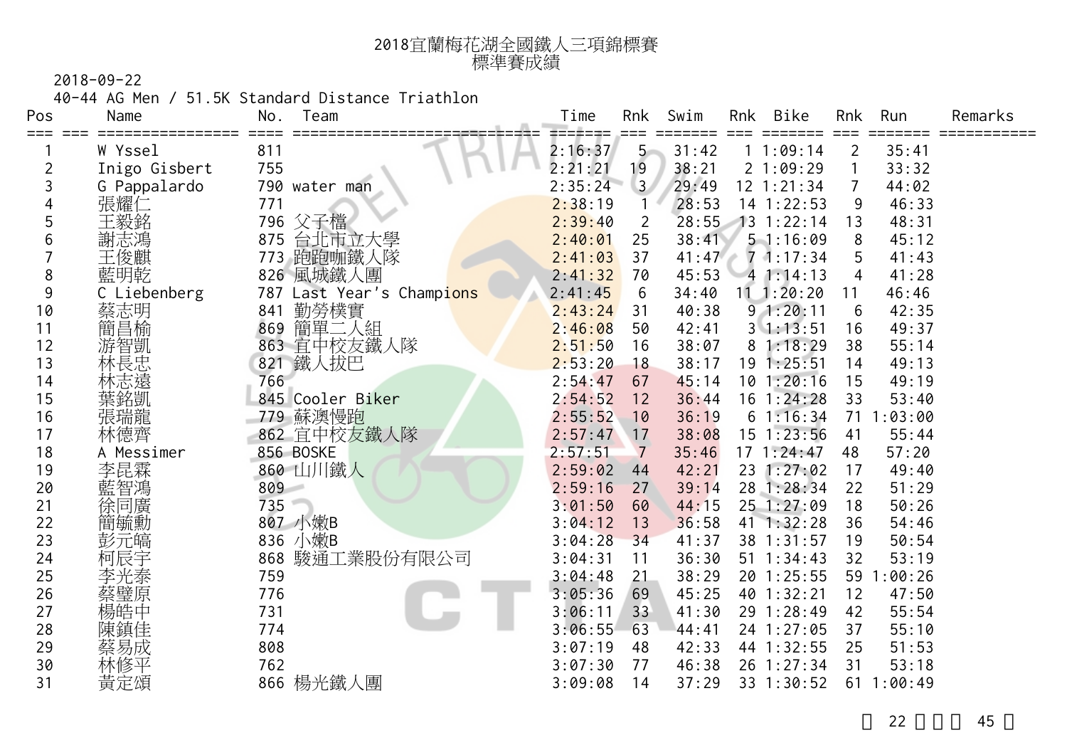# 2018宜蘭梅花湖全國鐵人三項錦標賽
## 標準賽成績

2018-09-22

40-44 AG Men / 51.5K Standard Distance Triathlon

| Pos | Name | No. | Team | Time | Rnk | Swim | Rnk | Bike | Rnk | Run | Remarks |
|---|---|---|---|---|---|---|---|---|---|---|---|
| 1 | W Yssel | 811 | | 2:16:37 | 5 | 31:42 | 1 | 1:09:14 | 2 | 35:41 | |
| 2 | Inigo Gisbert | 755 | | 2:21:21 | 19 | 38:21 | 2 | 1:09:29 | 1 | 33:32 | |
| 3 | G Pappalardo | 790 | water man | 2:35:24 | 3 | 29:49 | 12 | 1:21:34 | 7 | 44:02 | |
| 4 | 張耀仁 | 771 | | 2:38:19 | 1 | 28:53 | 14 | 1:22:53 | 9 | 46:33 | |
| 5 | 王毅銘 | 796 | 父子檔 | 2:39:40 | 2 | 28:55 | 13 | 1:22:14 | 13 | 48:31 | |
| 6 | 謝志鴻 | 875 | 台北市立大學 | 2:40:01 | 25 | 38:41 | 5 | 1:16:09 | 8 | 45:12 | |
| 7 | 王俊麒 | 773 | 跑跑咖鐵人隊 | 2:41:03 | 37 | 41:47 | 7 | 1:17:34 | 5 | 41:43 | |
| 8 | 藍明乾 | 826 | 風城鐵人團 | 2:41:32 | 70 | 45:53 | 4 | 1:14:13 | 4 | 41:28 | |
| 9 | C Liebenberg | 787 | Last Year's Champions | 2:41:45 | 6 | 34:40 | 11 | 1:20:20 | 11 | 46:46 | |
| 10 | 蔡志明 | 841 | 勤勞樸實 | 2:43:24 | 31 | 40:38 | 9 | 1:20:11 | 6 | 42:35 | |
| 11 | 簡昌榆 | 869 | 簡單二人組 | 2:46:08 | 50 | 42:41 | 3 | 1:13:51 | 16 | 49:37 | |
| 12 | 游智凱 | 863 | 宜中校友鐵人隊 | 2:51:50 | 16 | 38:07 | 8 | 1:18:29 | 38 | 55:14 | |
| 13 | 林長忠 | 821 | 鐵人拔巴 | 2:53:20 | 18 | 38:17 | 19 | 1:25:51 | 14 | 49:13 | |
| 14 | 林志遠 | 766 | | 2:54:47 | 67 | 45:14 | 10 | 1:20:16 | 15 | 49:19 | |
| 15 | 葉銘凱 | 845 | Cooler Biker | 2:54:52 | 12 | 36:44 | 16 | 1:24:28 | 33 | 53:40 | |
| 16 | 張瑞龍 | 779 | 蘇澳慢跑 | 2:55:52 | 10 | 36:19 | 6 | 1:16:34 | 71 | 1:03:00 | |
| 17 | 林德齊 | 862 | 宜中校友鐵人隊 | 2:57:47 | 17 | 38:08 | 15 | 1:23:56 | 41 | 55:44 | |
| 18 | A Messimer | 856 | BOSKE | 2:57:51 | 7 | 35:46 | 17 | 1:24:47 | 48 | 57:20 | |
| 19 | 李昆霖 | 860 | 山川鐵人 | 2:59:02 | 44 | 42:21 | 23 | 1:27:02 | 17 | 49:40 | |
| 20 | 藍智鴻 | 809 | | 2:59:16 | 27 | 39:14 | 28 | 1:28:34 | 22 | 51:29 | |
| 21 | 徐同廣 | 735 | | 3:01:50 | 60 | 44:15 | 25 | 1:27:09 | 18 | 50:26 | |
| 22 | 簡毓勳 | 807 | 小嫩B | 3:04:12 | 13 | 36:58 | 41 | 1:32:28 | 36 | 54:46 | |
| 23 | 彭元碻 | 836 | 小嫩B | 3:04:28 | 34 | 41:37 | 38 | 1:31:57 | 19 | 50:54 | |
| 24 | 柯辰宇 | 868 | 駿通工業股份有限公司 | 3:04:31 | 11 | 36:30 | 51 | 1:34:43 | 32 | 53:19 | |
| 25 | 李光泰 | 759 | | 3:04:48 | 21 | 38:29 | 20 | 1:25:55 | 59 | 1:00:26 | |
| 26 | 蔡璧原 | 776 | | 3:05:36 | 69 | 45:25 | 40 | 1:32:21 | 12 | 47:50 | |
| 27 | 楊皓中 | 731 | | 3:06:11 | 33 | 41:30 | 29 | 1:28:49 | 42 | 55:54 | |
| 28 | 陳鎮佳 | 774 | | 3:06:55 | 63 | 44:41 | 24 | 1:27:05 | 37 | 55:10 | |
| 29 | 蔡易成 | 808 | | 3:07:19 | 48 | 42:33 | 44 | 1:32:55 | 25 | 51:53 | |
| 30 | 林修平 | 762 | | 3:07:30 | 77 | 46:38 | 26 | 1:27:34 | 31 | 53:18 | |
| 31 | 黃定頌 | 866 | 楊光鐵人團 | 3:09:08 | 14 | 37:29 | 33 | 1:30:52 | 61 | 1:00:49 | |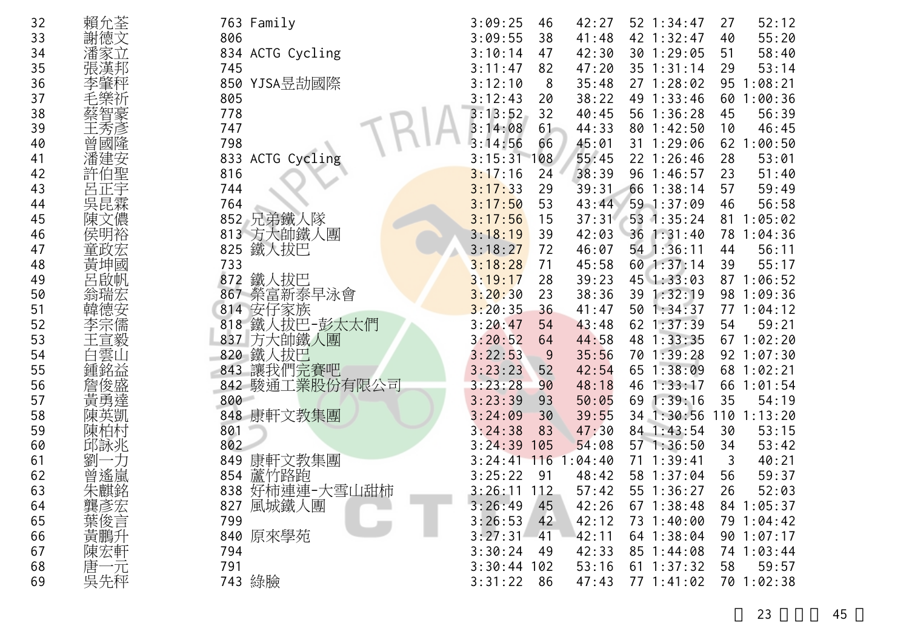| | | | | | | | | | | |
|---|---|---|---|---|---|---|---|---|---|---|
| 32 | 賴允荃 | 763 Family | 3:09:25 | 46 | 42:27 | 52 | 1:34:47 | 27 | 52:12 |
| 33 | 謝德文 | 806 | 3:09:55 | 38 | 41:48 | 42 | 1:32:47 | 40 | 55:20 |
| 34 | 潘家立 | 834 ACTG Cycling | 3:10:14 | 47 | 42:30 | 30 | 1:29:05 | 51 | 58:40 |
| 35 | 張漢邦 | 745 | 3:11:47 | 82 | 47:20 | 35 | 1:31:14 | 29 | 53:14 |
| 36 | 李肇秤 | 850 YJSA昱劼國際 | 3:12:10 | 8 | 35:48 | 27 | 1:28:02 | 95 | 1:08:21 |
| 37 | 毛樂祈 | 805 | 3:12:43 | 20 | 38:22 | 49 | 1:33:46 | 60 | 1:00:36 |
| 38 | 蔡智豪 | 778 | 3:13:52 | 32 | 40:45 | 56 | 1:36:28 | 45 | 56:39 |
| 39 | 王秀彥 | 747 | 3:14:08 | 61 | 44:33 | 80 | 1:42:50 | 10 | 46:45 |
| 40 | 曾國隆 | 798 | 3:14:56 | 66 | 45:01 | 31 | 1:29:06 | 62 | 1:00:50 |
| 41 | 潘建安 | 833 ACTG Cycling | 3:15:31 | 108 | 55:45 | 22 | 1:26:46 | 28 | 53:01 |
| 42 | 許伯聖 | 816 | 3:17:16 | 24 | 38:39 | 96 | 1:46:57 | 23 | 51:40 |
| 43 | 呂正宇 | 744 | 3:17:33 | 29 | 39:31 | 66 | 1:38:14 | 57 | 59:49 |
| 44 | 吳昆霖 | 764 | 3:17:50 | 53 | 43:44 | 59 | 1:37:09 | 46 | 56:58 |
| 45 | 陳文儂 | 852 兄弟鐵人隊 | 3:17:56 | 15 | 37:31 | 53 | 1:35:24 | 81 | 1:05:02 |
| 46 | 侯明裕 | 813 方大帥鐵人團 | 3:18:19 | 39 | 42:03 | 36 | 1:31:40 | 78 | 1:04:36 |
| 47 | 童政宏 | 825 鐵人拔巴 | 3:18:27 | 72 | 46:07 | 54 | 1:36:11 | 44 | 56:11 |
| 48 | 黃坤國 | 733 | 3:18:28 | 71 | 45:58 | 60 | 1:37:14 | 39 | 55:17 |
| 49 | 呂啟帆 | 872 鐵人拔巴 | 3:19:17 | 28 | 39:23 | 45 | 1:33:03 | 87 | 1:06:52 |
| 50 | 翁瑞宏 | 867 榮富新泰早泳會 | 3:20:30 | 23 | 38:36 | 39 | 1:32:19 | 98 | 1:09:36 |
| 51 | 韓德安 | 814 安仔家族 | 3:20:35 | 36 | 41:47 | 50 | 1:34:37 | 77 | 1:04:12 |
| 52 | 李宗儒 | 818 鐵人拔巴-彭太太們 | 3:20:47 | 54 | 43:48 | 62 | 1:37:39 | 54 | 59:21 |
| 53 | 王宣毅 | 837 方大帥鐵人團 | 3:20:52 | 64 | 44:58 | 48 | 1:33:35 | 67 | 1:02:20 |
| 54 | 白雲山 | 820 鐵人拔巴 | 3:22:53 | 9 | 35:56 | 70 | 1:39:28 | 92 | 1:07:30 |
| 55 | 鍾銘益 | 843 讓我們完賽吧 | 3:23:23 | 52 | 42:54 | 65 | 1:38:09 | 68 | 1:02:21 |
| 56 | 詹俊盛 | 842 駿通工業股份有限公司 | 3:23:28 | 90 | 48:18 | 46 | 1:33:17 | 66 | 1:01:54 |
| 57 | 黃勇達 | 800 | 3:23:39 | 93 | 50:05 | 69 | 1:39:16 | 35 | 54:19 |
| 58 | 陳英凱 | 848 康軒文教集團 | 3:24:09 | 30 | 39:55 | 34 | 1:30:56 | 110 | 1:13:20 |
| 59 | 陳柏村 | 801 | 3:24:38 | 83 | 47:30 | 84 | 1:43:54 | 30 | 53:15 |
| 60 | 邱詠兆 | 802 | 3:24:39 | 105 | 54:08 | 57 | 1:36:50 | 34 | 53:42 |
| 61 | 劉一力 | 849 康軒文教集團 | 3:24:41 | 116 | 1:04:40 | 71 | 1:39:41 | 3 | 40:21 |
| 62 | 曾遙嵐 | 854 蘆竹路跑 | 3:25:22 | 91 | 48:42 | 58 | 1:37:04 | 56 | 59:37 |
| 63 | 朱麒銘 | 838 好柿連連-大雪山甜柿 | 3:26:11 | 112 | 57:42 | 55 | 1:36:27 | 26 | 52:03 |
| 64 | 龔彥宏 | 827 風城鐵人團 | 3:26:49 | 45 | 42:26 | 67 | 1:38:48 | 84 | 1:05:37 |
| 65 | 葉俊言 | 799 | 3:26:53 | 42 | 42:12 | 73 | 1:40:00 | 79 | 1:04:42 |
| 66 | 黃鵬升 | 840 原來學苑 | 3:27:31 | 41 | 42:11 | 64 | 1:38:04 | 90 | 1:07:17 |
| 67 | 陳宏軒 | 794 | 3:30:24 | 49 | 42:33 | 85 | 1:44:08 | 74 | 1:03:44 |
| 68 | 唐一元 | 791 | 3:30:44 | 102 | 53:16 | 61 | 1:37:32 | 58 | 59:57 |
| 69 | 吳先秤 | 743 綠臉 | 3:31:22 | 86 | 47:43 | 77 | 1:41:02 | 70 | 1:02:38 |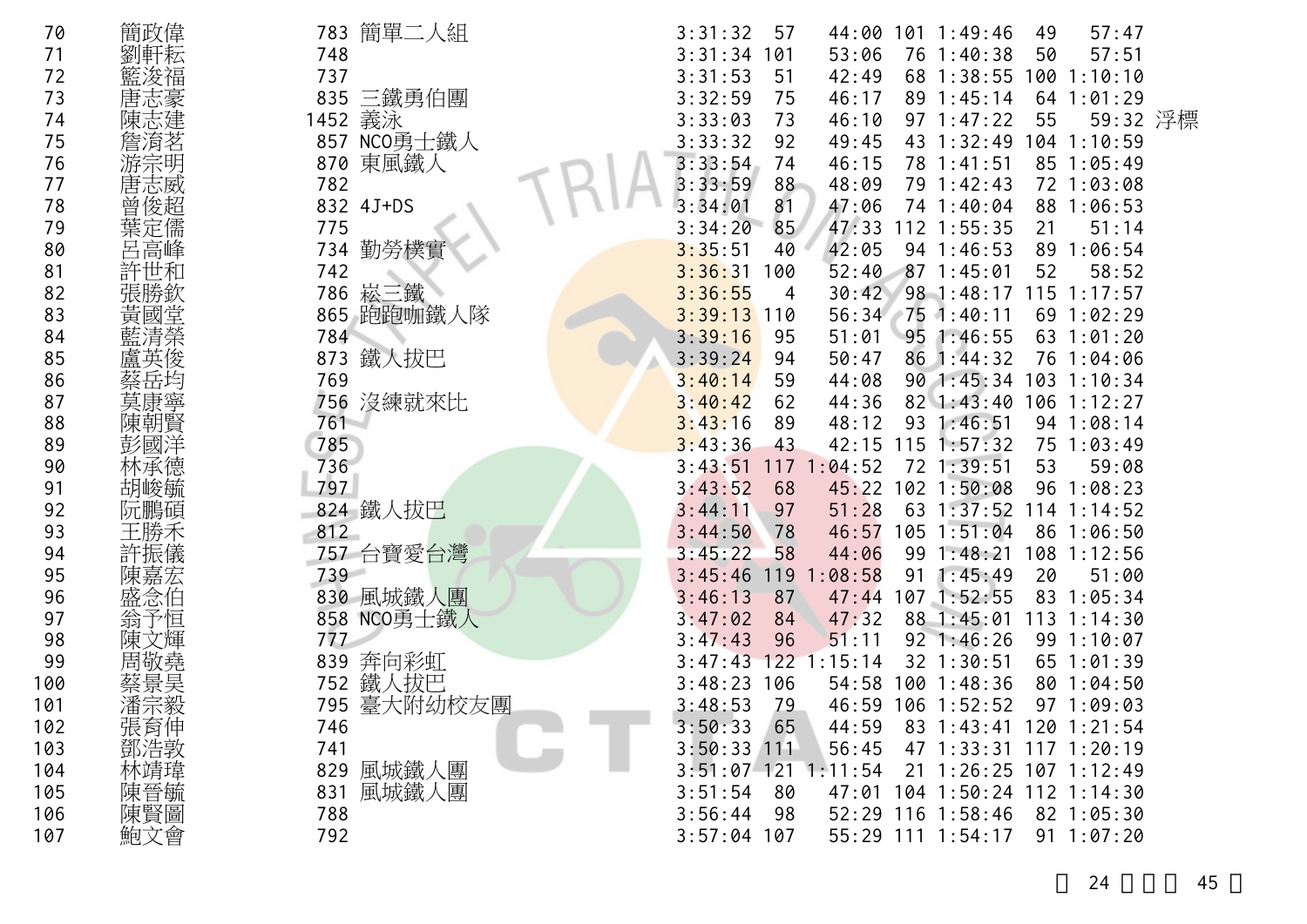| | | | | | | | | | | | |
|---|---|---|---|---|---|---|---|---|---|---|---|
| 70 | 簡政偉 | 783 | 簡單二人組 | 3:31:32 | 57 | 44:00 | 101 | 1:49:46 | 49 | 57:47 | |
| 71 | 劉軒耘 | 748 | | 3:31:34 | 101 | 53:06 | 76 | 1:40:38 | 50 | 57:51 | |
| 72 | 籃浚福 | 737 | | 3:31:53 | 51 | 42:49 | 68 | 1:38:55 | 100 | 1:10:10 | |
| 73 | 唐志豪 | 835 | 三鐵勇伯團 | 3:32:59 | 75 | 46:17 | 89 | 1:45:14 | 64 | 1:01:29 | |
| 74 | 陳志建 | 1452 | 義泳 | 3:33:03 | 73 | 46:10 | 97 | 1:47:22 | 55 | 59:32 | 浮標 |
| 75 | 詹淯茗 | 857 | NCO勇士鐵人 | 3:33:32 | 92 | 49:45 | 43 | 1:32:49 | 104 | 1:10:59 | |
| 76 | 游宗明 | 870 | 東風鐵人 | 3:33:54 | 74 | 46:15 | 78 | 1:41:51 | 85 | 1:05:49 | |
| 77 | 唐志威 | 782 | | 3:33:59 | 88 | 48:09 | 79 | 1:42:43 | 72 | 1:03:08 | |
| 78 | 曾俊超 | 832 | 4J+DS | 3:34:01 | 81 | 47:06 | 74 | 1:40:04 | 88 | 1:06:53 | |
| 79 | 葉定儒 | 775 | | 3:34:20 | 85 | 47:33 | 112 | 1:55:35 | 21 | 51:14 | |
| 80 | 呂高峰 | 734 | 勤勞樸實 | 3:35:51 | 40 | 42:05 | 94 | 1:46:53 | 89 | 1:06:54 | |
| 81 | 許世和 | 742 | | 3:36:31 | 100 | 52:40 | 87 | 1:45:01 | 52 | 58:52 | |
| 82 | 張勝欽 | 786 | 崧三鐵 | 3:36:55 | 4 | 30:42 | 98 | 1:48:17 | 115 | 1:17:57 | |
| 83 | 黃國堂 | 865 | 跑跑咖鐵人隊 | 3:39:13 | 110 | 56:34 | 75 | 1:40:11 | 69 | 1:02:29 | |
| 84 | 藍清榮 | 784 | | 3:39:16 | 95 | 51:01 | 95 | 1:46:55 | 63 | 1:01:20 | |
| 85 | 盧英俊 | 873 | 鐵人拔巴 | 3:39:24 | 94 | 50:47 | 86 | 1:44:32 | 76 | 1:04:06 | |
| 86 | 蔡岳均 | 769 | | 3:40:14 | 59 | 44:08 | 90 | 1:45:34 | 103 | 1:10:34 | |
| 87 | 莫康寧 | 756 | 沒練就來比 | 3:40:42 | 62 | 44:36 | 82 | 1:43:40 | 106 | 1:12:27 | |
| 88 | 陳朝賢 | 761 | | 3:43:16 | 89 | 48:12 | 93 | 1:46:51 | 94 | 1:08:14 | |
| 89 | 彭國洋 | 785 | | 3:43:36 | 43 | 42:15 | 115 | 1:57:32 | 75 | 1:03:49 | |
| 90 | 林承德 | 736 | | 3:43:51 | 117 | 1:04:52 | 72 | 1:39:51 | 53 | 59:08 | |
| 91 | 胡峻毓 | 797 | | 3:43:52 | 68 | 45:22 | 102 | 1:50:08 | 96 | 1:08:23 | |
| 92 | 阮鵬碩 | 824 | 鐵人拔巴 | 3:44:11 | 97 | 51:28 | 63 | 1:37:52 | 114 | 1:14:52 | |
| 93 | 王勝禾 | 812 | | 3:44:50 | 78 | 46:57 | 105 | 1:51:04 | 86 | 1:06:50 | |
| 94 | 許振儀 | 757 | 台寶愛台灣 | 3:45:22 | 58 | 44:06 | 99 | 1:48:21 | 108 | 1:12:56 | |
| 95 | 陳嘉宏 | 739 | | 3:45:46 | 119 | 1:08:58 | 91 | 1:45:49 | 20 | 51:00 | |
| 96 | 盛念伯 | 830 | 風城鐵人團 | 3:46:13 | 87 | 47:44 | 107 | 1:52:55 | 83 | 1:05:34 | |
| 97 | 翁予恒 | 858 | NCO勇士鐵人 | 3:47:02 | 84 | 47:32 | 88 | 1:45:01 | 113 | 1:14:30 | |
| 98 | 陳文輝 | 777 | | 3:47:43 | 96 | 51:11 | 92 | 1:46:26 | 99 | 1:10:07 | |
| 99 | 周敬堯 | 839 | 奔向彩虹 | 3:47:43 | 122 | 1:15:14 | 32 | 1:30:51 | 65 | 1:01:39 | |
| 100 | 蔡景昊 | 752 | 鐵人拔巴 | 3:48:23 | 106 | 54:58 | 100 | 1:48:36 | 80 | 1:04:50 | |
| 101 | 潘宗毅 | 795 | 臺大附幼校友團 | 3:48:53 | 79 | 46:59 | 106 | 1:52:52 | 97 | 1:09:03 | |
| 102 | 張育伸 | 746 | | 3:50:33 | 65 | 44:59 | 83 | 1:43:41 | 120 | 1:21:54 | |
| 103 | 鄧浩敦 | 741 | | 3:50:33 | 111 | 56:45 | 47 | 1:33:31 | 117 | 1:20:19 | |
| 104 | 林靖瑋 | 829 | 風城鐵人團 | 3:51:07 | 121 | 1:11:54 | 21 | 1:26:25 | 107 | 1:12:49 | |
| 105 | 陳晉毓 | 831 | 風城鐵人團 | 3:51:54 | 80 | 47:01 | 104 | 1:50:24 | 112 | 1:14:30 | |
| 106 | 陳賢圖 | 788 | | 3:56:44 | 98 | 52:29 | 116 | 1:58:46 | 82 | 1:05:30 | |
| 107 | 鮑文會 | 792 | | 3:57:04 | 107 | 55:29 | 111 | 1:54:17 | 91 | 1:07:20 | |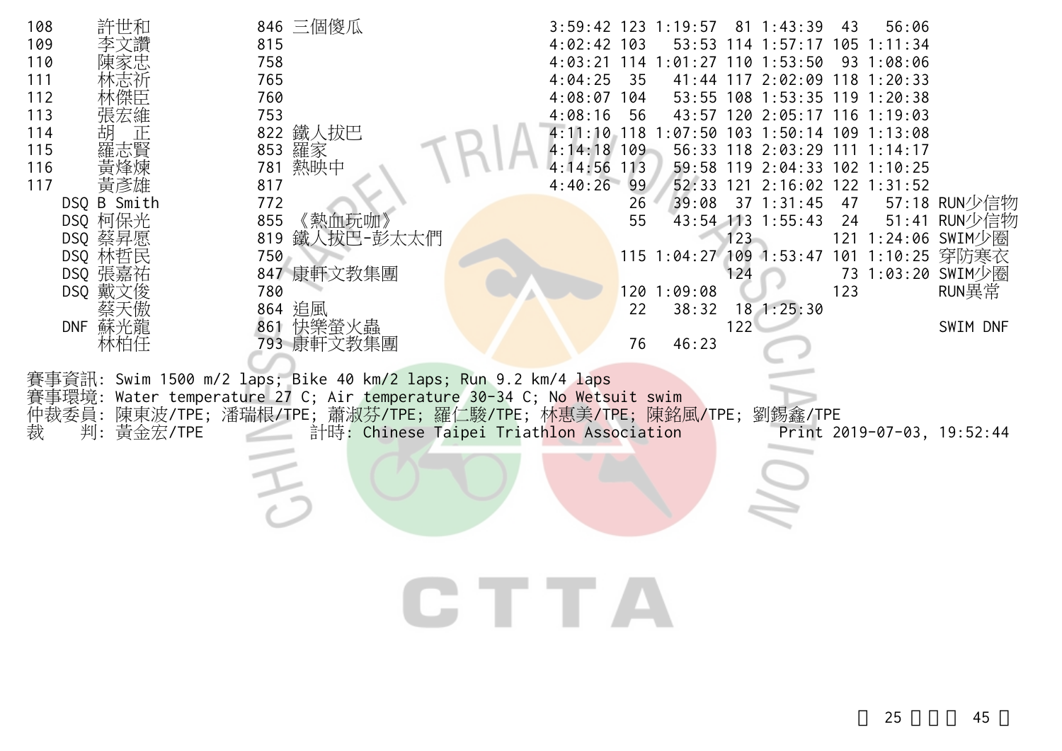| Rank | Name | No. | Team | Total | Swim Rank | Swim | Bike Rank | Bike | Run Rank | Run | Note |
|---|---|---|---|---|---|---|---|---|---|---|---|
| 108 | 許世和 | 846 | 三個傻瓜 | 3:59:42 | 123 | 1:19:57 | 81 | 1:43:39 | 43 | 56:06 | |
| 109 | 李文讚 | 815 | | 4:02:42 | 103 | 53:53 | 114 | 1:57:17 | 105 | 1:11:34 | |
| 110 | 陳家忠 | 758 | | 4:03:21 | 114 | 1:01:27 | 110 | 1:53:50 | 93 | 1:08:06 | |
| 111 | 林志祈 | 765 | | 4:04:25 | 35 | 41:44 | 117 | 2:02:09 | 118 | 1:20:33 | |
| 112 | 林傑臣 | 760 | | 4:08:07 | 104 | 53:55 | 108 | 1:53:35 | 119 | 1:20:38 | |
| 113 | 張宏維 | 753 | | 4:08:16 | 56 | 43:57 | 120 | 2:05:17 | 116 | 1:19:03 | |
| 114 | 胡　正 | 822 | 鐵人拔巴 | 4:11:10 | 118 | 1:07:50 | 103 | 1:50:14 | 109 | 1:13:08 | |
| 115 | 羅志賢 | 853 | 羅家 | 4:14:18 | 109 | 56:33 | 118 | 2:03:29 | 111 | 1:14:17 | |
| 116 | 黃烽煉 | 781 | 熱映中 | 4:14:56 | 113 | 59:58 | 119 | 2:04:33 | 102 | 1:10:25 | |
| 117 | 黃彥雄 | 817 | | 4:40:26 | 99 | 52:33 | 121 | 2:16:02 | 122 | 1:31:52 | |
| DSQ | B Smith | 772 | | | 26 | 39:08 | 37 | 1:31:45 | 47 | 57:18 | RUN少信物 |
| DSQ | 柯保光 | 855 | 《熱血玩咖》 | | 55 | 43:54 | 113 | 1:55:43 | 24 | 51:41 | RUN少信物 |
| DSQ | 蔡昇愿 | 819 | 鐵人拔巴-彭太太們 | | | | 123 | | 121 | 1:24:06 | SWIM少圈 |
| DSQ | 林哲民 | 750 | | | 115 | 1:04:27 | 109 | 1:53:47 | 101 | 1:10:25 | 穿防寒衣 |
| DSQ | 張嘉祐 | 847 | 康軒文教集團 | | | | 124 | | 73 | 1:03:20 | SWIM少圈 |
| DSQ | 戴文俊 | 780 | | | 120 | 1:09:08 | | | 123 | | RUN異常 |
| | 蔡天傲 | 864 | 追風 | | 22 | 38:32 | 18 | 1:25:30 | | | |
| DNF | 蘇光龍 | 861 | 快樂螢火蟲 | | | | 122 | | | | SWIM DNF |
| | 林柏任 | 793 | 康軒文教集團 | | 76 | 46:23 | | | | | |

賽事資訊: Swim 1500 m/2 laps; Bike 40 km/2 laps; Run 9.2 km/4 laps
賽事環境: Water temperature 27 C; Air temperature 30-34 C; No Wetsuit swim
仲裁委員: 陳東波/TPE; 潘瑞根/TPE; 蕭淑芬/TPE; 羅仁駿/TPE; 林惠美/TPE; 陳銘風/TPE; 劉錫鑫/TPE
裁　判: 黃金宏/TPE　計時: Chinese Taipei Triathlon Association　Print 2019-07-03, 19:52:44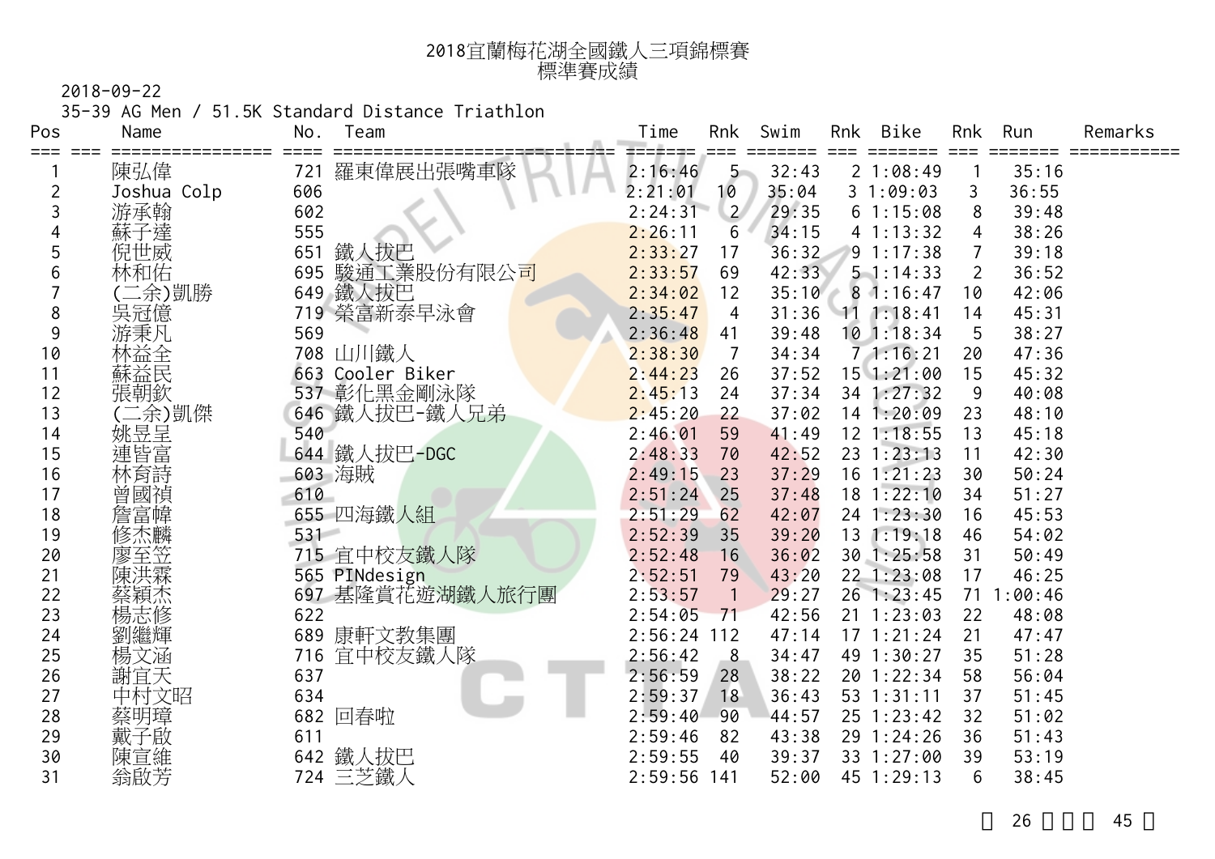# 2018宜蘭梅花湖全國鐵人三項錦標賽
## 標準賽成績

2018-09-22

35-39 AG Men / 51.5K Standard Distance Triathlon

| Pos | Name | No. | Team | Time | Rnk | Swim | Rnk | Bike | Rnk | Run | Remarks |
|---|---|---|---|---|---|---|---|---|---|---|---|
| 1 | 陳弘偉 | 721 | 羅東偉展出張嘴車隊 | 2:16:46 | 5 | 32:43 | 2 | 1:08:49 | 1 | 35:16 | |
| 2 | Joshua Colp | 606 | | 2:21:01 | 10 | 35:04 | 3 | 1:09:03 | 3 | 36:55 | |
| 3 | 游承翰 | 602 | | 2:24:31 | 2 | 29:35 | 6 | 1:15:08 | 8 | 39:48 | |
| 4 | 蘇子達 | 555 | | 2:26:11 | 6 | 34:15 | 4 | 1:13:32 | 4 | 38:26 | |
| 5 | 倪世威 | 651 | 鐵人拔巴 | 2:33:27 | 17 | 36:32 | 9 | 1:17:38 | 7 | 39:18 | |
| 6 | 林和佑 | 695 | 駿通工業股份有限公司 | 2:33:57 | 69 | 42:33 | 5 | 1:14:33 | 2 | 36:52 | |
| 7 | (二余)凱勝 | 649 | 鐵人拔巴 | 2:34:02 | 12 | 35:10 | 8 | 1:16:47 | 10 | 42:06 | |
| 8 | 吳冠億 | 719 | 榮富新泰早泳會 | 2:35:47 | 4 | 31:36 | 11 | 1:18:41 | 14 | 45:31 | |
| 9 | 游秉凡 | 569 | | 2:36:48 | 41 | 39:48 | 10 | 1:18:34 | 5 | 38:27 | |
| 10 | 林益全 | 708 | 山川鐵人 | 2:38:30 | 7 | 34:34 | 7 | 1:16:21 | 20 | 47:36 | |
| 11 | 蘇益民 | 663 | Cooler Biker | 2:44:23 | 26 | 37:52 | 15 | 1:21:00 | 15 | 45:32 | |
| 12 | 張朝欽 | 537 | 彰化黑金剛泳隊 | 2:45:13 | 24 | 37:34 | 34 | 1:27:32 | 9 | 40:08 | |
| 13 | (二余)凱傑 | 646 | 鐵人拔巴-鐵人兄弟 | 2:45:20 | 22 | 37:02 | 14 | 1:20:09 | 23 | 48:10 | |
| 14 | 姚昱呈 | 540 | | 2:46:01 | 59 | 41:49 | 12 | 1:18:55 | 13 | 45:18 | |
| 15 | 連皆富 | 644 | 鐵人拔巴-DGC | 2:48:33 | 70 | 42:52 | 23 | 1:23:13 | 11 | 42:30 | |
| 16 | 林育詩 | 603 | 海賊 | 2:49:15 | 23 | 37:29 | 16 | 1:21:23 | 30 | 50:24 | |
| 17 | 曾國禎 | 610 | | 2:51:24 | 25 | 37:48 | 18 | 1:22:10 | 34 | 51:27 | |
| 18 | 詹富幃 | 655 | 四海鐵人組 | 2:51:29 | 62 | 42:07 | 24 | 1:23:30 | 16 | 45:53 | |
| 19 | 修杰麟 | 531 | | 2:52:39 | 35 | 39:20 | 13 | 1:19:18 | 46 | 54:02 | |
| 20 | 廖至笠 | 715 | 宜中校友鐵人隊 | 2:52:48 | 16 | 36:02 | 30 | 1:25:58 | 31 | 50:49 | |
| 21 | 陳洪霖 | 565 | PINdesign | 2:52:51 | 79 | 43:20 | 22 | 1:23:08 | 17 | 46:25 | |
| 22 | 蔡穎杰 | 697 | 基隆賞花遊湖鐵人旅行團 | 2:53:57 | 1 | 29:27 | 26 | 1:23:45 | 71 | 1:00:46 | |
| 23 | 楊志修 | 622 | | 2:54:05 | 71 | 42:56 | 21 | 1:23:03 | 22 | 48:08 | |
| 24 | 劉繼輝 | 689 | 康軒文教集團 | 2:56:24 | 112 | 47:14 | 17 | 1:21:24 | 21 | 47:47 | |
| 25 | 楊文涵 | 716 | 宜中校友鐵人隊 | 2:56:42 | 8 | 34:47 | 49 | 1:30:27 | 35 | 51:28 | |
| 26 | 謝宜天 | 637 | | 2:56:59 | 28 | 38:22 | 20 | 1:22:34 | 58 | 56:04 | |
| 27 | 中村文昭 | 634 | | 2:59:37 | 18 | 36:43 | 53 | 1:31:11 | 37 | 51:45 | |
| 28 | 蔡明璋 | 682 | 回春啦 | 2:59:40 | 90 | 44:57 | 25 | 1:23:42 | 32 | 51:02 | |
| 29 | 戴子啟 | 611 | | 2:59:46 | 82 | 43:38 | 29 | 1:24:26 | 36 | 51:43 | |
| 30 | 陳宣維 | 642 | 鐵人拔巴 | 2:59:55 | 40 | 39:37 | 33 | 1:27:00 | 39 | 53:19 | |
| 31 | 翁啟芳 | 724 | 三芝鐵人 | 2:59:56 | 141 | 52:00 | 45 | 1:29:13 | 6 | 38:45 | |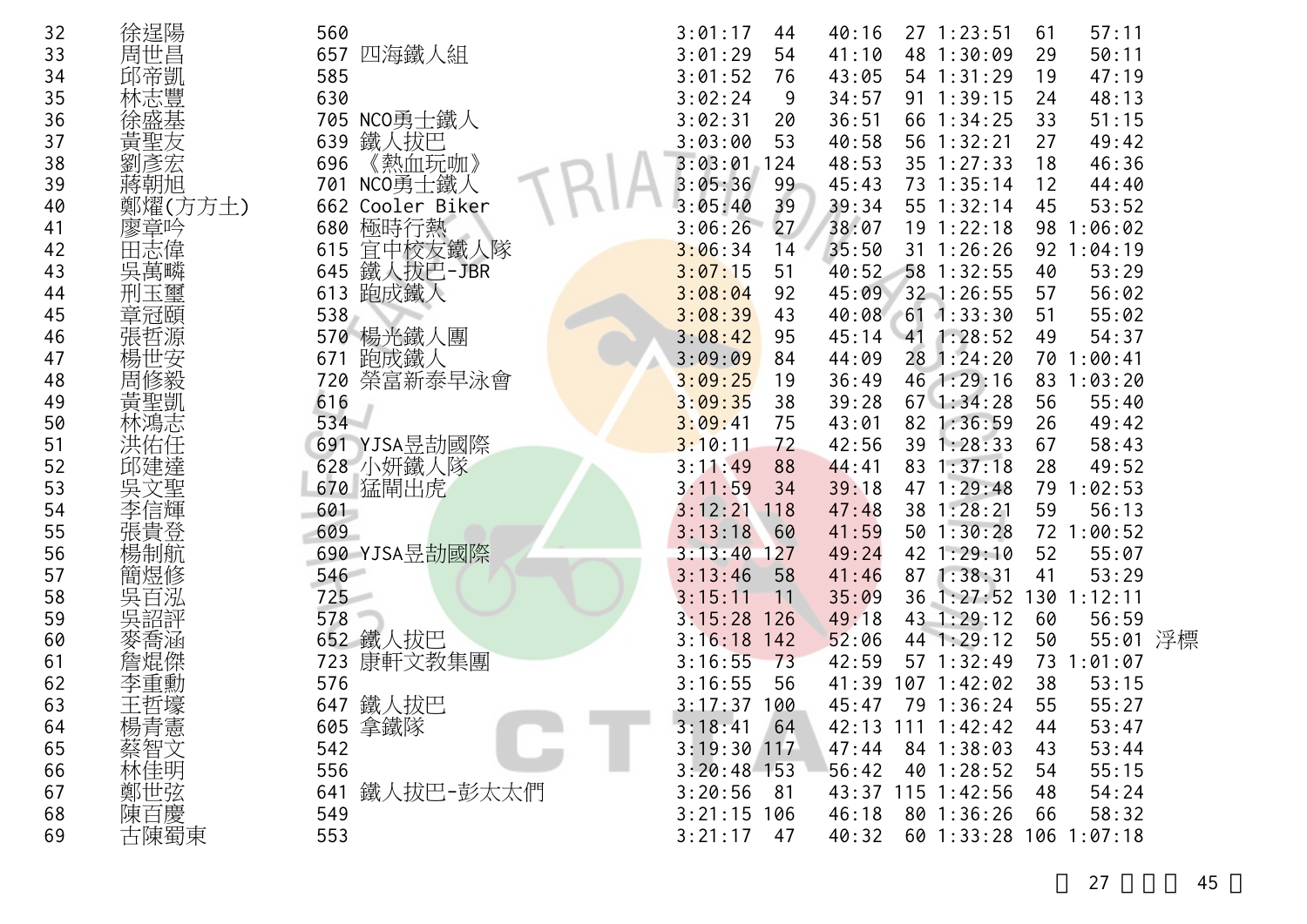| | | | | | | | | | | | | |
|---|---|---|---|---|---|---|---|---|---|---|---|---|
| 32 | 徐逞陽 | 560 | | 3:01:17 | 44 | 40:16 | 27 | 1:23:51 | 61 | 57:11 | |
| 33 | 周世昌 | 657 | 四海鐵人組 | 3:01:29 | 54 | 41:10 | 48 | 1:30:09 | 29 | 50:11 | |
| 34 | 邱帝凱 | 585 | | 3:01:52 | 76 | 43:05 | 54 | 1:31:29 | 19 | 47:19 | |
| 35 | 林志豐 | 630 | | 3:02:24 | 9 | 34:57 | 91 | 1:39:15 | 24 | 48:13 | |
| 36 | 徐盛基 | 705 | NCO勇士鐵人 | 3:02:31 | 20 | 36:51 | 66 | 1:34:25 | 33 | 51:15 | |
| 37 | 黃聖友 | 639 | 鐵人拔巴 | 3:03:00 | 53 | 40:58 | 56 | 1:32:21 | 27 | 49:42 | |
| 38 | 劉彥宏 | 696 | 《熱血玩咖》 | 3:03:01 | 124 | 48:53 | 35 | 1:27:33 | 18 | 46:36 | |
| 39 | 蔣朝旭 | 701 | NCO勇士鐵人 | 3:05:36 | 99 | 45:43 | 73 | 1:35:14 | 12 | 44:40 | |
| 40 | 鄭燿(方方土) | 662 | Cooler Biker | 3:05:40 | 39 | 39:34 | 55 | 1:32:14 | 45 | 53:52 | |
| 41 | 廖章吟 | 680 | 極時行熱 | 3:06:26 | 27 | 38:07 | 19 | 1:22:18 | 98 | 1:06:02 | |
| 42 | 田志偉 | 615 | 宜中校友鐵人隊 | 3:06:34 | 14 | 35:50 | 31 | 1:26:26 | 92 | 1:04:19 | |
| 43 | 吳萬嶙 | 645 | 鐵人拔巴-JBR | 3:07:15 | 51 | 40:52 | 58 | 1:32:55 | 40 | 53:29 | |
| 44 | 刑玉璽 | 613 | 跑成鐵人 | 3:08:04 | 92 | 45:09 | 32 | 1:26:55 | 57 | 56:02 | |
| 45 | 章冠頤 | 538 | | 3:08:39 | 43 | 40:08 | 61 | 1:33:30 | 51 | 55:02 | |
| 46 | 張哲源 | 570 | 楊光鐵人團 | 3:08:42 | 95 | 45:14 | 41 | 1:28:52 | 49 | 54:37 | |
| 47 | 楊世安 | 671 | 跑成鐵人 | 3:09:09 | 84 | 44:09 | 28 | 1:24:20 | 70 | 1:00:41 | |
| 48 | 周修毅 | 720 | 榮富新泰早泳會 | 3:09:25 | 19 | 36:49 | 46 | 1:29:16 | 83 | 1:03:20 | |
| 49 | 黃聖凱 | 616 | | 3:09:35 | 38 | 39:28 | 67 | 1:34:28 | 56 | 55:40 | |
| 50 | 林鴻志 | 534 | | 3:09:41 | 75 | 43:01 | 82 | 1:36:59 | 26 | 49:42 | |
| 51 | 洪佑任 | 691 | YJSA昱劼國際 | 3:10:11 | 72 | 42:56 | 39 | 1:28:33 | 67 | 58:43 | |
| 52 | 邱建達 | 628 | 小妍鐵人隊 | 3:11:49 | 88 | 44:41 | 83 | 1:37:18 | 28 | 49:52 | |
| 53 | 吳文聖 | 670 | 猛闖出虎 | 3:11:59 | 34 | 39:18 | 47 | 1:29:48 | 79 | 1:02:53 | |
| 54 | 李信輝 | 601 | | 3:12:21 | 118 | 47:48 | 38 | 1:28:21 | 59 | 56:13 | |
| 55 | 張貴登 | 609 | | 3:13:18 | 60 | 41:59 | 50 | 1:30:28 | 72 | 1:00:52 | |
| 56 | 楊制航 | 690 | YJSA昱劼國際 | 3:13:40 | 127 | 49:24 | 42 | 1:29:10 | 52 | 55:07 | |
| 57 | 簡煜修 | 546 | | 3:13:46 | 58 | 41:46 | 87 | 1:38:31 | 41 | 53:29 | |
| 58 | 吳百泓 | 725 | | 3:15:11 | 11 | 35:09 | 36 | 1:27:52 | 130 | 1:12:11 | |
| 59 | 吳詔評 | 578 | | 3:15:28 | 126 | 49:18 | 43 | 1:29:12 | 60 | 56:59 | |
| 60 | 麥喬涵 | 652 | 鐵人拔巴 | 3:16:18 | 142 | 52:06 | 44 | 1:29:12 | 50 | 55:01 | 浮標 |
| 61 | 詹焜傑 | 723 | 康軒文教集團 | 3:16:55 | 73 | 42:59 | 57 | 1:32:49 | 73 | 1:01:07 | |
| 62 | 李重勳 | 576 | | 3:16:55 | 56 | 41:39 | 107 | 1:42:02 | 38 | 53:15 | |
| 63 | 王哲壕 | 647 | 鐵人拔巴 | 3:17:37 | 100 | 45:47 | 79 | 1:36:24 | 55 | 55:27 | |
| 64 | 楊青憲 | 605 | 拿鐵隊 | 3:18:41 | 64 | 42:13 | 111 | 1:42:42 | 44 | 53:47 | |
| 65 | 蔡智文 | 542 | | 3:19:30 | 117 | 47:44 | 84 | 1:38:03 | 43 | 53:44 | |
| 66 | 林佳明 | 556 | | 3:20:48 | 153 | 56:42 | 40 | 1:28:52 | 54 | 55:15 | |
| 67 | 鄭世弦 | 641 | 鐵人拔巴-彭太太們 | 3:20:56 | 81 | 43:37 | 115 | 1:42:56 | 48 | 54:24 | |
| 68 | 陳百慶 | 549 | | 3:21:15 | 106 | 46:18 | 80 | 1:36:26 | 66 | 58:32 | |
| 69 | 古陳蜀東 | 553 | | 3:21:17 | 47 | 40:32 | 60 | 1:33:28 | 106 | 1:07:18 | |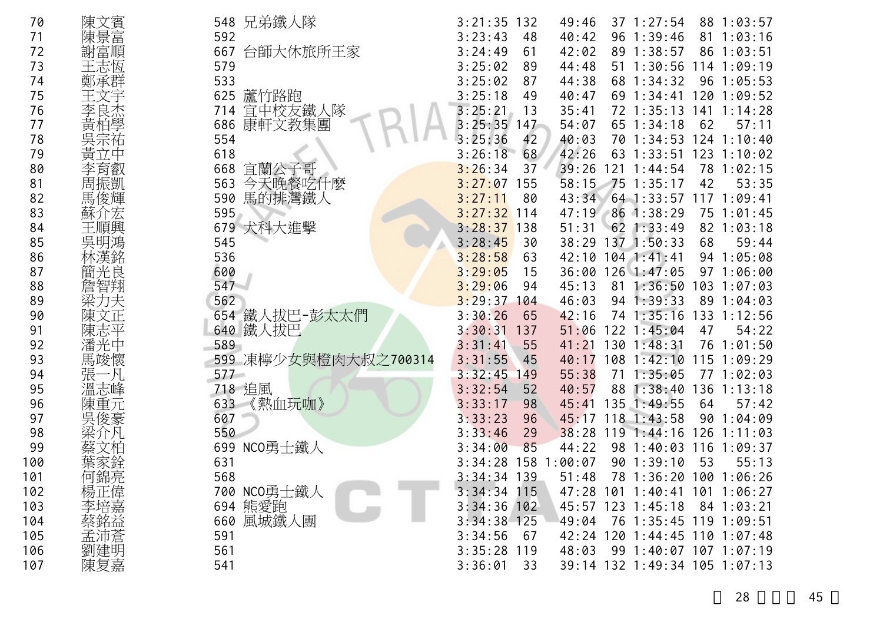| | | | | | | | | | | | |
|---|---|---|---|---|---|---|---|---|---|---|---|
| 70 | 陳文賓 | 548 | 兄弟鐵人隊 | 3:21:35 | 132 | 49:46 | 37 | 1:27:54 | 88 | 1:03:57 |
| 71 | 陳景富 | 592 | | 3:23:43 | 48 | 40:42 | 96 | 1:39:46 | 81 | 1:03:16 |
| 72 | 謝富順 | 667 | 台師大休旅所王家 | 3:24:49 | 61 | 42:02 | 89 | 1:38:57 | 86 | 1:03:51 |
| 73 | 王志恆 | 579 | | 3:25:02 | 89 | 44:48 | 51 | 1:30:56 | 114 | 1:09:19 |
| 74 | 鄭承群 | 533 | | 3:25:02 | 87 | 44:38 | 68 | 1:34:32 | 96 | 1:05:53 |
| 75 | 王文宇 | 625 | 蘆竹路跑 | 3:25:18 | 49 | 40:47 | 69 | 1:34:41 | 120 | 1:09:52 |
| 76 | 李良杰 | 714 | 宜中校友鐵人隊 | 3:25:21 | 13 | 35:41 | 72 | 1:35:13 | 141 | 1:14:28 |
| 77 | 黃柏學 | 686 | 康軒文教集團 | 3:25:35 | 147 | 54:07 | 65 | 1:34:18 | 62 | 57:11 |
| 78 | 吳宗祐 | 554 | | 3:25:36 | 42 | 40:03 | 70 | 1:34:53 | 124 | 1:10:40 |
| 79 | 黃立中 | 618 | | 3:26:18 | 68 | 42:26 | 63 | 1:33:51 | 123 | 1:10:02 |
| 80 | 李育叡 | 668 | 宜蘭公子哥 | 3:26:34 | 37 | 39:26 | 121 | 1:44:54 | 78 | 1:02:15 |
| 81 | 周振凱 | 563 | 今天晚餐吃什麼 | 3:27:07 | 155 | 58:15 | 75 | 1:35:17 | 42 | 53:35 |
| 82 | 馬俊輝 | 590 | 馬的排灣鐵人 | 3:27:11 | 80 | 43:34 | 64 | 1:33:57 | 117 | 1:09:41 |
| 83 | 蘇介宏 | 595 | | 3:27:32 | 114 | 47:19 | 86 | 1:38:29 | 75 | 1:01:45 |
| 84 | 王順興 | 679 | 犬科大進擊 | 3:28:37 | 138 | 51:31 | 62 | 1:33:49 | 82 | 1:03:18 |
| 85 | 吳明鴻 | 545 | | 3:28:45 | 30 | 38:29 | 137 | 1:50:33 | 68 | 59:44 |
| 86 | 林漢銘 | 536 | | 3:28:58 | 63 | 42:10 | 104 | 1:41:41 | 94 | 1:05:08 |
| 87 | 簡光良 | 600 | | 3:29:05 | 15 | 36:00 | 126 | 1:47:05 | 97 | 1:06:00 |
| 88 | 詹智翔 | 547 | | 3:29:06 | 94 | 45:13 | 81 | 1:36:50 | 103 | 1:07:03 |
| 89 | 梁力夫 | 562 | | 3:29:37 | 104 | 46:03 | 94 | 1:39:33 | 89 | 1:04:03 |
| 90 | 陳文正 | 654 | 鐵人拔巴-彭太太們 | 3:30:26 | 65 | 42:16 | 74 | 1:35:16 | 133 | 1:12:56 |
| 91 | 陳志平 | 640 | 鐵人拔巴 | 3:30:31 | 137 | 51:06 | 122 | 1:45:04 | 47 | 54:22 |
| 92 | 潘光中 | 589 | | 3:31:41 | 55 | 41:21 | 130 | 1:48:31 | 76 | 1:01:50 |
| 93 | 馬唆懷 | 599 | 凍檸少女與橙肉大叔之700314 | 3:31:55 | 45 | 40:17 | 108 | 1:42:10 | 115 | 1:09:29 |
| 94 | 張一凡 | 577 | | 3:32:45 | 149 | 55:38 | 71 | 1:35:05 | 77 | 1:02:03 |
| 95 | 溫志峰 | 718 | 追風 | 3:32:54 | 52 | 40:57 | 88 | 1:38:40 | 136 | 1:13:18 |
| 96 | 陳重元 | 633 | 《熱血玩咖》 | 3:33:17 | 98 | 45:41 | 135 | 1:49:55 | 64 | 57:42 |
| 97 | 吳俊豪 | 607 | | 3:33:23 | 96 | 45:17 | 118 | 1:43:58 | 90 | 1:04:09 |
| 98 | 梁介凡 | 550 | | 3:33:46 | 29 | 38:28 | 119 | 1:44:16 | 126 | 1:11:03 |
| 99 | 蔡文柏 | 699 | NCO勇士鐵人 | 3:34:00 | 85 | 44:22 | 98 | 1:40:03 | 116 | 1:09:37 |
| 100 | 葉家銓 | 631 | | 3:34:28 | 158 | 1:00:07 | 90 | 1:39:10 | 53 | 55:13 |
| 101 | 何錦亮 | 568 | | 3:34:34 | 139 | 51:48 | 78 | 1:36:20 | 100 | 1:06:26 |
| 102 | 楊正偉 | 700 | NCO勇士鐵人 | 3:34:34 | 115 | 47:28 | 101 | 1:40:41 | 101 | 1:06:27 |
| 103 | 李培嘉 | 694 | 熊愛跑 | 3:34:36 | 102 | 45:57 | 123 | 1:45:18 | 84 | 1:03:21 |
| 104 | 蔡銘益 | 660 | 風城鐵人團 | 3:34:38 | 125 | 49:04 | 76 | 1:35:45 | 119 | 1:09:51 |
| 105 | 孟沛蒼 | 591 | | 3:34:56 | 67 | 42:24 | 120 | 1:44:45 | 110 | 1:07:48 |
| 106 | 劉建明 | 561 | | 3:35:28 | 119 | 48:03 | 99 | 1:40:07 | 107 | 1:07:19 |
| 107 | 陳复嘉 | 541 | | 3:36:01 | 33 | 39:14 | 132 | 1:49:34 | 105 | 1:07:13 |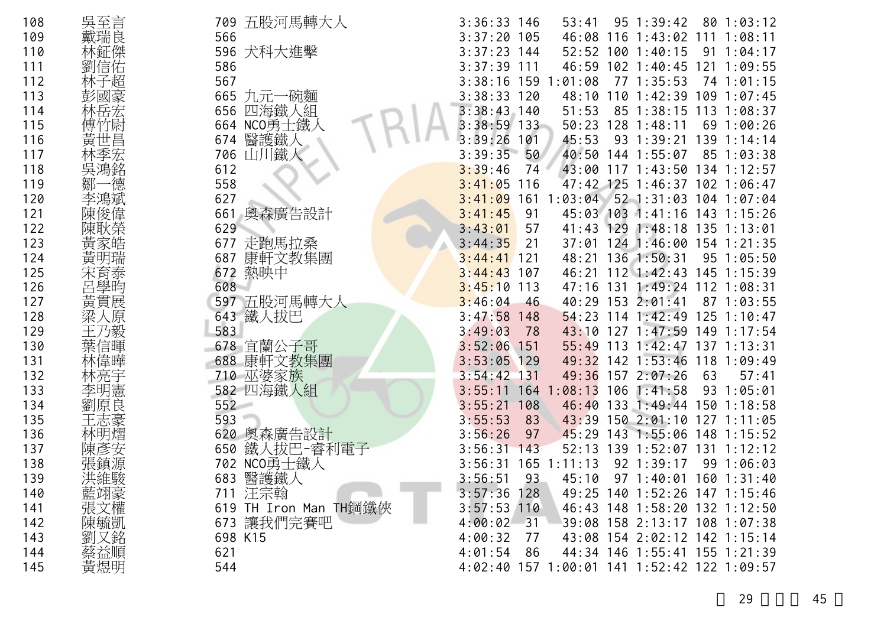| | | | | | | | | | | |
|---|---|---|---|---|---|---|---|---|---|---|
| 108 | 吳至言 | 709 五股河馬轉大人 | 3:36:33 | 146 | 53:41 | 95 | 1:39:42 | 80 | 1:03:12 |
| 109 | 戴瑞良 | 566 | 3:37:20 | 105 | 46:08 | 116 | 1:43:02 | 111 | 1:08:11 |
| 110 | 林鉦傑 | 596 犬科大進擊 | 3:37:23 | 144 | 52:52 | 100 | 1:40:15 | 91 | 1:04:17 |
| 111 | 劉信佑 | 586 | 3:37:39 | 111 | 46:59 | 102 | 1:40:45 | 121 | 1:09:55 |
| 112 | 林子超 | 567 | 3:38:16 | 159 | 1:01:08 | 77 | 1:35:53 | 74 | 1:01:15 |
| 113 | 彭國豪 | 665 九元一碗麵 | 3:38:33 | 120 | 48:10 | 110 | 1:42:39 | 109 | 1:07:45 |
| 114 | 林岳宏 | 656 四海鐵人組 | 3:38:43 | 140 | 51:53 | 85 | 1:38:15 | 113 | 1:08:37 |
| 115 | 傅竹尉 | 664 NCO勇士鐵人 | 3:38:59 | 133 | 50:23 | 128 | 1:48:11 | 69 | 1:00:26 |
| 116 | 黃世昌 | 674 醫護鐵人 | 3:39:26 | 101 | 45:53 | 93 | 1:39:21 | 139 | 1:14:14 |
| 117 | 林季宏 | 706 山川鐵人 | 3:39:35 | 50 | 40:50 | 144 | 1:55:07 | 85 | 1:03:38 |
| 118 | 吳鴻銘 | 612 | 3:39:46 | 74 | 43:00 | 117 | 1:43:50 | 134 | 1:12:57 |
| 119 | 鄒一德 | 558 | 3:41:05 | 116 | 47:42 | 125 | 1:46:37 | 102 | 1:06:47 |
| 120 | 李鴻斌 | 627 | 3:41:09 | 161 | 1:03:04 | 52 | 1:31:03 | 104 | 1:07:04 |
| 121 | 陳俊偉 | 661 奧森廣告設計 | 3:41:45 | 91 | 45:03 | 103 | 1:41:16 | 143 | 1:15:26 |
| 122 | 陳耿榮 | 629 | 3:43:01 | 57 | 41:43 | 129 | 1:48:18 | 135 | 1:13:01 |
| 123 | 黃家皓 | 677 走跑馬拉桑 | 3:44:35 | 21 | 37:01 | 124 | 1:46:00 | 154 | 1:21:35 |
| 124 | 黃明瑞 | 687 康軒文教集團 | 3:44:41 | 121 | 48:21 | 136 | 1:50:31 | 95 | 1:05:50 |
| 125 | 宋育泰 | 672 熱映中 | 3:44:43 | 107 | 46:21 | 112 | 1:42:43 | 145 | 1:15:39 |
| 126 | 呂學昀 | 608 | 3:45:10 | 113 | 47:16 | 131 | 1:49:24 | 112 | 1:08:31 |
| 127 | 黃貫展 | 597 五股河馬轉大人 | 3:46:04 | 46 | 40:29 | 153 | 2:01:41 | 87 | 1:03:55 |
| 128 | 梁人原 | 643 鐵人拔巴 | 3:47:58 | 148 | 54:23 | 114 | 1:42:49 | 125 | 1:10:47 |
| 129 | 王乃毅 | 583 | 3:49:03 | 78 | 43:10 | 127 | 1:47:59 | 149 | 1:17:54 |
| 130 | 葉信暉 | 678 宜蘭公子哥 | 3:52:06 | 151 | 55:49 | 113 | 1:42:47 | 137 | 1:13:31 |
| 131 | 林偉曄 | 688 康軒文教集團 | 3:53:05 | 129 | 49:32 | 142 | 1:53:46 | 118 | 1:09:49 |
| 132 | 林亮宇 | 710 巫婆家族 | 3:54:42 | 131 | 49:36 | 157 | 2:07:26 | 63 | 57:41 |
| 133 | 李明憲 | 582 四海鐵人組 | 3:55:11 | 164 | 1:08:13 | 106 | 1:41:58 | 93 | 1:05:01 |
| 134 | 劉原良 | 552 | 3:55:21 | 108 | 46:40 | 133 | 1:49:44 | 150 | 1:18:58 |
| 135 | 王志豪 | 593 | 3:55:53 | 83 | 43:39 | 150 | 2:01:10 | 127 | 1:11:05 |
| 136 | 林明熠 | 620 奧森廣告設計 | 3:56:26 | 97 | 45:29 | 143 | 1:55:06 | 148 | 1:15:52 |
| 137 | 陳彥安 | 650 鐵人拔巴-睿利電子 | 3:56:31 | 143 | 52:13 | 139 | 1:52:07 | 131 | 1:12:12 |
| 138 | 張鎮源 | 702 NCO勇士鐵人 | 3:56:31 | 165 | 1:11:13 | 92 | 1:39:17 | 99 | 1:06:03 |
| 139 | 洪維駿 | 683 醫護鐵人 | 3:56:51 | 93 | 45:10 | 97 | 1:40:01 | 160 | 1:31:40 |
| 140 | 藍翊豪 | 711 汪宗翰 | 3:57:36 | 128 | 49:25 | 140 | 1:52:26 | 147 | 1:15:46 |
| 141 | 張文權 | 619 TH Iron Man TH鋼鐵俠 | 3:57:53 | 110 | 46:43 | 148 | 1:58:20 | 132 | 1:12:50 |
| 142 | 陳毓凱 | 673 讓我們完賽吧 | 4:00:02 | 31 | 39:08 | 158 | 2:13:17 | 108 | 1:07:38 |
| 143 | 劉又銘 | 698 K15 | 4:00:32 | 77 | 43:08 | 154 | 2:02:12 | 142 | 1:15:14 |
| 144 | 蔡益順 | 621 | 4:01:54 | 86 | 44:34 | 146 | 1:55:41 | 155 | 1:21:39 |
| 145 | 黃煜明 | 544 | 4:02:40 | 157 | 1:00:01 | 141 | 1:52:42 | 122 | 1:09:57 |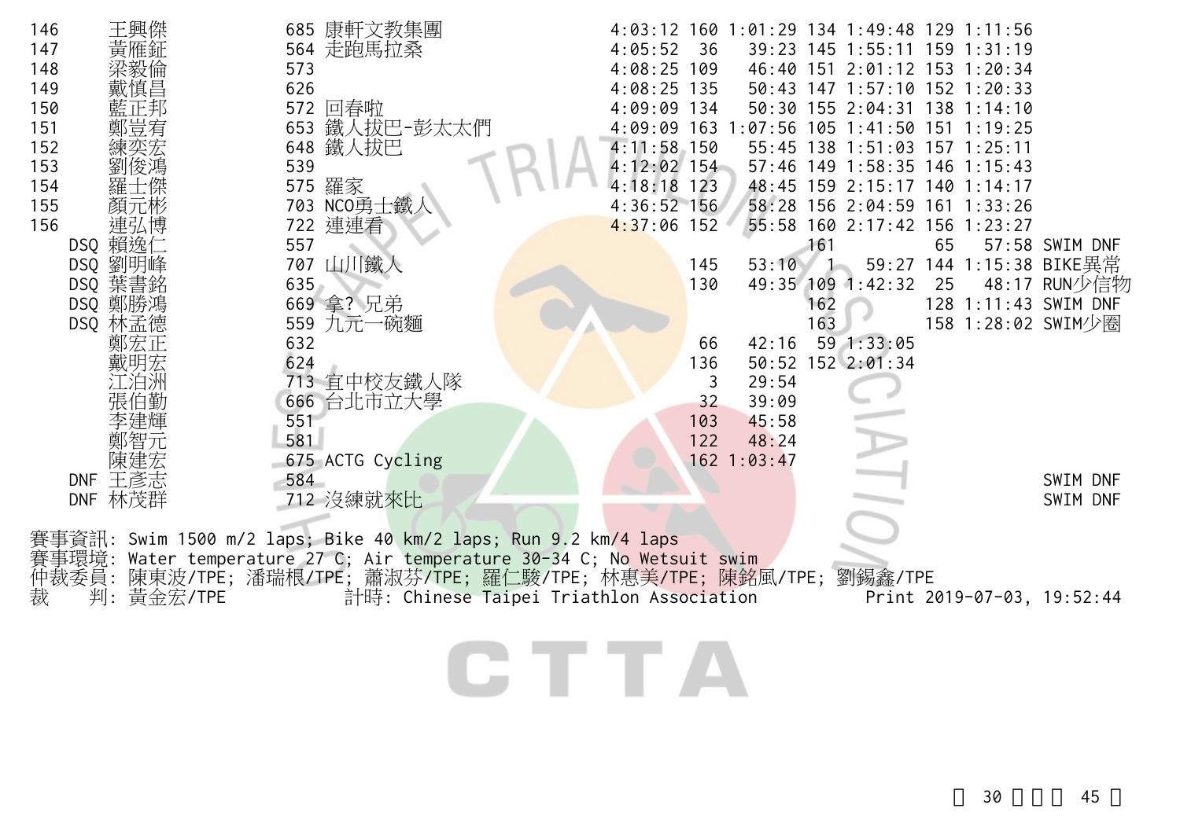| | | | | | | | | | | | |
|---|---|---|---|---|---|---|---|---|---|---|---|
| 146 | 王興傑 | 685 | 康軒文教集團 | 4:03:12 | 160 | 1:01:29 | 134 | 1:49:48 | 129 | 1:11:56 | |
| 147 | 黃雁鉦 | 564 | 走跑馬拉桑 | 4:05:52 | 36 | 39:23 | 145 | 1:55:11 | 159 | 1:31:19 | |
| 148 | 梁毅倫 | 573 | | 4:08:25 | 109 | 46:40 | 151 | 2:01:12 | 153 | 1:20:34 | |
| 149 | 戴慎昌 | 626 | | 4:08:25 | 135 | 50:43 | 147 | 1:57:10 | 152 | 1:20:33 | |
| 150 | 藍正邦 | 572 | 回春啦 | 4:09:09 | 134 | 50:30 | 155 | 2:04:31 | 138 | 1:14:10 | |
| 151 | 鄭豈宥 | 653 | 鐵人拔巴-彭太太們 | 4:09:09 | 163 | 1:07:56 | 105 | 1:41:50 | 151 | 1:19:25 | |
| 152 | 練奕宏 | 648 | 鐵人拔巴 | 4:11:58 | 150 | 55:45 | 138 | 1:51:03 | 157 | 1:25:11 | |
| 153 | 劉俊鴻 | 539 | | 4:12:02 | 154 | 57:46 | 149 | 1:58:35 | 146 | 1:15:43 | |
| 154 | 羅士傑 | 575 | 羅家 | 4:18:18 | 123 | 48:45 | 159 | 2:15:17 | 140 | 1:14:17 | |
| 155 | 顏元彬 | 703 | NCO勇士鐵人 | 4:36:52 | 156 | 58:28 | 156 | 2:04:59 | 161 | 1:33:26 | |
| 156 | 連弘博 | 722 | 連連看 | 4:37:06 | 152 | 55:58 | 160 | 2:17:42 | 156 | 1:23:27 | |
| DSQ | 賴逸仁 | 557 | | | | | 161 | | 65 | 57:58 | SWIM DNF |
| DSQ | 劉明峰 | 707 | 山川鐵人 | | 145 | 53:10 | 1 | 59:27 | 144 | 1:15:38 | BIKE異常 |
| DSQ | 葉書銘 | 635 | | | 130 | 49:35 | 109 | 1:42:32 | 25 | 48:17 | RUN少信物 |
| DSQ | 鄭勝鴻 | 669 | 拿? 兄弟 | | | | 162 | | 128 | 1:11:43 | SWIM DNF |
| DSQ | 林孟德 | 559 | 九元一碗麵 | | | | 163 | | 158 | 1:28:02 | SWIM少圈 |
| | 鄭宏正 | 632 | | | 66 | 42:16 | 59 | 1:33:05 | | | |
| | 戴明宏 | 624 | | | 136 | 50:52 | 152 | 2:01:34 | | | |
| | 江泊洲 | 713 | 宜中校友鐵人隊 | | 3 | 29:54 | | | | | |
| | 張伯勤 | 666 | 台北市立大學 | | 32 | 39:09 | | | | | |
| | 李建輝 | 551 | | | 103 | 45:58 | | | | | |
| | 鄭智元 | 581 | | | 122 | 48:24 | | | | | |
| | 陳建宏 | 675 | ACTG Cycling | | 162 | 1:03:47 | | | | | |
| DNF | 王彥志 | 584 | | | | | | | | | SWIM DNF |
| DNF | 林茂群 | 712 | 沒練就來比 | | | | | | | | SWIM DNF |

賽事資訊: Swim 1500 m/2 laps; Bike 40 km/2 laps; Run 9.2 km/4 laps
賽事環境: Water temperature 27 C; Air temperature 30-34 C; No Wetsuit swim
仲裁委員: 陳東波/TPE; 潘瑞根/TPE; 蕭淑芬/TPE; 羅仁駿/TPE; 林惠美/TPE; 陳銘風/TPE; 劉錫鑫/TPE
裁　　判: 黃金宏/TPE　　計時: Chinese Taipei Triathlon Association　　Print 2019-07-03, 19:52:44

CTTA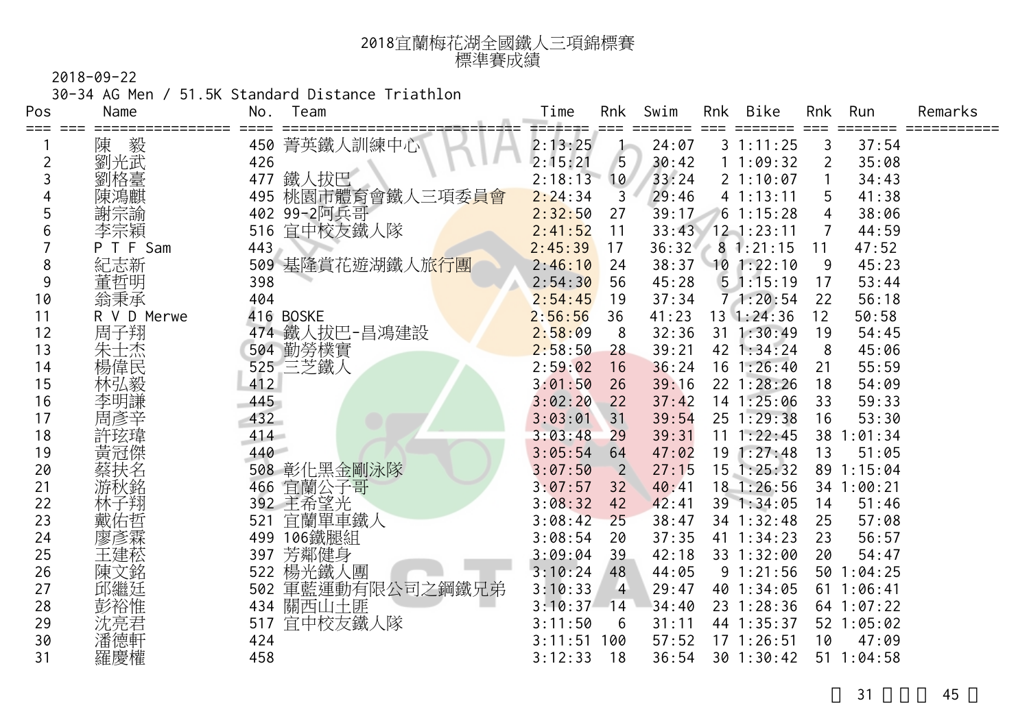# 2018宜蘭梅花湖全國鐵人三項錦標賽
## 標準賽成績

2018-09-22

30-34 AG Men / 51.5K Standard Distance Triathlon

| Pos | Name | No. | Team | Time | Rnk | Swim | Rnk | Bike | Rnk | Run | Remarks |
|---|---|---|---|---|---|---|---|---|---|---|---|
| 1 | 陳　毅 | 450 | 菁英鐵人訓練中心 | 2:13:25 | 1 | 24:07 | 3 | 1:11:25 | 3 | 37:54 | |
| 2 | 劉光武 | 426 | | 2:15:21 | 5 | 30:42 | 1 | 1:09:32 | 2 | 35:08 | |
| 3 | 劉格臺 | 477 | 鐵人拔巴 | 2:18:13 | 10 | 33:24 | 2 | 1:10:07 | 1 | 34:43 | |
| 4 | 陳鴻麒 | 495 | 桃園市體育會鐵人三項委員會 | 2:24:34 | 3 | 29:46 | 4 | 1:13:11 | 5 | 41:38 | |
| 5 | 謝宗諭 | 402 | 99-2阿兵哥 | 2:32:50 | 27 | 39:17 | 6 | 1:15:28 | 4 | 38:06 | |
| 6 | 李宗穎 | 516 | 宜中校友鐵人隊 | 2:41:52 | 11 | 33:43 | 12 | 1:23:11 | 7 | 44:59 | |
| 7 | P T F Sam | 443 | | 2:45:39 | 17 | 36:32 | 8 | 1:21:15 | 11 | 47:52 | |
| 8 | 紀志新 | 509 | 基隆賞花遊湖鐵人旅行團 | 2:46:10 | 24 | 38:37 | 10 | 1:22:10 | 9 | 45:23 | |
| 9 | 董哲明 | 398 | | 2:54:30 | 56 | 45:28 | 5 | 1:15:19 | 17 | 53:44 | |
| 10 | 翁秉承 | 404 | | 2:54:45 | 19 | 37:34 | 7 | 1:20:54 | 22 | 56:18 | |
| 11 | R V D Merwe | 416 | BOSKE | 2:56:56 | 36 | 41:23 | 13 | 1:24:36 | 12 | 50:58 | |
| 12 | 周子翔 | 474 | 鐵人拔巴-昌鴻建設 | 2:58:09 | 8 | 32:36 | 31 | 1:30:49 | 19 | 54:45 | |
| 13 | 朱士杰 | 504 | 勤勞樸實 | 2:58:50 | 28 | 39:21 | 42 | 1:34:24 | 8 | 45:06 | |
| 14 | 楊偉民 | 525 | 三芝鐵人 | 2:59:02 | 16 | 36:24 | 16 | 1:26:40 | 21 | 55:59 | |
| 15 | 林弘毅 | 412 | | 3:01:50 | 26 | 39:16 | 22 | 1:28:26 | 18 | 54:09 | |
| 16 | 李明謙 | 445 | | 3:02:20 | 22 | 37:42 | 14 | 1:25:06 | 33 | 59:33 | |
| 17 | 周彥辛 | 432 | | 3:03:01 | 31 | 39:54 | 25 | 1:29:38 | 16 | 53:30 | |
| 18 | 許玹瑋 | 414 | | 3:03:48 | 29 | 39:31 | 11 | 1:22:45 | 38 | 1:01:34 | |
| 19 | 黃冠傑 | 440 | | 3:05:54 | 64 | 47:02 | 19 | 1:27:48 | 13 | 51:05 | |
| 20 | 蔡扶名 | 508 | 彰化黑金剛泳隊 | 3:07:50 | 2 | 27:15 | 15 | 1:25:32 | 89 | 1:15:04 | |
| 21 | 游秋銘 | 466 | 宜蘭公子哥 | 3:07:57 | 32 | 40:41 | 18 | 1:26:56 | 34 | 1:00:21 | |
| 22 | 林子翔 | 392 | 王希望光 | 3:08:32 | 42 | 42:41 | 39 | 1:34:05 | 14 | 51:46 | |
| 23 | 戴佑哲 | 521 | 宜蘭單車鐵人 | 3:08:42 | 25 | 38:47 | 34 | 1:32:48 | 25 | 57:08 | |
| 24 | 廖彥霖 | 499 | 106鐵腿組 | 3:08:54 | 20 | 37:35 | 41 | 1:34:23 | 23 | 56:57 | |
| 25 | 王建嵆 | 397 | 芳鄰健身 | 3:09:04 | 39 | 42:18 | 33 | 1:32:00 | 20 | 54:47 | |
| 26 | 陳文銘 | 522 | 楊光鐵人團 | 3:10:24 | 48 | 44:05 | 9 | 1:21:56 | 50 | 1:04:25 | |
| 27 | 邱繼廷 | 502 | 軍藍運動有限公司之鋼鐵兄弟 | 3:10:33 | 4 | 29:47 | 40 | 1:34:05 | 61 | 1:06:41 | |
| 28 | 彭裕惟 | 434 | 關西山土匪 | 3:10:37 | 14 | 34:40 | 23 | 1:28:36 | 64 | 1:07:22 | |
| 29 | 沈亮君 | 517 | 宜中校友鐵人隊 | 3:11:50 | 6 | 31:11 | 44 | 1:35:37 | 52 | 1:05:02 | |
| 30 | 潘德軒 | 424 | | 3:11:51 | 100 | 57:52 | 17 | 1:26:51 | 10 | 47:09 | |
| 31 | 羅慶權 | 458 | | 3:12:33 | 18 | 36:54 | 30 | 1:30:42 | 51 | 1:04:58 | |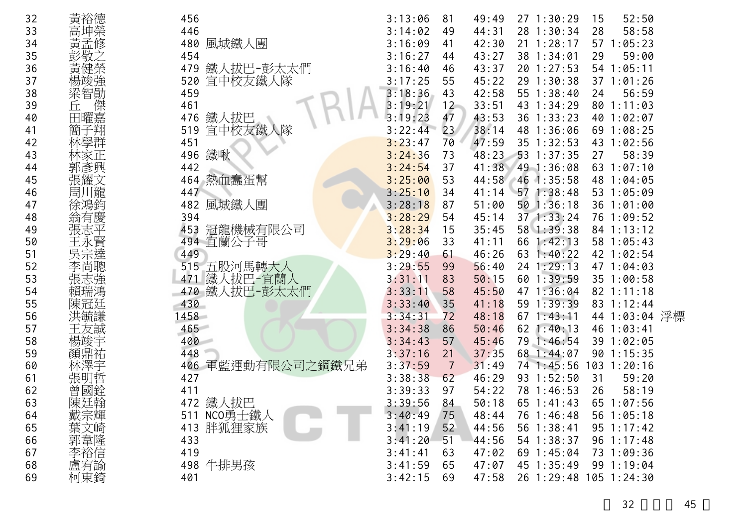| | | | | | | | | | | | |
|---|---|---|---|---|---|---|---|---|---|---|---|
| 32 | 黃裕德 | 456 | | 3:13:06 | 81 | 49:49 | 27 | 1:30:29 | 15 | 52:50 | |
| 33 | 高坤榮 | 446 | | 3:14:02 | 49 | 44:31 | 28 | 1:30:34 | 28 | 58:58 | |
| 34 | 黃孟修 | 480 | 風城鐵人團 | 3:16:09 | 41 | 42:30 | 21 | 1:28:17 | 57 | 1:05:23 | |
| 35 | 彭敬之 | 454 | | 3:16:27 | 44 | 43:27 | 38 | 1:34:01 | 29 | 59:00 | |
| 36 | 黃健榮 | 479 | 鐵人拔巴-彭太太們 | 3:16:40 | 46 | 43:37 | 20 | 1:27:53 | 54 | 1:05:11 | |
| 37 | 楊竣強 | 520 | 宜中校友鐵人隊 | 3:17:25 | 55 | 45:22 | 29 | 1:30:38 | 37 | 1:01:26 | |
| 38 | 梁智勛 | 459 | | 3:18:36 | 43 | 42:58 | 55 | 1:38:40 | 24 | 56:59 | |
| 39 | 丘　傑 | 461 | | 3:19:21 | 12 | 33:51 | 43 | 1:34:29 | 80 | 1:11:03 | |
| 40 | 田曜嘉 | 476 | 鐵人拔巴 | 3:19:23 | 47 | 43:53 | 36 | 1:33:23 | 40 | 1:02:07 | |
| 41 | 簡子翔 | 519 | 宜中校友鐵人隊 | 3:22:44 | 23 | 38:14 | 48 | 1:36:06 | 69 | 1:08:25 | |
| 42 | 林學群 | 451 | | 3:23:47 | 70 | 47:59 | 35 | 1:32:53 | 43 | 1:02:56 | |
| 43 | 林家正 | 496 | 鐵啾 | 3:24:36 | 73 | 48:23 | 53 | 1:37:35 | 27 | 58:39 | |
| 44 | 郭彥興 | 442 | | 3:24:54 | 37 | 41:38 | 49 | 1:36:08 | 63 | 1:07:10 | |
| 45 | 張耀文 | 464 | 熱血蠢蛋幫 | 3:25:00 | 53 | 44:58 | 46 | 1:35:58 | 48 | 1:04:05 | |
| 46 | 周川龍 | 447 | | 3:25:10 | 34 | 41:14 | 57 | 1:38:48 | 53 | 1:05:09 | |
| 47 | 徐鴻鈞 | 482 | 風城鐵人團 | 3:28:18 | 87 | 51:00 | 50 | 1:36:18 | 36 | 1:01:00 | |
| 48 | 翁有慶 | 394 | | 3:28:29 | 54 | 45:14 | 37 | 1:33:24 | 76 | 1:09:52 | |
| 49 | 張志平 | 453 | 冠龍機械有限公司 | 3:28:34 | 15 | 35:45 | 58 | 1:39:38 | 84 | 1:13:12 | |
| 50 | 王永賢 | 494 | 宜蘭公子哥 | 3:29:06 | 33 | 41:11 | 66 | 1:42:13 | 58 | 1:05:43 | |
| 51 | 吳宗達 | 449 | | 3:29:40 | 61 | 46:26 | 63 | 1:40:22 | 42 | 1:02:54 | |
| 52 | 李尚聰 | 515 | 五股河馬轉大人 | 3:29:55 | 99 | 56:40 | 24 | 1:29:13 | 47 | 1:04:03 | |
| 53 | 張志強 | 471 | 鐵人拔巴-宜蘭人 | 3:31:11 | 83 | 50:15 | 60 | 1:39:59 | 35 | 1:00:58 | |
| 54 | 賴瑞鴻 | 470 | 鐵人拔巴-彭太太們 | 3:33:11 | 58 | 45:50 | 47 | 1:36:04 | 82 | 1:11:18 | |
| 55 | 陳冠廷 | 430 | | 3:33:40 | 35 | 41:18 | 59 | 1:39:39 | 83 | 1:12:44 | |
| 56 | 洪毓謙 | 1458 | | 3:34:31 | 72 | 48:18 | 67 | 1:43:11 | 44 | 1:03:04 | 浮標 |
| 57 | 王友誠 | 465 | | 3:34:38 | 86 | 50:46 | 62 | 1:40:13 | 46 | 1:03:41 | |
| 58 | 楊竣宇 | 400 | | 3:34:43 | 57 | 45:46 | 79 | 1:46:54 | 39 | 1:02:05 | |
| 59 | 顏鼎祐 | 448 | | 3:37:16 | 21 | 37:35 | 68 | 1:44:07 | 90 | 1:15:35 | |
| 60 | 林澤宇 | 406 | 軍藍運動有限公司之鋼鐵兄弟 | 3:37:59 | 7 | 31:49 | 74 | 1:45:56 | 103 | 1:20:16 | |
| 61 | 張明哲 | 427 | | 3:38:38 | 62 | 46:29 | 93 | 1:52:50 | 31 | 59:20 | |
| 62 | 曾國銓 | 411 | | 3:39:33 | 97 | 54:22 | 78 | 1:46:53 | 26 | 58:19 | |
| 63 | 陳廷翰 | 472 | 鐵人拔巴 | 3:39:56 | 84 | 50:18 | 65 | 1:41:43 | 65 | 1:07:56 | |
| 64 | 戴宗輝 | 511 | NCO勇士鐵人 | 3:40:49 | 75 | 48:44 | 76 | 1:46:48 | 56 | 1:05:18 | |
| 65 | 葉文崎 | 413 | 胖狐狸家族 | 3:41:19 | 52 | 44:56 | 56 | 1:38:41 | 95 | 1:17:42 | |
| 66 | 郭韋隆 | 433 | | 3:41:20 | 51 | 44:56 | 54 | 1:38:37 | 96 | 1:17:48 | |
| 67 | 李裕信 | 419 | | 3:41:41 | 63 | 47:02 | 69 | 1:45:04 | 73 | 1:09:36 | |
| 68 | 盧宥諭 | 498 | 牛排男孩 | 3:41:59 | 65 | 47:07 | 45 | 1:35:49 | 99 | 1:19:04 | |
| 69 | 柯東錡 | 401 | | 3:42:15 | 69 | 47:58 | 26 | 1:29:48 | 105 | 1:24:30 | |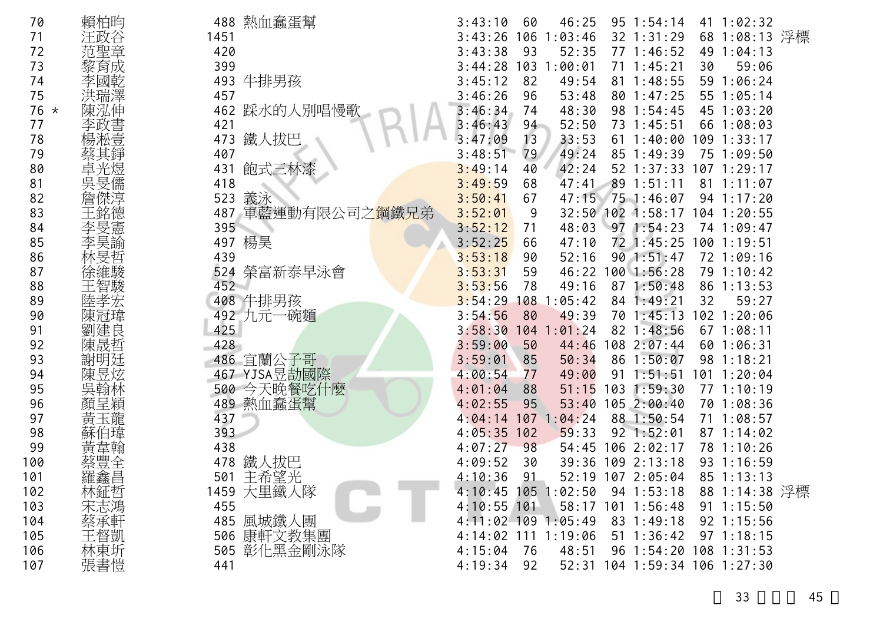| | | | | | | | | | | | | |
|---|---|---|---|---|---|---|---|---|---|---|---|---|
| 70 | 賴柏昀 | 488 | 熱血蠢蛋幫 | 3:43:10 | 60 | 46:25 | 95 | 1:54:14 | 41 | 1:02:32 | |
| 71 | 汪政谷 | 1451 | | 3:43:26 | 106 | 1:03:46 | 32 | 1:31:29 | 68 | 1:08:13 | 浮標 |
| 72 | 范聖章 | 420 | | 3:43:38 | 93 | 52:35 | 77 | 1:46:52 | 49 | 1:04:13 | |
| 73 | 黎育成 | 399 | | 3:44:28 | 103 | 1:00:01 | 71 | 1:45:21 | 30 | 59:06 | |
| 74 | 李國乾 | 493 | 牛排男孩 | 3:45:12 | 82 | 49:54 | 81 | 1:48:55 | 59 | 1:06:24 | |
| 75 | 洪瑞澤 | 457 | | 3:46:26 | 96 | 53:48 | 80 | 1:47:25 | 55 | 1:05:14 | |
| 76 * | 陳泓伸 | 462 | 踩水的人別唱慢歌 | 3:46:34 | 74 | 48:30 | 98 | 1:54:45 | 45 | 1:03:20 | |
| 77 | 李政書 | 421 | | 3:46:43 | 94 | 52:50 | 73 | 1:45:51 | 66 | 1:08:03 | |
| 78 | 楊淞壹 | 473 | 鐵人拔巴 | 3:47:09 | 13 | 33:53 | 61 | 1:40:00 | 109 | 1:33:17 | |
| 79 | 蔡其錚 | 407 | | 3:48:51 | 79 | 49:24 | 85 | 1:49:39 | 75 | 1:09:50 | |
| 80 | 卓光煜 | 431 | 飽式三林漆 | 3:49:14 | 40 | 42:24 | 52 | 1:37:33 | 107 | 1:29:17 | |
| 81 | 吳旻儒 | 418 | | 3:49:59 | 68 | 47:41 | 89 | 1:51:11 | 81 | 1:11:07 | |
| 82 | 詹傑淳 | 523 | 義泳 | 3:50:41 | 67 | 47:15 | 75 | 1:46:07 | 94 | 1:17:20 | |
| 83 | 王銘德 | 487 | 軍藍運動有限公司之鋼鐵兄弟 | 3:52:01 | 9 | 32:50 | 102 | 1:58:17 | 104 | 1:20:55 | |
| 84 | 李旻憲 | 395 | | 3:52:12 | 71 | 48:03 | 97 | 1:54:23 | 74 | 1:09:47 | |
| 85 | 李昊諭 | 497 | 楊昊 | 3:52:25 | 66 | 47:10 | 72 | 1:45:25 | 100 | 1:19:51 | |
| 86 | 林旻哲 | 439 | | 3:53:18 | 90 | 52:16 | 90 | 1:51:47 | 72 | 1:09:16 | |
| 87 | 徐維駿 | 524 | 榮富新泰早泳會 | 3:53:31 | 59 | 46:22 | 100 | 1:56:28 | 79 | 1:10:42 | |
| 88 | 王智駿 | 452 | | 3:53:56 | 78 | 49:16 | 87 | 1:50:48 | 86 | 1:13:53 | |
| 89 | 陸孝宏 | 408 | 牛排男孩 | 3:54:29 | 108 | 1:05:42 | 84 | 1:49:21 | 32 | 59:27 | |
| 90 | 陳冠瑋 | 492 | 九元一碗麵 | 3:54:56 | 80 | 49:39 | 70 | 1:45:13 | 102 | 1:20:06 | |
| 91 | 劉建良 | 425 | | 3:58:30 | 104 | 1:01:24 | 82 | 1:48:56 | 67 | 1:08:11 | |
| 92 | 陳晟哲 | 428 | | 3:59:00 | 50 | 44:46 | 108 | 2:07:44 | 60 | 1:06:31 | |
| 93 | 謝明廷 | 486 | 宜蘭公子哥 | 3:59:01 | 85 | 50:34 | 86 | 1:50:07 | 98 | 1:18:21 | |
| 94 | 陳昱炫 | 467 | YJSA昱劼國際 | 4:00:54 | 77 | 49:00 | 91 | 1:51:51 | 101 | 1:20:04 | |
| 95 | 吳翰林 | 500 | 今天晚餐吃什麼 | 4:01:04 | 88 | 51:15 | 103 | 1:59:30 | 77 | 1:10:19 | |
| 96 | 顏呈穎 | 489 | 熱血蠢蛋幫 | 4:02:55 | 95 | 53:40 | 105 | 2:00:40 | 70 | 1:08:36 | |
| 97 | 黃玉龍 | 437 | | 4:04:14 | 107 | 1:04:24 | 88 | 1:50:54 | 71 | 1:08:57 | |
| 98 | 蘇伯瑋 | 393 | | 4:05:35 | 102 | 59:33 | 92 | 1:52:01 | 87 | 1:14:02 | |
| 99 | 黃韋翰 | 438 | | 4:07:27 | 98 | 54:45 | 106 | 2:02:17 | 78 | 1:10:26 | |
| 100 | 蔡豐全 | 478 | 鐵人拔巴 | 4:09:52 | 30 | 39:36 | 109 | 2:13:18 | 93 | 1:16:59 | |
| 101 | 羅鑫昌 | 501 | 主希望光 | 4:10:36 | 91 | 52:19 | 107 | 2:05:04 | 85 | 1:13:13 | |
| 102 | 林鉦哲 | 1459 | 大里鐵人隊 | 4:10:45 | 105 | 1:02:50 | 94 | 1:53:18 | 88 | 1:14:38 | 浮標 |
| 103 | 宋志鴻 | 455 | | 4:10:55 | 101 | 58:17 | 101 | 1:56:48 | 91 | 1:15:50 | |
| 104 | 蔡承軒 | 485 | 風城鐵人團 | 4:11:02 | 109 | 1:05:49 | 83 | 1:49:18 | 92 | 1:15:56 | |
| 105 | 王督凱 | 506 | 康軒文教集團 | 4:14:02 | 111 | 1:19:06 | 51 | 1:36:42 | 97 | 1:18:15 | |
| 106 | 林東圻 | 505 | 彰化黑金剛泳隊 | 4:15:04 | 76 | 48:51 | 96 | 1:54:20 | 108 | 1:31:53 | |
| 107 | 張書愷 | 441 | | 4:19:34 | 92 | 52:31 | 104 | 1:59:34 | 106 | 1:27:30 | |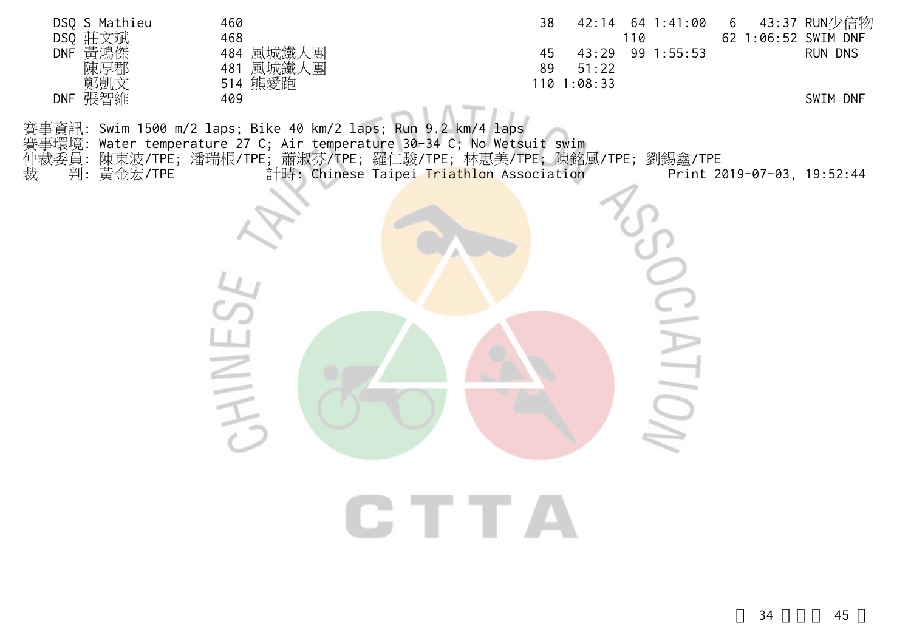| | Name | Bib | Team | Swim Rank | Swim | Bike Rank | Bike | Run Rank | Run | Note |
|---|---|---|---|---|---|---|---|---|---|---|
| DSQ | S Mathieu | 460 | | 38 | 42:14 | 64 | 1:41:00 | 6 | 43:37 | RUN少信物 |
| DSQ | 莊文斌 | 468 | | | | 110 | | 62 | 1:06:52 | SWIM DNF |
| DNF | 黃鴻傑 | 484 | 風城鐵人團 | 45 | 43:29 | 99 | 1:55:53 | | | RUN DNS |
| | 陳厚郡 | 481 | 風城鐵人團 | 89 | 51:22 | | | | | |
| | 鄭凱文 | 514 | 熊愛跑 | 110 | 1:08:33 | | | | | |
| DNF | 張智維 | 409 | | | | | | | | SWIM DNF |

賽事資訊: Swim 1500 m/2 laps; Bike 40 km/2 laps; Run 9.2 km/4 laps

賽事環境: Water temperature 27 C; Air temperature 30-34 C; No Wetsuit swim

仲裁委員: 陳東波/TPE; 潘瑞根/TPE; 蕭淑芬/TPE; 羅仁駿/TPE; 林惠美/TPE; 陳銘風/TPE; 劉錫鑫/TPE

裁　　判: 黃金宏/TPE　　計時: Chinese Taipei Triathlon Association　　Print 2019-07-03, 19:52:44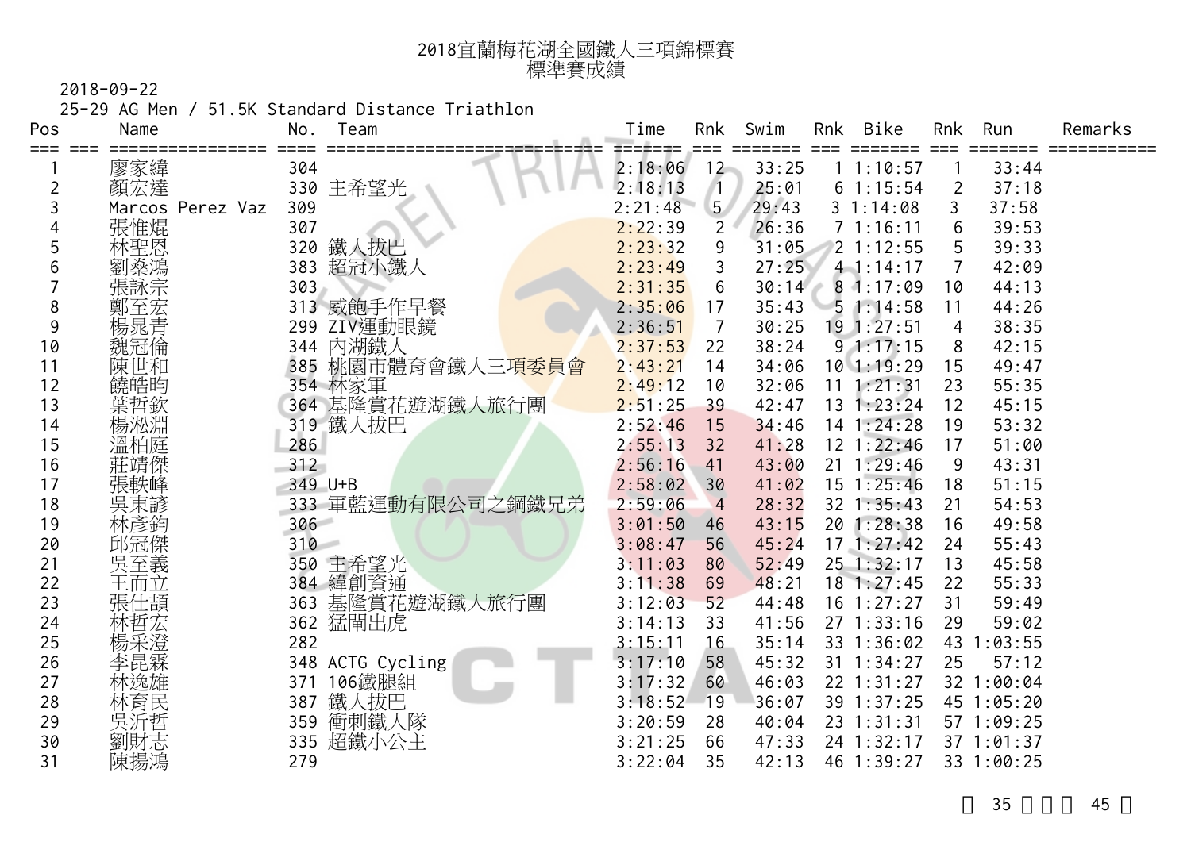# 2018宜蘭梅花湖全國鐵人三項錦標賽
## 標準賽成績

2018-09-22

25-29 AG Men / 51.5K Standard Distance Triathlon

| Pos | Name | No. | Team | Time | Rnk | Swim | Rnk | Bike | Rnk | Run | Remarks |
|---|---|---|---|---|---|---|---|---|---|---|---|
| 1 | 廖家緯 | 304 | | 2:18:06 | 12 | 33:25 | 1 | 1:10:57 | 1 | 33:44 | |
| 2 | 顏宏達 | 330 | 主希望光 | 2:18:13 | 1 | 25:01 | 6 | 1:15:54 | 2 | 37:18 | |
| 3 | Marcos Perez Vaz | 309 | | 2:21:48 | 5 | 29:43 | 3 | 1:14:08 | 3 | 37:58 | |
| 4 | 張惟焜 | 307 | | 2:22:39 | 2 | 26:36 | 7 | 1:16:11 | 6 | 39:53 | |
| 5 | 林聖恩 | 320 | 鐵人拔巴 | 2:23:32 | 9 | 31:05 | 2 | 1:12:55 | 5 | 39:33 | |
| 6 | 劉燊鴻 | 383 | 超冠小鐵人 | 2:23:49 | 3 | 27:25 | 4 | 1:14:17 | 7 | 42:09 | |
| 7 | 張詠宗 | 303 | | 2:31:35 | 6 | 30:14 | 8 | 1:17:09 | 10 | 44:13 | |
| 8 | 鄭至宏 | 313 | 威飽手作早餐 | 2:35:06 | 17 | 35:43 | 5 | 1:14:58 | 11 | 44:26 | |
| 9 | 楊晁青 | 299 | ZIV運動眼鏡 | 2:36:51 | 7 | 30:25 | 19 | 1:27:51 | 4 | 38:35 | |
| 10 | 魏冠倫 | 344 | 內湖鐵人 | 2:37:53 | 22 | 38:24 | 9 | 1:17:15 | 8 | 42:15 | |
| 11 | 陳世和 | 385 | 桃園市體育會鐵人三項委員會 | 2:43:21 | 14 | 34:06 | 10 | 1:19:29 | 15 | 49:47 | |
| 12 | 饒皓昀 | 354 | 林家軍 | 2:49:12 | 10 | 32:06 | 11 | 1:21:31 | 23 | 55:35 | |
| 13 | 葉哲欽 | 364 | 基隆賞花遊湖鐵人旅行團 | 2:51:25 | 39 | 42:47 | 13 | 1:23:24 | 12 | 45:15 | |
| 14 | 楊淞淵 | 319 | 鐵人拔巴 | 2:52:46 | 15 | 34:46 | 14 | 1:24:28 | 19 | 53:32 | |
| 15 | 溫柏庭 | 286 | | 2:55:13 | 32 | 41:28 | 12 | 1:22:46 | 17 | 51:00 | |
| 16 | 莊靖傑 | 312 | | 2:56:16 | 41 | 43:00 | 21 | 1:29:46 | 9 | 43:31 | |
| 17 | 張軼峰 | 349 | U+B | 2:58:02 | 30 | 41:02 | 15 | 1:25:46 | 18 | 51:15 | |
| 18 | 吳東諺 | 333 | 軍藍運動有限公司之鋼鐵兄弟 | 2:59:06 | 4 | 28:32 | 32 | 1:35:43 | 21 | 54:53 | |
| 19 | 林彥鈞 | 306 | | 3:01:50 | 46 | 43:15 | 20 | 1:28:38 | 16 | 49:58 | |
| 20 | 邱冠傑 | 310 | | 3:08:47 | 56 | 45:24 | 17 | 1:27:42 | 24 | 55:43 | |
| 21 | 吳至義 | 350 | 主希望光 | 3:11:03 | 80 | 52:49 | 25 | 1:32:17 | 13 | 45:58 | |
| 22 | 王而立 | 384 | 緯創資通 | 3:11:38 | 69 | 48:21 | 18 | 1:27:45 | 22 | 55:33 | |
| 23 | 張仕頡 | 363 | 基隆賞花遊湖鐵人旅行團 | 3:12:03 | 52 | 44:48 | 16 | 1:27:27 | 31 | 59:49 | |
| 24 | 林哲宏 | 362 | 猛閘出虎 | 3:14:13 | 33 | 41:56 | 27 | 1:33:16 | 29 | 59:02 | |
| 25 | 楊采澄 | 282 | | 3:15:11 | 16 | 35:14 | 33 | 1:36:02 | 43 | 1:03:55 | |
| 26 | 李昆霖 | 348 | ACTG Cycling | 3:17:10 | 58 | 45:32 | 31 | 1:34:27 | 25 | 57:12 | |
| 27 | 林逸雄 | 371 | 106鐵腿組 | 3:17:32 | 60 | 46:03 | 22 | 1:31:27 | 32 | 1:00:04 | |
| 28 | 林育民 | 387 | 鐵人拔巴 | 3:18:52 | 19 | 36:07 | 39 | 1:37:25 | 45 | 1:05:20 | |
| 29 | 吳沂哲 | 359 | 衝刺鐵人隊 | 3:20:59 | 28 | 40:04 | 23 | 1:31:31 | 57 | 1:09:25 | |
| 30 | 劉財志 | 335 | 超鐵小公主 | 3:21:25 | 66 | 47:33 | 24 | 1:32:17 | 37 | 1:01:37 | |
| 31 | 陳揚鴻 | 279 | | 3:22:04 | 35 | 42:13 | 46 | 1:39:27 | 33 | 1:00:25 | |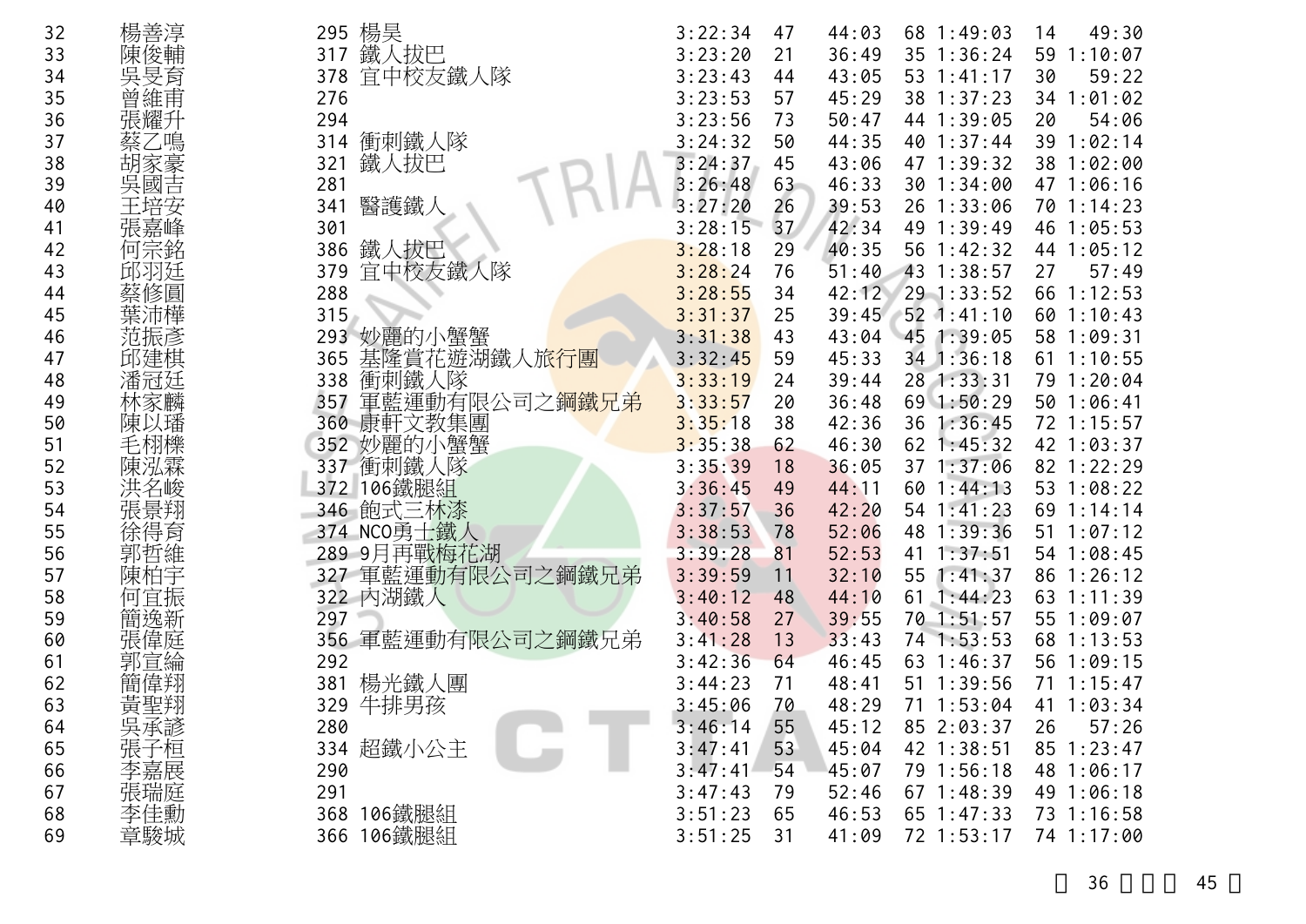| | | | | | | | | | | |
|---|---|---|---|---|---|---|---|---|---|---|
| 32 | 楊善淳 | 295 | 楊昊 | 3:22:34 | 47 | 44:03 | 68 | 1:49:03 | 14 | 49:30 |
| 33 | 陳俊輔 | 317 | 鐵人拔巴 | 3:23:20 | 21 | 36:49 | 35 | 1:36:24 | 59 | 1:10:07 |
| 34 | 吳旻育 | 378 | 宜中校友鐵人隊 | 3:23:43 | 44 | 43:05 | 53 | 1:41:17 | 30 | 59:22 |
| 35 | 曾維甫 | 276 | | 3:23:53 | 57 | 45:29 | 38 | 1:37:23 | 34 | 1:01:02 |
| 36 | 張耀升 | 294 | | 3:23:56 | 73 | 50:47 | 44 | 1:39:05 | 20 | 54:06 |
| 37 | 蔡乙鳴 | 314 | 衝刺鐵人隊 | 3:24:32 | 50 | 44:35 | 40 | 1:37:44 | 39 | 1:02:14 |
| 38 | 胡家豪 | 321 | 鐵人拔巴 | 3:24:37 | 45 | 43:06 | 47 | 1:39:32 | 38 | 1:02:00 |
| 39 | 吳國吉 | 281 | | 3:26:48 | 63 | 46:33 | 30 | 1:34:00 | 47 | 1:06:16 |
| 40 | 王培安 | 341 | 醫護鐵人 | 3:27:20 | 26 | 39:53 | 26 | 1:33:06 | 70 | 1:14:23 |
| 41 | 張嘉峰 | 301 | | 3:28:15 | 37 | 42:34 | 49 | 1:39:49 | 46 | 1:05:53 |
| 42 | 何宗銘 | 386 | 鐵人拔巴 | 3:28:18 | 29 | 40:35 | 56 | 1:42:32 | 44 | 1:05:12 |
| 43 | 邱羽廷 | 379 | 宜中校友鐵人隊 | 3:28:24 | 76 | 51:40 | 43 | 1:38:57 | 27 | 57:49 |
| 44 | 蔡修圓 | 288 | | 3:28:55 | 34 | 42:12 | 29 | 1:33:52 | 66 | 1:12:53 |
| 45 | 葉沛樺 | 315 | | 3:31:37 | 25 | 39:45 | 52 | 1:41:10 | 60 | 1:10:43 |
| 46 | 范振彥 | 293 | 妙麗的小蟹蟹 | 3:31:38 | 43 | 43:04 | 45 | 1:39:05 | 58 | 1:09:31 |
| 47 | 邱建棋 | 365 | 基隆賞花遊湖鐵人旅行團 | 3:32:45 | 59 | 45:33 | 34 | 1:36:18 | 61 | 1:10:55 |
| 48 | 潘冠廷 | 338 | 衝刺鐵人隊 | 3:33:19 | 24 | 39:44 | 28 | 1:33:31 | 79 | 1:20:04 |
| 49 | 林家麟 | 357 | 軍藍運動有限公司之鋼鐵兄弟 | 3:33:57 | 20 | 36:48 | 69 | 1:50:29 | 50 | 1:06:41 |
| 50 | 陳以璠 | 360 | 康軒文教集團 | 3:35:18 | 38 | 42:36 | 36 | 1:36:45 | 72 | 1:15:57 |
| 51 | 毛栩櫟 | 352 | 妙麗的小蟹蟹 | 3:35:38 | 62 | 46:30 | 62 | 1:45:32 | 42 | 1:03:37 |
| 52 | 陳泓霖 | 337 | 衝刺鐵人隊 | 3:35:39 | 18 | 36:05 | 37 | 1:37:06 | 82 | 1:22:29 |
| 53 | 洪名峻 | 372 | 106鐵腿組 | 3:36:45 | 49 | 44:11 | 60 | 1:44:13 | 53 | 1:08:22 |
| 54 | 張景翔 | 346 | 飽式三林�António | 3:37:57 | 36 | 42:20 | 54 | 1:41:23 | 69 | 1:14:14 |
| 55 | 徐得育 | 374 | NCO勇士鐵人 | 3:38:53 | 78 | 52:06 | 48 | 1:39:36 | 51 | 1:07:12 |
| 56 | 郭哲維 | 289 | 9月再戰梅花湖 | 3:39:28 | 81 | 52:53 | 41 | 1:37:51 | 54 | 1:08:45 |
| 57 | 陳柏宇 | 327 | 軍藍運動有限公司之鋼鐵兄弟 | 3:39:59 | 11 | 32:10 | 55 | 1:41:37 | 86 | 1:26:12 |
| 58 | 何宜振 | 322 | 內湖鐵人 | 3:40:12 | 48 | 44:10 | 61 | 1:44:23 | 63 | 1:11:39 |
| 59 | 簡逸新 | 297 | | 3:40:58 | 27 | 39:55 | 70 | 1:51:57 | 55 | 1:09:07 |
| 60 | 張偉庭 | 356 | 軍藍運動有限公司之鋼鐵兄弟 | 3:41:28 | 13 | 33:43 | 74 | 1:53:53 | 68 | 1:13:53 |
| 61 | 郭宣綸 | 292 | | 3:42:36 | 64 | 46:45 | 63 | 1:46:37 | 56 | 1:09:15 |
| 62 | 簡偉翔 | 381 | 楊光鐵人團 | 3:44:23 | 71 | 48:41 | 51 | 1:39:56 | 71 | 1:15:47 |
| 63 | 黃聖翔 | 329 | 牛排男孩 | 3:45:06 | 70 | 48:29 | 71 | 1:53:04 | 41 | 1:03:34 |
| 64 | 吳承諺 | 280 | | 3:46:14 | 55 | 45:12 | 85 | 2:03:37 | 26 | 57:26 |
| 65 | 張子桓 | 334 | 超鐵小公主 | 3:47:41 | 53 | 45:04 | 42 | 1:38:51 | 85 | 1:23:47 |
| 66 | 李嘉展 | 290 | | 3:47:41 | 54 | 45:07 | 79 | 1:56:18 | 48 | 1:06:17 |
| 67 | 張瑞庭 | 291 | | 3:47:43 | 79 | 52:46 | 67 | 1:48:39 | 49 | 1:06:18 |
| 68 | 李佳勳 | 368 | 106鐵腿組 | 3:51:23 | 65 | 46:53 | 65 | 1:47:33 | 73 | 1:16:58 |
| 69 | 章駿城 | 366 | 106鐵腿組 | 3:51:25 | 31 | 41:09 | 72 | 1:53:17 | 74 | 1:17:00 |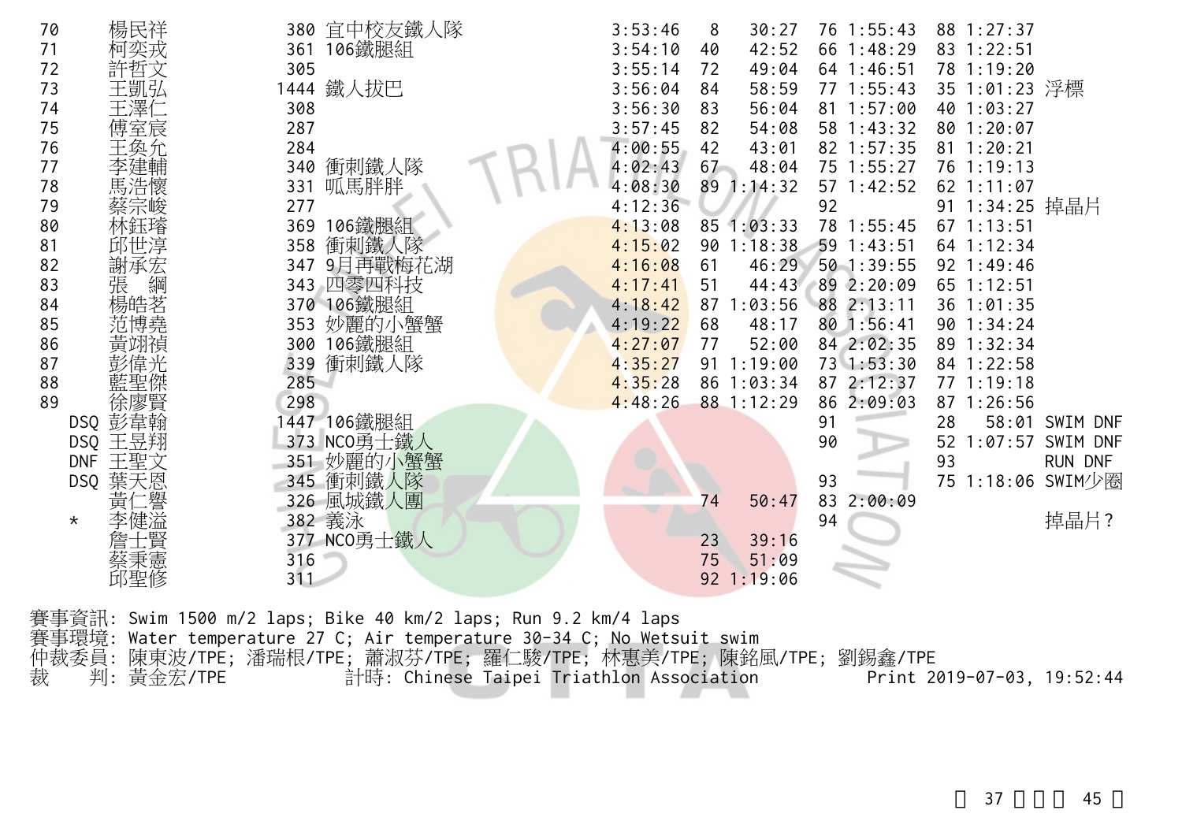| 名次 | 姓名 | 號碼 | 隊名 | 總成績 | 游泳名次 | 游泳 | 自行車名次 | 自行車 | 跑步名次 | 跑步 | 備註 |
|---|---|---|---|---|---|---|---|---|---|---|---|
| 70 | 楊民祥 | 380 | 宜中校友鐵人隊 | 3:53:46 | 8 | 30:27 | 76 | 1:55:43 | 88 | 1:27:37 | |
| 71 | 柯奕戎 | 361 | 106鐵腿組 | 3:54:10 | 40 | 42:52 | 66 | 1:48:29 | 83 | 1:22:51 | |
| 72 | 許哲文 | 305 | | 3:55:14 | 72 | 49:04 | 64 | 1:46:51 | 78 | 1:19:20 | |
| 73 | 王凱弘 | 1444 | 鐵人拔巴 | 3:56:04 | 84 | 58:59 | 77 | 1:55:43 | 35 | 1:01:23 | 浮標 |
| 74 | 王澤仁 | 308 | | 3:56:30 | 83 | 56:04 | 81 | 1:57:00 | 40 | 1:03:27 | |
| 75 | 傅室宸 | 287 | | 3:57:45 | 82 | 54:08 | 58 | 1:43:32 | 80 | 1:20:07 | |
| 76 | 王奐允 | 284 | | 4:00:55 | 42 | 43:01 | 82 | 1:57:35 | 81 | 1:20:21 | |
| 77 | 李建輔 | 340 | 衝刺鐵人隊 | 4:02:43 | 67 | 48:04 | 75 | 1:55:27 | 76 | 1:19:13 | |
| 78 | 馬浩懷 | 331 | 呱馬胖胖 | 4:08:30 | 89 | 1:14:32 | 57 | 1:42:52 | 62 | 1:11:07 | |
| 79 | 蔡宗峻 | 277 | | 4:12:36 | | | 92 | | 91 | 1:34:25 | 掉晶片 |
| 80 | 林鈺璿 | 369 | 106鐵腿組 | 4:13:08 | 85 | 1:03:33 | 78 | 1:55:45 | 67 | 1:13:51 | |
| 81 | 邱世淳 | 358 | 衝刺鐵人隊 | 4:15:02 | 90 | 1:18:38 | 59 | 1:43:51 | 64 | 1:12:34 | |
| 82 | 謝承宏 | 347 | 9月再戰梅花湖 | 4:16:08 | 61 | 46:29 | 50 | 1:39:55 | 92 | 1:49:46 | |
| 83 | 張　綱 | 343 | 四零四科技 | 4:17:41 | 51 | 44:43 | 89 | 2:20:09 | 65 | 1:12:51 | |
| 84 | 楊皓茗 | 370 | 106鐵腿組 | 4:18:42 | 87 | 1:03:56 | 88 | 2:13:11 | 36 | 1:01:35 | |
| 85 | 范博堯 | 353 | 妙麗的小蟹蟹 | 4:19:22 | 68 | 48:17 | 80 | 1:56:41 | 90 | 1:34:24 | |
| 86 | 黃翊禎 | 300 | 106鐵腿組 | 4:27:07 | 77 | 52:00 | 84 | 2:02:35 | 89 | 1:32:34 | |
| 87 | 彭偉光 | 339 | 衝刺鐵人隊 | 4:35:27 | 91 | 1:19:00 | 73 | 1:53:30 | 84 | 1:22:58 | |
| 88 | 藍聖傑 | 285 | | 4:35:28 | 86 | 1:03:34 | 87 | 2:12:37 | 77 | 1:19:18 | |
| 89 | 徐廖賢 | 298 | | 4:48:26 | 88 | 1:12:29 | 86 | 2:09:03 | 87 | 1:26:56 | |
| DSQ | 彭韋翰 | 1447 | 106鐵腿組 | | | | 91 | | 28 | 58:01 | SWIM DNF |
| DSQ | 王昱翔 | 373 | NCO勇士鐵人 | | | | 90 | | 52 | 1:07:57 | SWIM DNF |
| DNF | 王聖文 | 351 | 妙麗的小蟹蟹 | | | | | | 93 | | RUN DNF |
| DSQ | 葉天恩 | 345 | 衝刺鐵人隊 | | | | 93 | | 75 | 1:18:06 | SWIM少圈 |
| | 黃仁譽 | 326 | 風城鐵人團 | | 74 | 50:47 | 83 | 2:00:09 | | | |
| * | 李健溢 | 382 | 義泳 | | | | 94 | | | | 掉晶片? |
| | 詹士賢 | 377 | NCO勇士鐵人 | | 23 | 39:16 | | | | | |
| | 蔡秉憲 | 316 | | | 75 | 51:09 | | | | | |
| | 邱聖修 | 311 | | | 92 | 1:19:06 | | | | | |

賽事資訊: Swim 1500 m/2 laps; Bike 40 km/2 laps; Run 9.2 km/4 laps
賽事環境: Water temperature 27 C; Air temperature 30-34 C; No Wetsuit swim
仲裁委員: 陳東波/TPE; 潘瑞根/TPE; 蕭淑芬/TPE; 羅仁駿/TPE; 林惠美/TPE; 陳銘風/TPE; 劉錫鑫/TPE
裁　　判: 黃金宏/TPE　　　計時: Chinese Taipei Triathlon Association　　　Print 2019-07-03, 19:52:44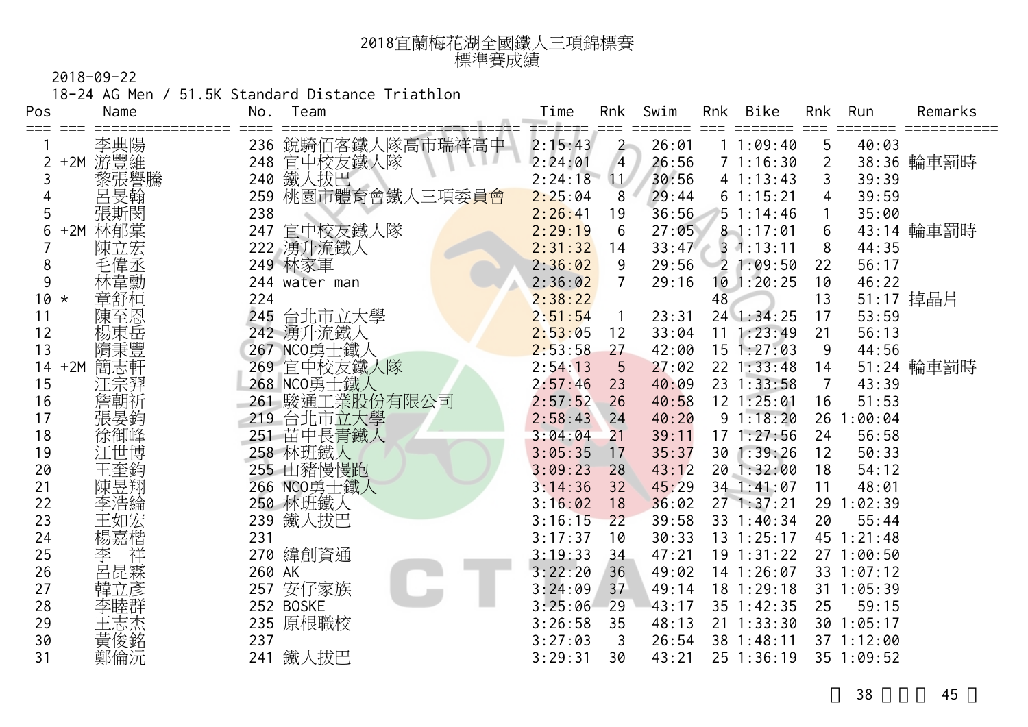# 2018宜蘭梅花湖全國鐵人三項錦標賽
## 標準賽成績

2018-09-22

18-24 AG Men / 51.5K Standard Distance Triathlon

| Pos | | Name | No. | Team | Time | Rnk | Swim | Rnk | Bike | Rnk | Run | Remarks |
|---|---|---|---|---|---|---|---|---|---|---|---|---|
| 1 | | 李典陽 | 236 | 銳騎佰客鐵人隊高市瑞祥高中 | 2:15:43 | 2 | 26:01 | 1 | 1:09:40 | 5 | 40:03 | |
| 2 | +2M | 游豐維 | 248 | 宜中校友鐵人隊 | 2:24:01 | 4 | 26:56 | 7 | 1:16:30 | 2 | 38:36 | 輪車罰時 |
| 3 | | 黎張譽騰 | 240 | 鐵人拔巴 | 2:24:18 | 11 | 30:56 | 4 | 1:13:43 | 3 | 39:39 | |
| 4 | | 呂旻翰 | 259 | 桃園市體育會鐵人三項委員會 | 2:25:04 | 8 | 29:44 | 6 | 1:15:21 | 4 | 39:59 | |
| 5 | | 張斯閔 | 238 | | 2:26:41 | 19 | 36:56 | 5 | 1:14:46 | 1 | 35:00 | |
| 6 | +2M | 林郁棠 | 247 | 宜中校友鐵人隊 | 2:29:19 | 6 | 27:05 | 8 | 1:17:01 | 6 | 43:14 | 輪車罰時 |
| 7 | | 陳立宏 | 222 | 湧升流鐵人 | 2:31:32 | 14 | 33:47 | 3 | 1:13:11 | 8 | 44:35 | |
| 8 | | 毛偉丞 | 249 | 林家軍 | 2:36:02 | 9 | 29:56 | 2 | 1:09:50 | 22 | 56:17 | |
| 9 | | 林韋勳 | 244 | water man | 2:36:02 | 7 | 29:16 | 10 | 1:20:25 | 10 | 46:22 | |
| 10 | * | 章舒桓 | 224 | | 2:38:22 | | | 48 | | 13 | 51:17 | 掉晶片 |
| 11 | | 陳至恩 | 245 | 台北市立大學 | 2:51:54 | 1 | 23:31 | 24 | 1:34:25 | 17 | 53:59 | |
| 12 | | 楊東岳 | 242 | 湧升流鐵人 | 2:53:05 | 12 | 33:04 | 11 | 1:23:49 | 21 | 56:13 | |
| 13 | | 隋秉豐 | 267 | NCO勇士鐵人 | 2:53:58 | 27 | 42:00 | 15 | 1:27:03 | 9 | 44:56 | |
| 14 | +2M | 簡志軒 | 269 | 宜中校友鐵人隊 | 2:54:13 | 5 | 27:02 | 22 | 1:33:48 | 14 | 51:24 | 輪車罰時 |
| 15 | | 汪宗羿 | 268 | NCO勇士鐵人 | 2:57:46 | 23 | 40:09 | 23 | 1:33:58 | 7 | 43:39 | |
| 16 | | 詹朝祈 | 261 | 駿通工業股份有限公司 | 2:57:52 | 26 | 40:58 | 12 | 1:25:01 | 16 | 51:53 | |
| 17 | | 張晏鈞 | 219 | 台北市立大學 | 2:58:43 | 24 | 40:20 | 9 | 1:18:20 | 26 | 1:00:04 | |
| 18 | | 徐御峰 | 251 | 苗中長青鐵人 | 3:04:04 | 21 | 39:11 | 17 | 1:27:56 | 24 | 56:58 | |
| 19 | | 江世博 | 258 | 林班鐵人 | 3:05:35 | 17 | 35:37 | 30 | 1:39:26 | 12 | 50:33 | |
| 20 | | 王奎鈞 | 255 | 山豬慢慢跑 | 3:09:23 | 28 | 43:12 | 20 | 1:32:00 | 18 | 54:12 | |
| 21 | | 陳昱翔 | 266 | NCO勇士鐵人 | 3:14:36 | 32 | 45:29 | 34 | 1:41:07 | 11 | 48:01 | |
| 22 | | 李浩綸 | 250 | 林班鐵人 | 3:16:02 | 18 | 36:02 | 27 | 1:37:21 | 29 | 1:02:39 | |
| 23 | | 王如宏 | 239 | 鐵人拔巴 | 3:16:15 | 22 | 39:58 | 33 | 1:40:34 | 20 | 55:44 | |
| 24 | | 楊嘉楷 | 231 | | 3:17:37 | 10 | 30:33 | 13 | 1:25:17 | 45 | 1:21:48 | |
| 25 | | 李　祥 | 270 | 緯創資通 | 3:19:33 | 34 | 47:21 | 19 | 1:31:22 | 27 | 1:00:50 | |
| 26 | | 呂昆霖 | 260 | AK | 3:22:20 | 36 | 49:02 | 14 | 1:26:07 | 33 | 1:07:12 | |
| 27 | | 韓立彥 | 257 | 安仔家族 | 3:24:09 | 37 | 49:14 | 18 | 1:29:18 | 31 | 1:05:39 | |
| 28 | | 李睦群 | 252 | BOSKE | 3:25:06 | 29 | 43:17 | 35 | 1:42:35 | 25 | 59:15 | |
| 29 | | 王志杰 | 235 | 原根職校 | 3:26:58 | 35 | 48:13 | 21 | 1:33:30 | 30 | 1:05:17 | |
| 30 | | 黃俊銘 | 237 | | 3:27:03 | 3 | 26:54 | 38 | 1:48:11 | 37 | 1:12:00 | |
| 31 | | 鄭倫沅 | 241 | 鐵人拔巴 | 3:29:31 | 30 | 43:21 | 25 | 1:36:19 | 35 | 1:09:52 | |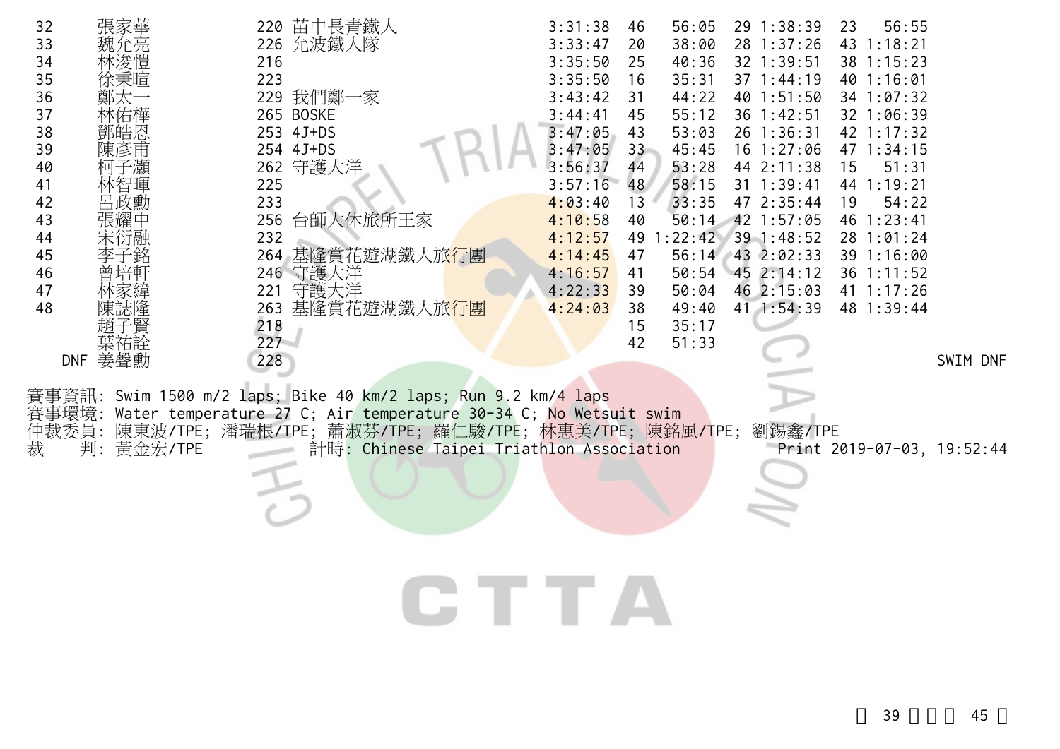| 名次 | 姓名 | 號碼 | 隊伍 | 總成績 | 游泳名次 | 游泳 | 自行車名次 | 自行車 | 跑步名次 | 跑步 | 備註 |
|---|---|---|---|---|---|---|---|---|---|---|---|
| 32 | 張家華 | 220 | 苗中長青鐵人 | 3:31:38 | 46 | 56:05 | 29 | 1:38:39 | 23 | 56:55 | |
| 33 | 魏允亮 | 226 | 允波鐵人隊 | 3:33:47 | 20 | 38:00 | 28 | 1:37:26 | 43 | 1:18:21 | |
| 34 | 林浚愷 | 216 | | 3:35:50 | 25 | 40:36 | 32 | 1:39:51 | 38 | 1:15:23 | |
| 35 | 徐秉暄 | 223 | | 3:35:50 | 16 | 35:31 | 37 | 1:44:19 | 40 | 1:16:01 | |
| 36 | 鄭太一 | 229 | 我們鄭一家 | 3:43:42 | 31 | 44:22 | 40 | 1:51:50 | 34 | 1:07:32 | |
| 37 | 林佑樺 | 265 | BOSKE | 3:44:41 | 45 | 55:12 | 36 | 1:42:51 | 32 | 1:06:39 | |
| 38 | 鄧皓恩 | 253 | 4J+DS | 3:47:05 | 43 | 53:03 | 26 | 1:36:31 | 42 | 1:17:32 | |
| 39 | 陳彥甫 | 254 | 4J+DS | 3:47:05 | 33 | 45:45 | 16 | 1:27:06 | 47 | 1:34:15 | |
| 40 | 柯子灝 | 262 | 守護大洋 | 3:56:37 | 44 | 53:28 | 44 | 2:11:38 | 15 | 51:31 | |
| 41 | 林智暉 | 225 | | 3:57:16 | 48 | 58:15 | 31 | 1:39:41 | 44 | 1:19:21 | |
| 42 | 呂政勳 | 233 | | 4:03:40 | 13 | 33:35 | 47 | 2:35:44 | 19 | 54:22 | |
| 43 | 張耀中 | 256 | 台師大休旅所王家 | 4:10:58 | 40 | 50:14 | 42 | 1:57:05 | 46 | 1:23:41 | |
| 44 | 宋衍融 | 232 | | 4:12:57 | 49 | 1:22:42 | 39 | 1:48:52 | 28 | 1:01:24 | |
| 45 | 李子銘 | 264 | 基隆賞花遊湖鐵人旅行團 | 4:14:45 | 47 | 56:14 | 43 | 2:02:33 | 39 | 1:16:00 | |
| 46 | 曾培軒 | 246 | 守護大洋 | 4:16:57 | 41 | 50:54 | 45 | 2:14:12 | 36 | 1:11:52 | |
| 47 | 林家緯 | 221 | 守護大洋 | 4:22:33 | 39 | 50:04 | 46 | 2:15:03 | 41 | 1:17:26 | |
| 48 | 陳誌隆 | 263 | 基隆賞花遊湖鐵人旅行團 | 4:24:03 | 38 | 49:40 | 41 | 1:54:39 | 48 | 1:39:44 | |
| | 趙子賢 | 218 | | | 15 | 35:17 | | | | | |
| | 葉祐詮 | 227 | | | 42 | 51:33 | | | | | |
| DNF | 姜聲勳 | 228 | | | | | | | | | SWIM DNF |

賽事資訊: Swim 1500 m/2 laps; Bike 40 km/2 laps; Run 9.2 km/4 laps
賽事環境: Water temperature 27 C; Air temperature 30-34 C; No Wetsuit swim
仲裁委員: 陳東波/TPE; 潘瑞根/TPE; 蕭淑芬/TPE; 羅仁駿/TPE; 林惠美/TPE; 陳銘風/TPE; 劉錫鑫/TPE
裁　　判: 黃金宏/TPE　　計時: Chinese Taipei Triathlon Association　　Print 2019-07-03, 19:52:44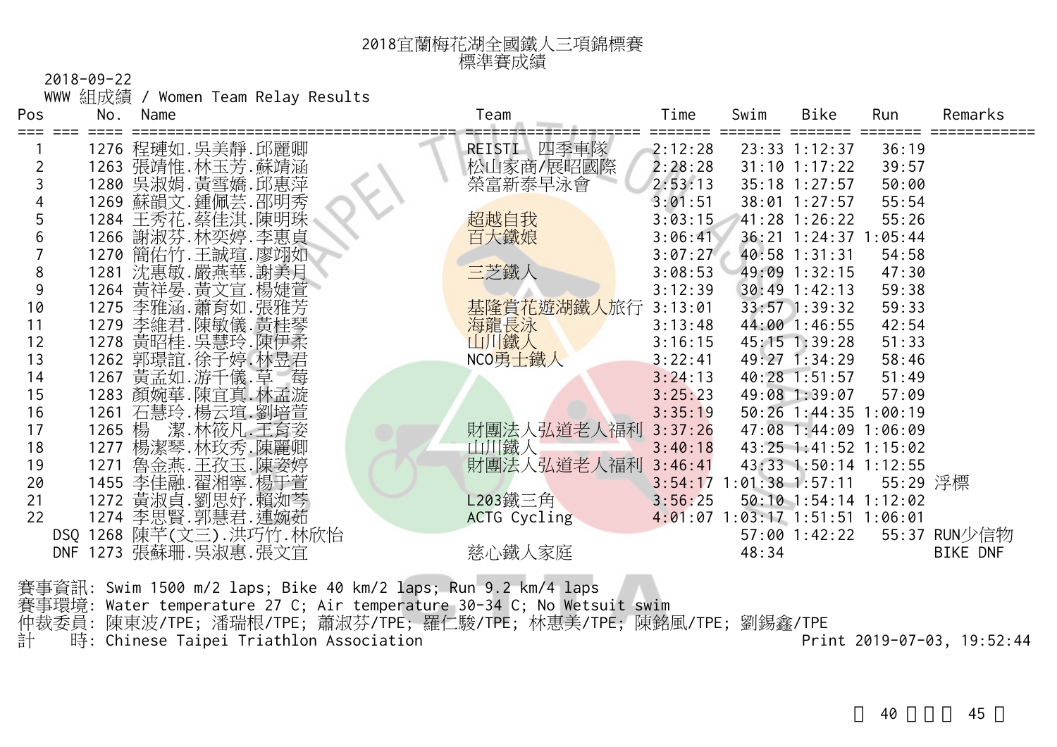# 2018宜蘭梅花湖全國鐵人三項錦標賽
## 標準賽成績

2018-09-22

WWW 組成績 / Women Team Relay Results

| Pos | No. | Name | Team | Time | Swim | Bike | Run | Remarks |
|---|---|---|---|---|---|---|---|---|
| 1 | 1276 | 程璉如.吳美靜.邱麗卿 | REISTI 四季車隊 | 2:12:28 | 23:33 | 1:12:37 | 36:19 | |
| 2 | 1263 | 張靖惟.林玉芳.蘇靖涵 | 松山家商/展昭國際 | 2:28:28 | 31:10 | 1:17:22 | 39:57 | |
| 3 | 1280 | 吳淑娟.黃雪嬌.邱惠萍 | 榮富新泰早泳會 | 2:53:13 | 35:18 | 1:27:57 | 50:00 | |
| 4 | 1269 | 蘇韻文.鍾佩芸.邵明秀 | | 3:01:51 | 38:01 | 1:27:57 | 55:54 | |
| 5 | 1284 | 王秀花.蔡佳淇.陳明珠 | 超越自我 | 3:03:15 | 41:28 | 1:26:22 | 55:26 | |
| 6 | 1266 | 謝淑芬.林奕婷.李惠貞 | 百大鐵娘 | 3:06:41 | 36:21 | 1:24:37 | 1:05:44 | |
| 7 | 1270 | 簡佑竹.王誠瑄.廖翊如 | | 3:07:27 | 40:58 | 1:31:31 | 54:58 | |
| 8 | 1281 | 沈惠敏.嚴燕華.謝美月 | 三芝鐵人 | 3:08:53 | 49:09 | 1:32:15 | 47:30 | |
| 9 | 1264 | 黃祥晏.黃文宣.楊婕萱 | | 3:12:39 | 30:49 | 1:42:13 | 59:38 | |
| 10 | 1275 | 李雅涵.蕭育如.張雅芳 | 基隆賞花遊湖鐵人旅行 | 3:13:01 | 33:57 | 1:39:32 | 59:33 | |
| 11 | 1279 | 李維君.陳敏儀.黃桂琴 | 海龍長泳 | 3:13:48 | 44:00 | 1:46:55 | 42:54 | |
| 12 | 1278 | 黃昭桂.吳慧玲.陳伊柔 | 山川鐵人 | 3:16:15 | 45:15 | 1:39:28 | 51:33 | |
| 13 | 1262 | 郭璟誼.徐子婷.林昱君 | NCO勇士鐵人 | 3:22:41 | 49:27 | 1:34:29 | 58:46 | |
| 14 | 1267 | 黃孟如.游千儀.草 莓 | | 3:24:13 | 40:28 | 1:51:57 | 51:49 | |
| 15 | 1283 | 顏婉華.陳宜真.林孟漩 | | 3:25:23 | 49:08 | 1:39:07 | 57:09 | |
| 16 | 1261 | 石慧玲.楊云瑄.劉培萱 | | 3:35:19 | 50:26 | 1:44:35 | 1:00:19 | |
| 17 | 1265 | 楊 潔.林筱凡.王育姿 | 財團法人弘道老人福利 | 3:37:26 | 47:08 | 1:44:09 | 1:06:09 | |
| 18 | 1277 | 楊潔琴.林玫秀.陳麗卿 | 山川鐵人 | 3:40:18 | 43:25 | 1:41:52 | 1:15:02 | |
| 19 | 1271 | 魯金燕.王孜玉.陳姿婷 | 財團法人弘道老人福利 | 3:46:41 | 43:33 | 1:50:14 | 1:12:55 | |
| 20 | 1455 | 李佳融.翟湘寧.楊于萱 | | 3:54:17 | 1:01:38 | 1:57:11 | 55:29 | 浮標 |
| 21 | 1272 | 黃淑貞.劉思妤.賴洳苓 | L203鐵三角 | 3:56:25 | 50:10 | 1:54:14 | 1:12:02 | |
| 22 | 1274 | 李思賢.郭慧君.連婉茹 | ACTG Cycling | 4:01:07 | 1:03:17 | 1:51:51 | 1:06:01 | |
| DSQ | 1268 | 陳芊(文三).洪巧竹.林欣怡 | | | 57:00 | 1:42:22 | 55:37 | RUN少信物 |
| DNF | 1273 | 張蘇珊.吳淑惠.張文宜 | 慈心鐵人家庭 | | 48:34 | | | BIKE DNF |

賽事資訊: Swim 1500 m/2 laps; Bike 40 km/2 laps; Run 9.2 km/4 laps

賽事環境: Water temperature 27 C; Air temperature 30-34 C; No Wetsuit swim

仲裁委員: 陳東波/TPE; 潘瑞根/TPE; 蕭淑芬/TPE; 羅仁駿/TPE; 林惠美/TPE; 陳銘風/TPE; 劉錫鑫/TPE

計　　時: Chinese Taipei Triathlon Association

Print 2019-07-03, 19:52:44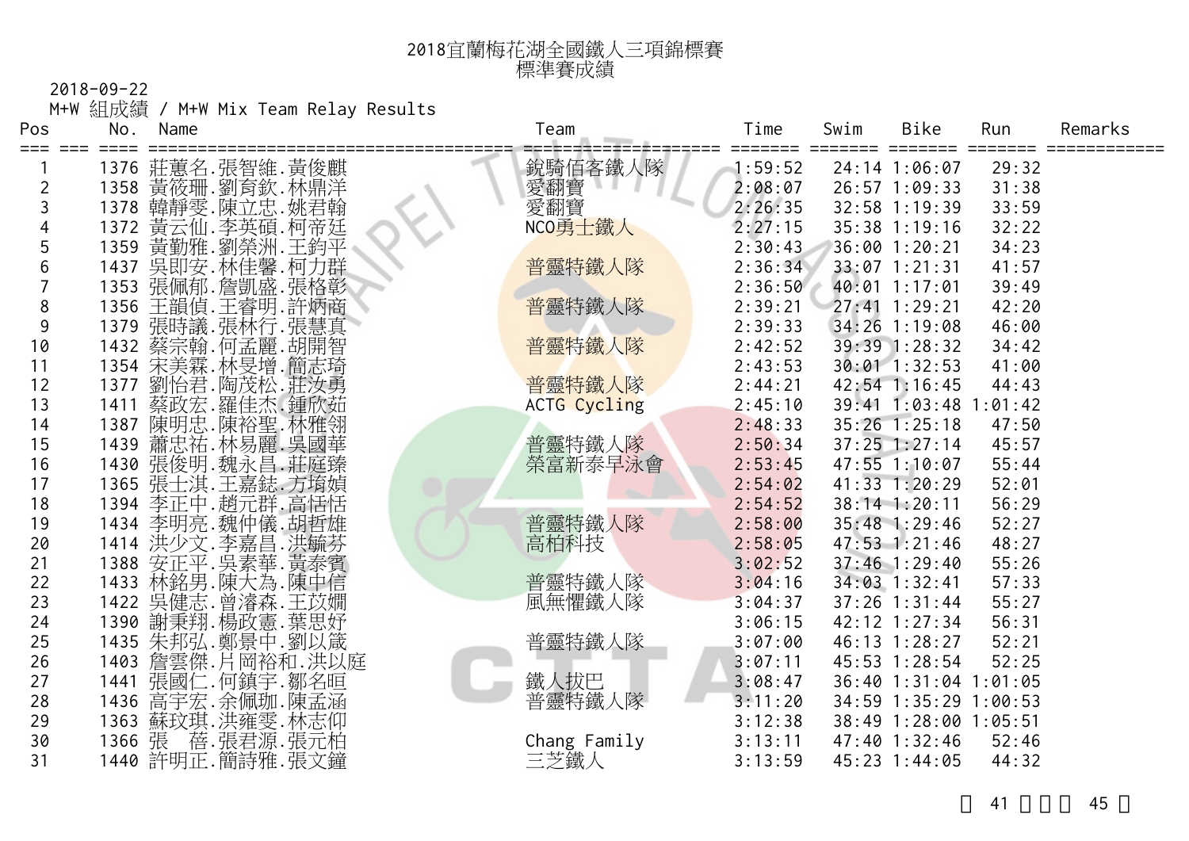# 2018宜蘭梅花湖全國鐵人三項錦標賽
## 標準賽成績

2018-09-22

M+W 組成績 / M+W Mix Team Relay Results

| Pos | No. | Name | Team | Time | Swim | Bike | Run | Remarks |
|---|---|---|---|---|---|---|---|---|
| 1 | 1376 | 莊蕙名.張智維.黃俊麒 | 銳騎佰客鐵人隊 | 1:59:52 | 24:14 | 1:06:07 | 29:32 | |
| 2 | 1358 | 黃筱珊.劉育欽.林鼎洋 | 愛翻寶 | 2:08:07 | 26:57 | 1:09:33 | 31:38 | |
| 3 | 1378 | 韓靜雯.陳立忠.姚君翰 | 愛翻寶 | 2:26:35 | 32:58 | 1:19:39 | 33:59 | |
| 4 | 1372 | 黃云仙.李英碩.柯帝廷 | NCO勇士鐵人 | 2:27:15 | 35:38 | 1:19:16 | 32:22 | |
| 5 | 1359 | 黃勤雅.劉榮洲.王鈞平 | | 2:30:43 | 36:00 | 1:20:21 | 34:23 | |
| 6 | 1437 | 吳即安.林佳馨.柯力群 | 普靈特鐵人隊 | 2:36:34 | 33:07 | 1:21:31 | 41:57 | |
| 7 | 1353 | 張佩郁.詹凱盛.張格彰 | | 2:36:50 | 40:01 | 1:17:01 | 39:49 | |
| 8 | 1356 | 王韻偵.王睿明.許炳商 | 普靈特鐵人隊 | 2:39:21 | 27:41 | 1:29:21 | 42:20 | |
| 9 | 1379 | 張時議.張林行.張慧真 | | 2:39:33 | 34:26 | 1:19:08 | 46:00 | |
| 10 | 1432 | 蔡宗翰.何孟麗.胡開智 | 普靈特鐵人隊 | 2:42:52 | 39:39 | 1:28:32 | 34:42 | |
| 11 | 1354 | 宋美霖.林旻增.簡志琦 | | 2:43:53 | 30:01 | 1:32:53 | 41:00 | |
| 12 | 1377 | 劉怡君.陶茂松.莊汝勇 | 普靈特鐵人隊 | 2:44:21 | 42:54 | 1:16:45 | 44:43 | |
| 13 | 1411 | 蔡政宏.羅佳杰.鍾欣茹 | ACTG Cycling | 2:45:10 | 39:41 | 1:03:48 | 1:01:42 | |
| 14 | 1387 | 陳明忠.陳裕聖.林雅翎 | | 2:48:33 | 35:26 | 1:25:18 | 47:50 | |
| 15 | 1439 | 蕭忠祐.林易麗.吳國華 | 普靈特鐵人隊 | 2:50:34 | 37:25 | 1:27:14 | 45:57 | |
| 16 | 1430 | 張俊明.魏永昌.莊庭臻 | 榮富新泰早泳會 | 2:53:45 | 47:55 | 1:10:07 | 55:44 | |
| 17 | 1365 | 張士淇.王嘉銡.方堉媜 | | 2:54:02 | 41:33 | 1:20:29 | 52:01 | |
| 18 | 1394 | 李正中.趙元群.高恬恬 | | 2:54:52 | 38:14 | 1:20:11 | 56:29 | |
| 19 | 1434 | 李明亮.魏仲儀.胡哲雄 | 普靈特鐵人隊 | 2:58:00 | 35:48 | 1:29:46 | 52:27 | |
| 20 | 1414 | 洪少文.李嘉昌.洪毓芬 | 高柏科技 | 2:58:05 | 47:53 | 1:21:46 | 48:27 | |
| 21 | 1388 | 安正平.吳素華.黃泰賓 | | 3:02:52 | 37:46 | 1:29:40 | 55:26 | |
| 22 | 1433 | 林銘男.陳大為.陳中信 | 普靈特鐵人隊 | 3:04:16 | 34:03 | 1:32:41 | 57:33 | |
| 23 | 1422 | 吳健志.曾濬森.王苡嫺 | 風無懼鐵人隊 | 3:04:37 | 37:26 | 1:31:44 | 55:27 | |
| 24 | 1390 | 謝秉翔.楊政憲.葉思妤 | | 3:06:15 | 42:12 | 1:27:34 | 56:31 | |
| 25 | 1435 | 朱邦弘.鄭景中.劉以箴 | 普靈特鐵人隊 | 3:07:00 | 46:13 | 1:28:27 | 52:21 | |
| 26 | 1403 | 詹雲傑.片岡裕和.洪以庭 | | 3:07:11 | 45:53 | 1:28:54 | 52:25 | |
| 27 | 1441 | 張國仁.何鎮宇.鄒名晅 | 鐵人拔巴 | 3:08:47 | 36:40 | 1:31:04 | 1:01:05 | |
| 28 | 1436 | 高宇宏.余佩珈.陳孟涵 | 普靈特鐵人隊 | 3:11:20 | 34:59 | 1:35:29 | 1:00:53 | |
| 29 | 1363 | 蘇玟琪.洪雍雯.林志仰 | | 3:12:38 | 38:49 | 1:28:00 | 1:05:51 | |
| 30 | 1366 | 張 蓓.張君源.張元柏 | Chang Family | 3:13:11 | 47:40 | 1:32:46 | 52:46 | |
| 31 | 1440 | 許明正.簡詩雅.張文鐘 | 三芝鐵人 | 3:13:59 | 45:23 | 1:44:05 | 44:32 | |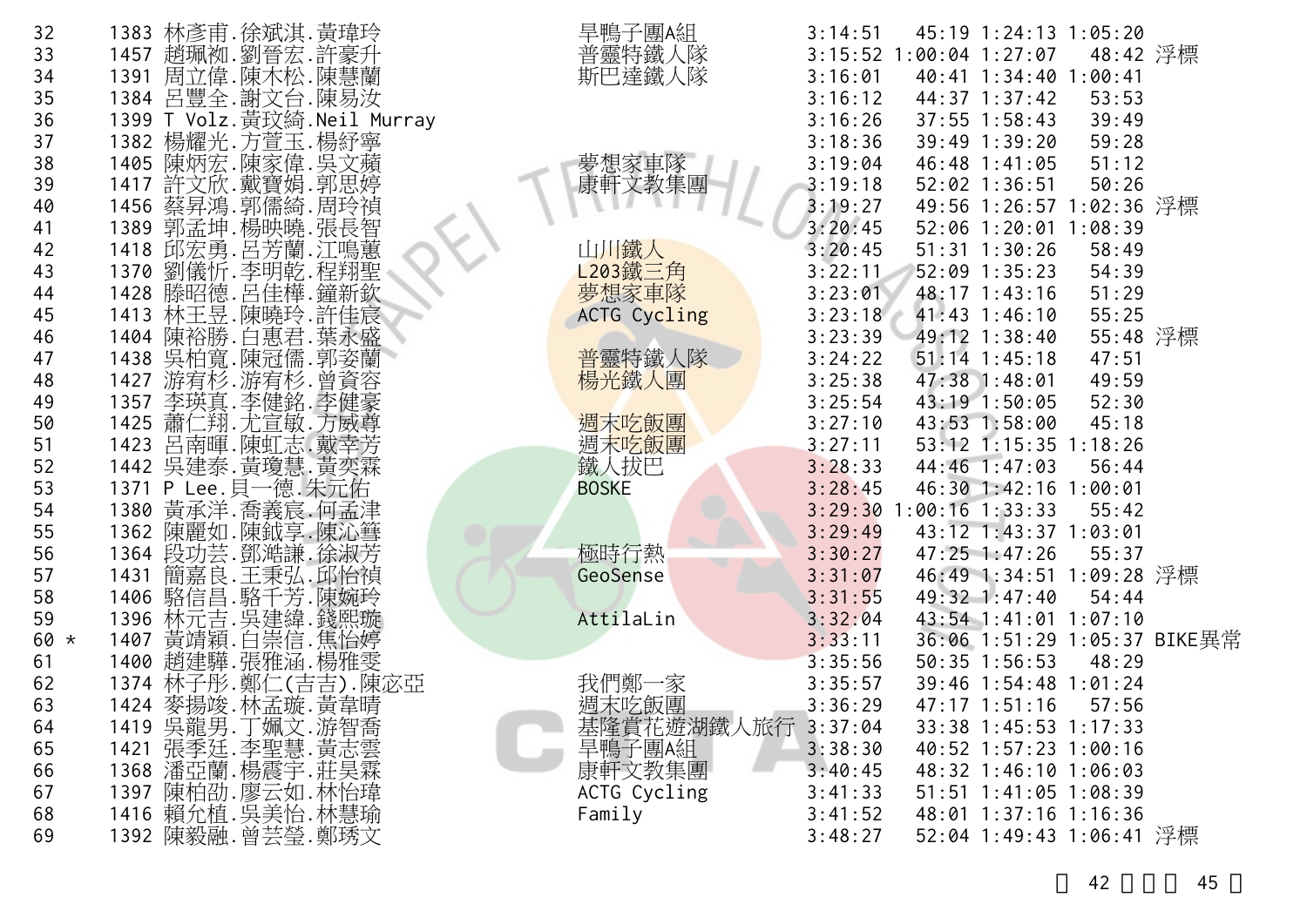| 名次 | 號碼 | 姓名 | 隊名 | 總成績 | 游泳 | 自行車 | 路跑 | 備註 |
|---|---|---|---|---|---|---|---|---|
| 32 | 1383 | 林彥甫.徐斌淇.黃瑋玲 | 旱鴨子團A組 | 3:14:51 | 45:19 | 1:24:13 | 1:05:20 | |
| 33 | 1457 | 趙珮衲.劉晉宏.許豪升 | 普靈特鐵人隊 | 3:15:52 | 1:00:04 | 1:27:07 | 48:42 | 浮標 |
| 34 | 1391 | 周立偉.陳木松.陳慧蘭 | 斯巴達鐵人隊 | 3:16:01 | 40:41 | 1:34:40 | 1:00:41 | |
| 35 | 1384 | 呂豐全.謝文台.陳易汝 | | 3:16:12 | 44:37 | 1:37:42 | 53:53 | |
| 36 | 1399 | T Volz.黃玟綺.Neil Murray | | 3:16:26 | 37:55 | 1:58:43 | 39:49 | |
| 37 | 1382 | 楊耀光.方萱玉.楊紓寧 | | 3:18:36 | 39:49 | 1:39:20 | 59:28 | |
| 38 | 1405 | 陳炳宏.陳家偉.吳文蘋 | 夢想家車隊 | 3:19:04 | 46:48 | 1:41:05 | 51:12 | |
| 39 | 1417 | 許文欣.戴寶娟.郭思婷 | 康軒文教集團 | 3:19:18 | 52:02 | 1:36:51 | 50:26 | |
| 40 | 1456 | 蔡昇鴻.郭儒綺.周玲禎 | | 3:19:27 | 49:56 | 1:26:57 | 1:02:36 | 浮標 |
| 41 | 1389 | 郭孟坤.楊映曉.張長智 | | 3:20:45 | 52:06 | 1:20:01 | 1:08:39 | |
| 42 | 1418 | 邱宏勇.呂芳蘭.江鳴蕙 | 山川鐵人 | 3:20:45 | 51:31 | 1:30:26 | 58:49 | |
| 43 | 1370 | 劉儀忻.李明乾.程翔聖 | L203鐵三角 | 3:22:11 | 52:09 | 1:35:23 | 54:39 | |
| 44 | 1428 | 滕昭德.呂佳樺.鐘新欽 | 夢想家車隊 | 3:23:01 | 48:17 | 1:43:16 | 51:29 | |
| 45 | 1413 | 林王昱.陳曉玲.許佳宸 | ACTG Cycling | 3:23:18 | 41:43 | 1:46:10 | 55:25 | |
| 46 | 1404 | 陳裕勝.白惠君.葉永盛 | | 3:23:39 | 49:12 | 1:38:40 | 55:48 | 浮標 |
| 47 | 1438 | 吳柏寬.陳冠儒.郭姿蘭 | 普靈特鐵人隊 | 3:24:22 | 51:14 | 1:45:18 | 47:51 | |
| 48 | 1427 | 游宥杉.游宥杉.曾資容 | 楊光鐵人團 | 3:25:38 | 47:38 | 1:48:01 | 49:59 | |
| 49 | 1357 | 李瑛真.李健銘.李健豪 | | 3:25:54 | 43:19 | 1:50:05 | 52:30 | |
| 50 | 1425 | 蕭仁翔.尤宣敏.方威尊 | 週末吃飯團 | 3:27:10 | 43:53 | 1:58:00 | 45:18 | |
| 51 | 1423 | 呂南暉.陳虹志.戴幸芳 | 週末吃飯團 | 3:27:11 | 53:12 | 1:15:35 | 1:18:26 | |
| 52 | 1442 | 吳建泰.黃瓊慧.黃奕霖 | 鐵人拔巴 | 3:28:33 | 44:46 | 1:47:03 | 56:44 | |
| 53 | 1371 | P Lee.貝一德.朱元佑 | BOSKE | 3:28:45 | 46:30 | 1:42:16 | 1:00:01 | |
| 54 | 1380 | 黃承洋.喬義宸.何孟津 | | 3:29:30 | 1:00:16 | 1:33:33 | 55:42 | |
| 55 | 1362 | 陳麗如.陳鉞享.陳沁彗 | | 3:29:49 | 43:12 | 1:43:37 | 1:03:01 | |
| 56 | 1364 | 段功芸.鄧澔謙.徐淑芳 | 極時行熱 | 3:30:27 | 47:25 | 1:47:26 | 55:37 | |
| 57 | 1431 | 簡嘉良.王秉弘.邱怡禎 | GeoSense | 3:31:07 | 46:49 | 1:34:51 | 1:09:28 | 浮標 |
| 58 | 1406 | 駱信昌.駱千芳.陳婉玲 | | 3:31:55 | 49:32 | 1:47:40 | 54:44 | |
| 59 | 1396 | 林元吉.吳建緯.錢熙璇 | AttilaLin | 3:32:04 | 43:54 | 1:41:01 | 1:07:10 | |
| 60 * | 1407 | 黃靖穎.白崇信.焦怡婷 | | 3:33:11 | 36:06 | 1:51:29 | 1:05:37 | BIKE異常 |
| 61 | 1400 | 趙建驊.張雅涵.楊雅雯 | | 3:35:56 | 50:35 | 1:56:53 | 48:29 | |
| 62 | 1374 | 林子彤.鄭仁(吉吉).陳忞亞 | 我們鄭一家 | 3:35:57 | 39:46 | 1:54:48 | 1:01:24 | |
| 63 | 1424 | 麥揚竣.林孟璇.黃韋晴 | 週末吃飯團 | 3:36:29 | 47:17 | 1:51:16 | 57:56 | |
| 64 | 1419 | 吳龍男.丁姵文.游智喬 | 基隆賞花遊湖鐵人旅行 | 3:37:04 | 33:38 | 1:45:53 | 1:17:33 | |
| 65 | 1421 | 張季廷.李聖慧.黃志雲 | 旱鴨子團A組 | 3:38:30 | 40:52 | 1:57:23 | 1:00:16 | |
| 66 | 1368 | 潘亞蘭.楊震宇.莊昊霖 | 康軒文教集團 | 3:40:45 | 48:32 | 1:46:10 | 1:06:03 | |
| 67 | 1397 | 陳柏劭.廖云如.林怡瑋 | ACTG Cycling | 3:41:33 | 51:51 | 1:41:05 | 1:08:39 | |
| 68 | 1416 | 賴允植.吳美怡.林慧瑜 | Family | 3:41:52 | 48:01 | 1:37:16 | 1:16:36 | |
| 69 | 1392 | 陳毅融.曾芸瑩.鄭琇文 | | 3:48:27 | 52:04 | 1:49:43 | 1:06:41 | 浮標 |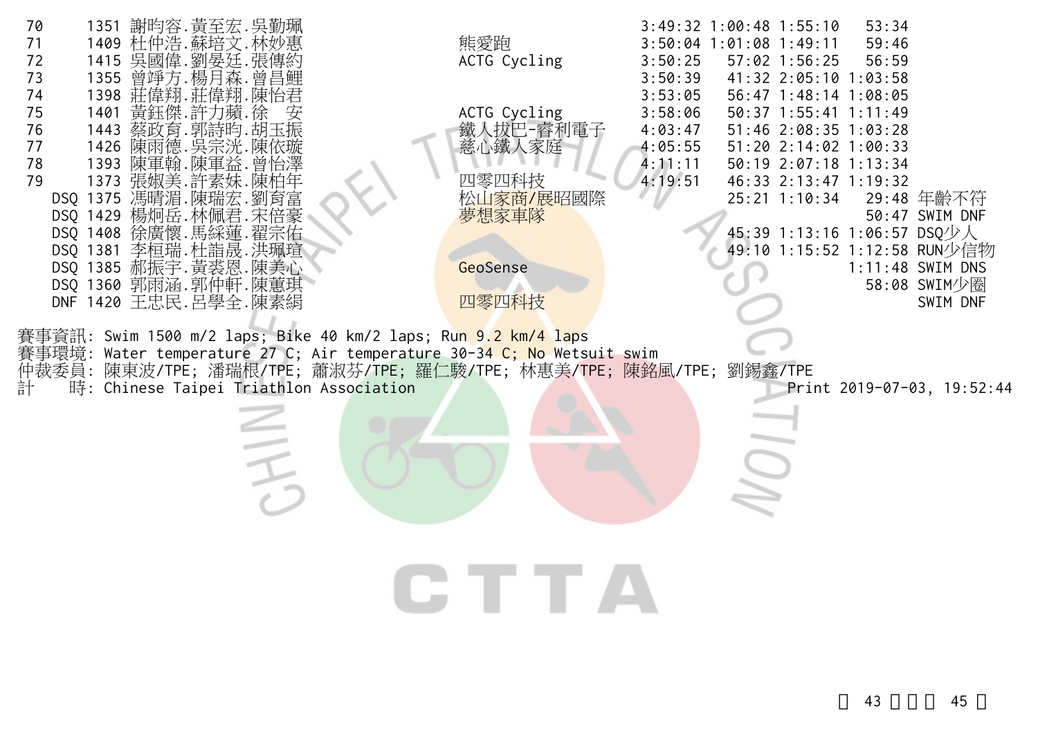| Rank | No. | Name | Team | Total | Swim | Bike | Run | Note |
|---|---|---|---|---|---|---|---|---|
| 70 | 1351 | 謝昀容.黃至宏.吳勤珮 | | 3:49:32 | 1:00:48 | 1:55:10 | 53:34 | |
| 71 | 1409 | 杜仲浩.蘇培文.林妙惠 | 熊愛跑 | 3:50:04 | 1:01:08 | 1:49:11 | 59:46 | |
| 72 | 1415 | 吳國偉.劉晏廷.張傳約 | ACTG Cycling | 3:50:25 | 57:02 | 1:56:25 | 56:59 | |
| 73 | 1355 | 曾竫方.楊月森.曾昌鯉 | | 3:50:39 | 41:32 | 2:05:10 | 1:03:58 | |
| 74 | 1398 | 莊偉翔.莊偉翔.陳怡君 | | 3:53:05 | 56:47 | 1:48:14 | 1:08:05 | |
| 75 | 1401 | 黃鈺傑.許力蘋.徐　安 | ACTG Cycling | 3:58:06 | 50:37 | 1:55:41 | 1:11:49 | |
| 76 | 1443 | 蔡政育.郭詩昀.胡玉振 | 鐵人拔巴-睿利電子 | 4:03:47 | 51:46 | 2:08:35 | 1:03:28 | |
| 77 | 1426 | 陳雨德.吳宗洸.陳依璇 | 慈心鐵人家庭 | 4:05:55 | 51:20 | 2:14:02 | 1:00:33 | |
| 78 | 1393 | 陳軍翰.陳軍益.曾怡澤 | | 4:11:11 | 50:19 | 2:07:18 | 1:13:34 | |
| 79 | 1373 | 張娵美.許素姝.陳柏年 | 四零四科技 | 4:19:51 | 46:33 | 2:13:47 | 1:19:32 | |
| DSQ | 1375 | 馮晴湄.陳瑞宏.劉育富 | 松山家商/展昭國際 | | 25:21 | 1:10:34 | 29:48 | 年齡不符 |
| DSQ | 1429 | 楊炯岳.林佩君.宋倍豪 | 夢想家車隊 | | | | 50:47 | SWIM DNF |
| DSQ | 1408 | 徐廣懷.馬綵蓮.翟宗佑 | | | 45:39 | 1:13:16 | 1:06:57 | DSQ少人 |
| DSQ | 1381 | 李桓瑞.杜詣晟.洪珮瑄 | | | 49:10 | 1:15:52 | 1:12:58 | RUN少信物 |
| DSQ | 1385 | 郝振宇.黃裘恩.陳美心 | GeoSense | | | | 1:11:48 | SWIM DNS |
| DSQ | 1360 | 郭雨涵.郭仲軒.陳蕙琪 | | | | | 58:08 | SWIM少圈 |
| DNF | 1420 | 王忠民.呂學全.陳素絹 | 四零四科技 | | | | | SWIM DNF |

賽事資訊: Swim 1500 m/2 laps; Bike 40 km/2 laps; Run 9.2 km/4 laps
賽事環境: Water temperature 27 C; Air temperature 30-34 C; No Wetsuit swim
仲裁委員: 陳東波/TPE; 潘瑞根/TPE; 蕭淑芬/TPE; 羅仁駿/TPE; 林惠美/TPE; 陳銘風/TPE; 劉錫鑫/TPE
計　　時: Chinese Taipei Triathlon Association　　Print 2019-07-03, 19:52:44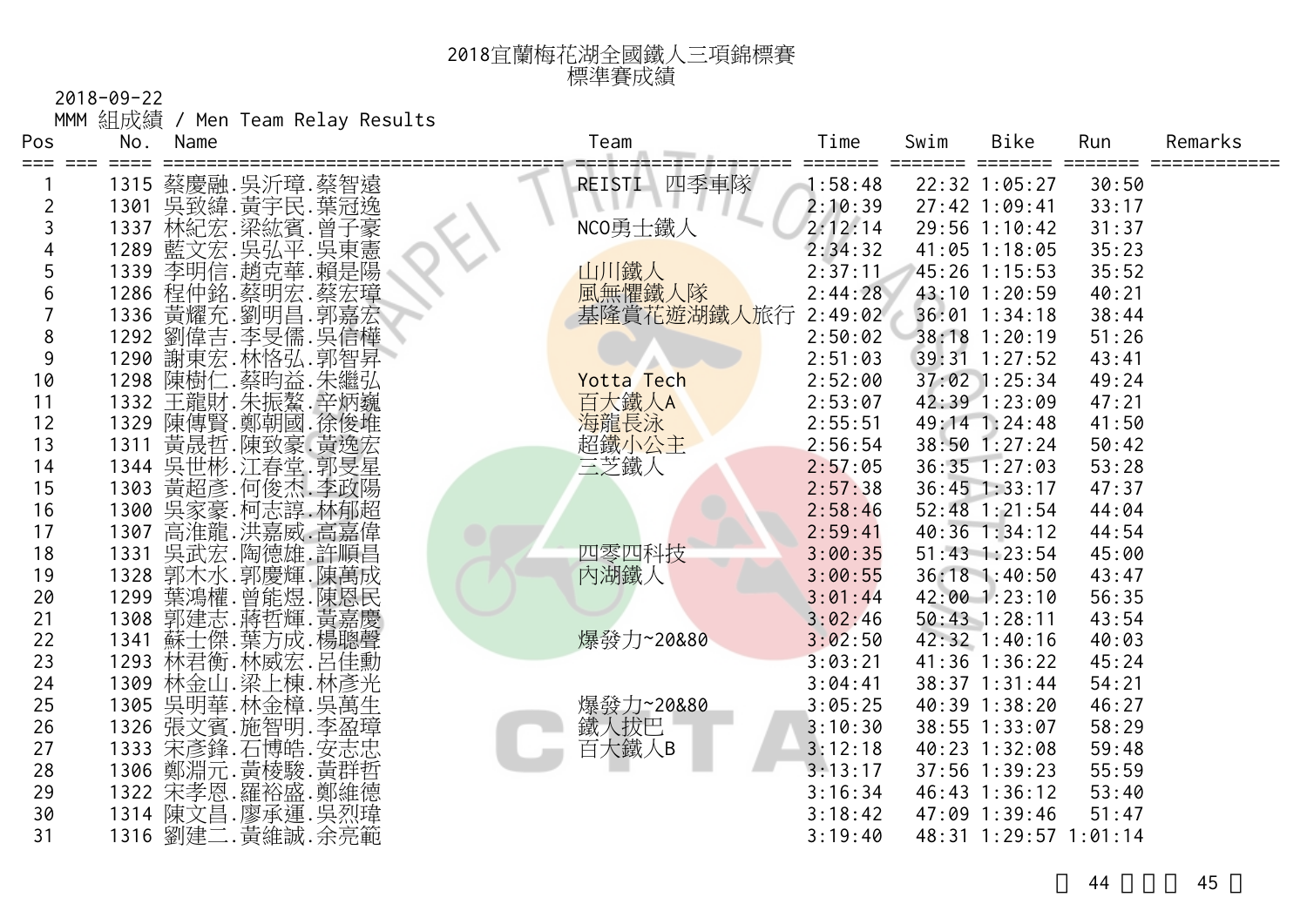# 2018宜蘭梅花湖全國鐵人三項錦標賽
## 標準賽成績

2018-09-22

MMM 組成績 / Men Team Relay Results

| Pos | No. | Name | Team | Time | Swim | Bike | Run | Remarks |
|---|---|---|---|---|---|---|---|---|
| 1 | 1315 | 蔡慶融.吳沂璋.蔡智遠 | REISTI 四季車隊 | 1:58:48 | 22:32 | 1:05:27 | 30:50 | |
| 2 | 1301 | 吳致緯.黃宇民.葉冠逸 | | 2:10:39 | 27:42 | 1:09:41 | 33:17 | |
| 3 | 1337 | 林紀宏.梁紘賓.曾子豪 | NCO勇士鐵人 | 2:12:14 | 29:56 | 1:10:42 | 31:37 | |
| 4 | 1289 | 藍文宏.吳弘平.吳東憲 | | 2:34:32 | 41:05 | 1:18:05 | 35:23 | |
| 5 | 1339 | 李明信.趙克華.賴是陽 | 山川鐵人 | 2:37:11 | 45:26 | 1:15:53 | 35:52 | |
| 6 | 1286 | 程仲銘.蔡明宏.蔡宏璋 | 風無懼鐵人隊 | 2:44:28 | 43:10 | 1:20:59 | 40:21 | |
| 7 | 1336 | 黃耀充.劉明昌.郭嘉宏 | 基隆賞花遊湖鐵人旅行 | 2:49:02 | 36:01 | 1:34:18 | 38:44 | |
| 8 | 1292 | 劉偉吉.李旻儒.吳信樺 | | 2:50:02 | 38:18 | 1:20:19 | 51:26 | |
| 9 | 1290 | 謝東宏.林恪弘.郭智昇 | | 2:51:03 | 39:31 | 1:27:52 | 43:41 | |
| 10 | 1298 | 陳樹仁.蔡昀益.朱繼弘 | Yotta Tech | 2:52:00 | 37:02 | 1:25:34 | 49:24 | |
| 11 | 1332 | 王龍財.朱振鰲.辛炳巍 | 百大鐵人A | 2:53:07 | 42:39 | 1:23:09 | 47:21 | |
| 12 | 1329 | 陳傅賢.鄭朝國.徐俊堆 | 海龍長泳 | 2:55:51 | 49:14 | 1:24:48 | 41:50 | |
| 13 | 1311 | 黃晟哲.陳致豪.黃逸宏 | 超鐵小公主 | 2:56:54 | 38:50 | 1:27:24 | 50:42 | |
| 14 | 1344 | 吳世彬.江春堂.郭旻星 | 三芝鐵人 | 2:57:05 | 36:35 | 1:27:03 | 53:28 | |
| 15 | 1303 | 黃超彥.何俊杰.李政陽 | | 2:57:38 | 36:45 | 1:33:17 | 47:37 | |
| 16 | 1300 | 吳家豪.柯志諄.林郁超 | | 2:58:46 | 52:48 | 1:21:54 | 44:04 | |
| 17 | 1307 | 高淮龍.洪嘉威.高嘉偉 | | 2:59:41 | 40:36 | 1:34:12 | 44:54 | |
| 18 | 1331 | 吳武宏.陶德雄.許順昌 | 四零四科技 | 3:00:35 | 51:43 | 1:23:54 | 45:00 | |
| 19 | 1328 | 郭木水.郭慶輝.陳萬成 | 內湖鐵人 | 3:00:55 | 36:18 | 1:40:50 | 43:47 | |
| 20 | 1299 | 葉鴻權.曾能煜.陳恩民 | | 3:01:44 | 42:00 | 1:23:10 | 56:35 | |
| 21 | 1308 | 郭建志.蔣哲輝.黃嘉慶 | | 3:02:46 | 50:43 | 1:28:11 | 43:54 | |
| 22 | 1341 | 蘇士傑.葉方成.楊聰聲 | 爆發力~20&80 | 3:02:50 | 42:32 | 1:40:16 | 40:03 | |
| 23 | 1293 | 林君衡.林威宏.呂佳勳 | | 3:03:21 | 41:36 | 1:36:22 | 45:24 | |
| 24 | 1309 | 林金山.梁上棟.林彥光 | | 3:04:41 | 38:37 | 1:31:44 | 54:21 | |
| 25 | 1305 | 吳明華.林金樟.吳萬生 | 爆發力~20&80 | 3:05:25 | 40:39 | 1:38:20 | 46:27 | |
| 26 | 1326 | 張文賓.施智明.李盈璋 | 鐵人拔巴 | 3:10:30 | 38:55 | 1:33:07 | 58:29 | |
| 27 | 1333 | 宋彥鋒.石博皓.安志忠 | 百大鐵人B | 3:12:18 | 40:23 | 1:32:08 | 59:48 | |
| 28 | 1306 | 鄭淵元.黃棱駿.黃群哲 | | 3:13:17 | 37:56 | 1:39:23 | 55:59 | |
| 29 | 1322 | 宋孝恩.羅裕盛.鄭維德 | | 3:16:34 | 46:43 | 1:36:12 | 53:40 | |
| 30 | 1314 | 陳文昌.廖承運.吳烈瑋 | | 3:18:42 | 47:09 | 1:39:46 | 51:47 | |
| 31 | 1316 | 劉建二.黃維誠.余亮範 | | 3:19:40 | 48:31 | 1:29:57 | 1:01:14 | |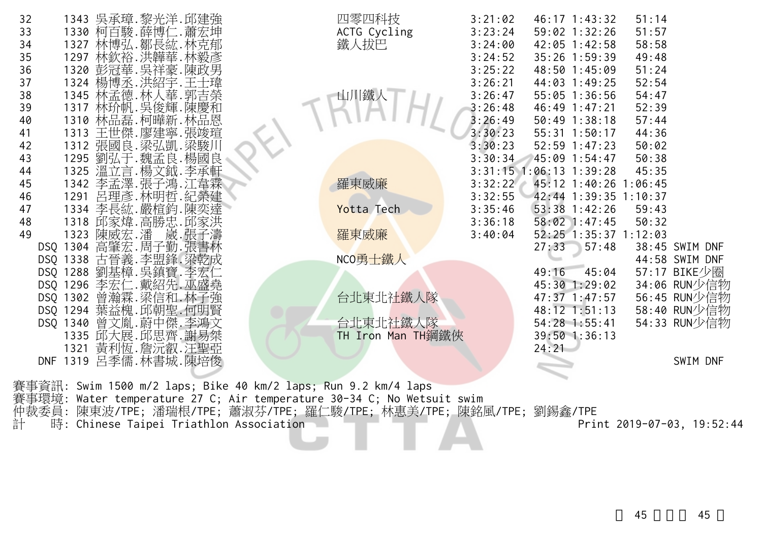| | | | | | | | | |
|---|---|---|---|---|---|---|---|---|
| 32 | 1343 | 吳承璋.黎光洋.邱建強 | 四零四科技 | 3:21:02 | 46:17 | 1:43:32 | 51:14 | |
| 33 | 1330 | 柯百駿.薛博仁.蕭宏坤 | ACTG Cycling | 3:23:24 | 59:02 | 1:32:26 | 51:57 | |
| 34 | 1327 | 林博弘.鄒長紘.林克郁 | 鐵人拔巴 | 3:24:00 | 42:05 | 1:42:58 | 58:58 | |
| 35 | 1297 | 林欽裕.洪韡華.林毅彥 | | 3:24:52 | 35:26 | 1:59:39 | 49:48 | |
| 36 | 1320 | 彭冠華.吳祥豪.陳政男 | | 3:25:22 | 48:50 | 1:45:09 | 51:24 | |
| 37 | 1324 | 楊博丞.洪紹宇.王士瑋 | | 3:26:21 | 44:03 | 1:49:25 | 52:54 | |
| 38 | 1345 | 林孟德.林人華.郭吉榮 | 山川鐵人 | 3:26:47 | 55:05 | 1:36:56 | 54:47 | |
| 39 | 1317 | 林玠帆.吳俊輝.陳慶和 | | 3:26:48 | 46:49 | 1:47:21 | 52:39 | |
| 40 | 1310 | 林品磊.柯曄新.林品恩 | | 3:26:49 | 50:49 | 1:38:18 | 57:44 | |
| 41 | 1313 | 王世傑.廖建寧.張竣瑄 | | 3:30:23 | 55:31 | 1:50:17 | 44:36 | |
| 42 | 1312 | 張國良.梁弘凱.梁駿川 | | 3:30:23 | 52:59 | 1:47:23 | 50:02 | |
| 43 | 1295 | 劉弘于.魏孟良.楊國良 | | 3:30:34 | 45:09 | 1:54:47 | 50:38 | |
| 44 | 1325 | 溫立言.楊文鉞.李承軒 | | 3:31:15 | 1:06:13 | 1:39:28 | 45:35 | |
| 45 | 1342 | 李孟澤.張子鴻.江韋霖 | 羅東威廉 | 3:32:22 | 45:12 | 1:40:26 | 1:06:45 | |
| 46 | 1291 | 呂理彥.林明哲.紀榮建 | | 3:32:55 | 42:44 | 1:39:35 | 1:10:37 | |
| 47 | 1334 | 李長紘.嚴楦鈞.陳奕達 | Yotta Tech | 3:35:46 | 53:38 | 1:42:26 | 59:43 | |
| 48 | 1318 | 邱家煒.高勝忠.邱家洪 | | 3:36:18 | 58:02 | 1:47:45 | 50:32 | |
| 49 | 1323 | 陳威宏.潘 崴.張子濤 | 羅東威廉 | 3:40:04 | 52:25 | 1:35:37 | 1:12:03 | |
| DSQ | 1304 | 高肇宏.周子勤.張書林 | | | 27:33 | 57:48 | 38:45 | SWIM DNF |
| DSQ | 1338 | 古晉義.李盟鋒.梁乾成 | NCO勇士鐵人 | | | | 44:58 | SWIM DNF |
| DSQ | 1288 | 劉基樟.吳鎮寶.李宏仁 | | | 49:16 | 45:04 | 57:17 | BIKE少圈 |
| DSQ | 1296 | 李宏仁.戴紹先.巫盛堯 | | | 45:30 | 1:29:02 | 34:06 | RUN少信物 |
| DSQ | 1302 | 曾瀚霖.梁信和.林子強 | 台北東北社鐵人隊 | | 47:37 | 1:47:57 | 56:45 | RUN少信物 |
| DSQ | 1294 | 葉益槐.邱朝聖.何明賢 | | | 48:12 | 1:51:13 | 58:40 | RUN少信物 |
| DSQ | 1340 | 曾文胤.蔚中傑.李鴻文 | 台北東北社鐵人隊 | | 54:28 | 1:55:41 | 54:33 | RUN少信物 |
| | 1335 | 邱大展.邱思齊.謝易禁 | TH Iron Man TH鋼鐵俠 | | 39:50 | 1:36:13 | | |
| | 1321 | 黃利恆.詹沅叡.汪聖亞 | | | 24:21 | | | |
| DNF | 1319 | 呂季儒.林書城.陳培俊 | | | | | | SWIM DNF |

賽事資訊: Swim 1500 m/2 laps; Bike 40 km/2 laps; Run 9.2 km/4 laps
賽事環境: Water temperature 27 C; Air temperature 30-34 C; No Wetsuit swim
仲裁委員: 陳東波/TPE; 潘瑞根/TPE; 蕭淑芬/TPE; 羅仁駿/TPE; 林惠美/TPE; 陳銘風/TPE; 劉錫鑫/TPE
計 時: Chinese Taipei Triathlon Association

Print 2019-07-03, 19:52:44